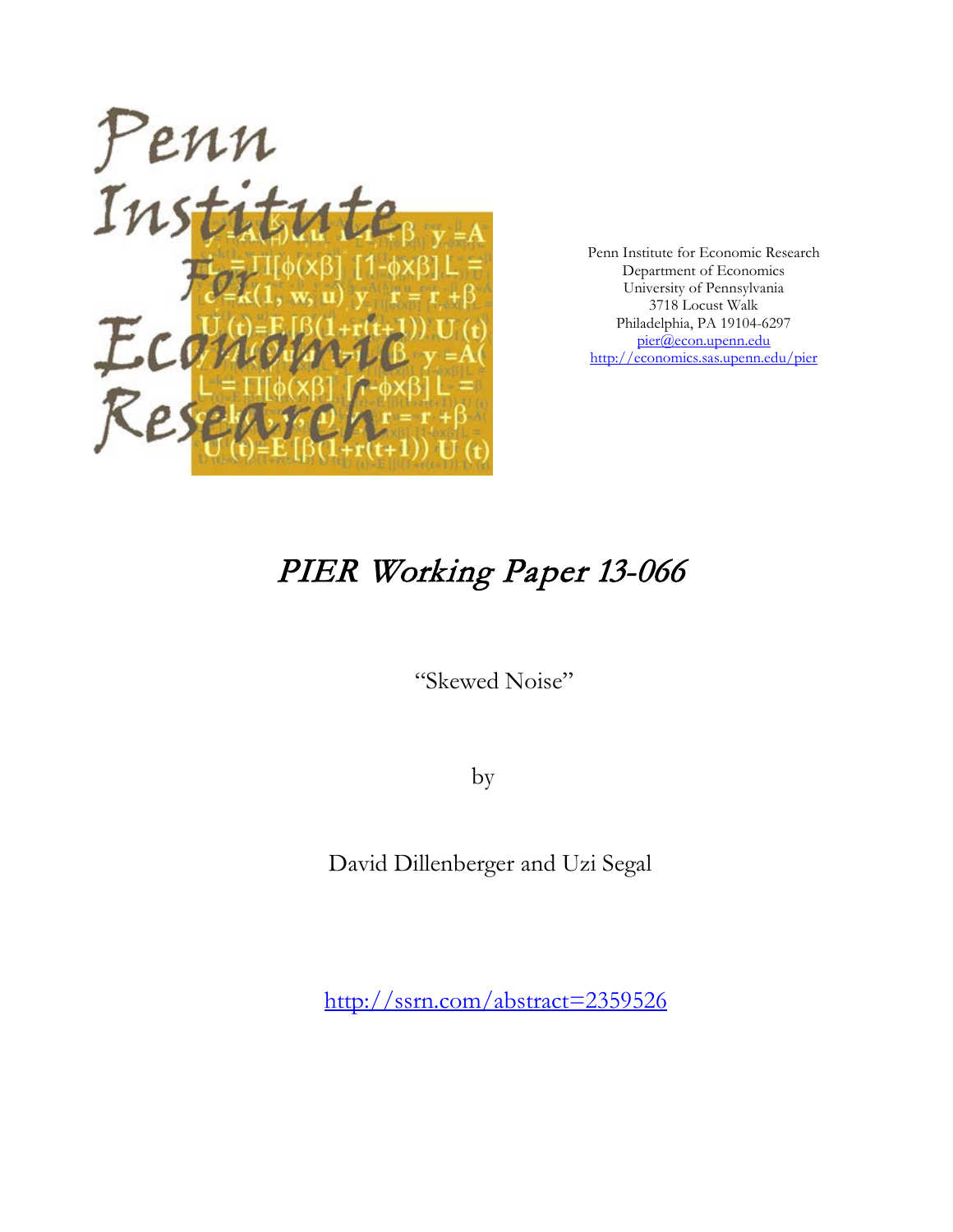Penn Institute for Economic Research
Department of Economics
University of Pennsylvania
3718 Locust Walk
Philadelphia, PA 19104-6297
pier@econ.upenn.edu
http://economics.sas.upenn.edu/pier

# *PIER Working Paper 13-066*

"Skewed Noise"

by

David Dillenberger and Uzi Segal

http://ssrn.com/abstract=2359526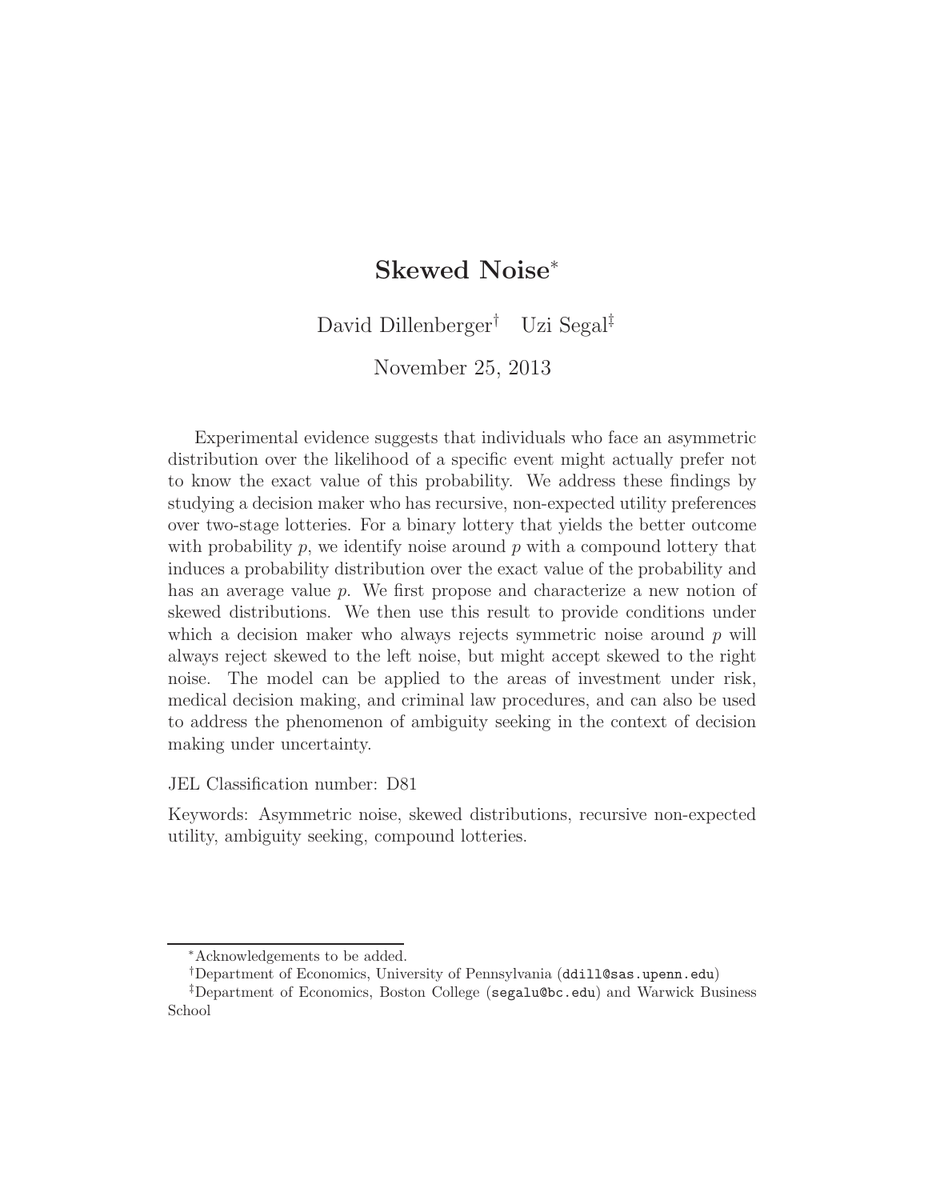# Skewed Noise*

David Dillenberger[†] Uzi Segal[‡]

November 25, 2013

Experimental evidence suggests that individuals who face an asymmetric distribution over the likelihood of a specific event might actually prefer not to know the exact value of this probability. We address these findings by studying a decision maker who has recursive, non-expected utility preferences over two-stage lotteries. For a binary lottery that yields the better outcome with probability $p$, we identify noise around $p$ with a compound lottery that induces a probability distribution over the exact value of the probability and has an average value $p$. We first propose and characterize a new notion of skewed distributions. We then use this result to provide conditions under which a decision maker who always rejects symmetric noise around $p$ will always reject skewed to the left noise, but might accept skewed to the right noise. The model can be applied to the areas of investment under risk, medical decision making, and criminal law procedures, and can also be used to address the phenomenon of ambiguity seeking in the context of decision making under uncertainty.

JEL Classification number: D81

Keywords: Asymmetric noise, skewed distributions, recursive non-expected utility, ambiguity seeking, compound lotteries.

---

*Acknowledgements to be added.

[†]Department of Economics, University of Pennsylvania (ddill@sas.upenn.edu)

[‡]Department of Economics, Boston College (segalu@bc.edu) and Warwick Business School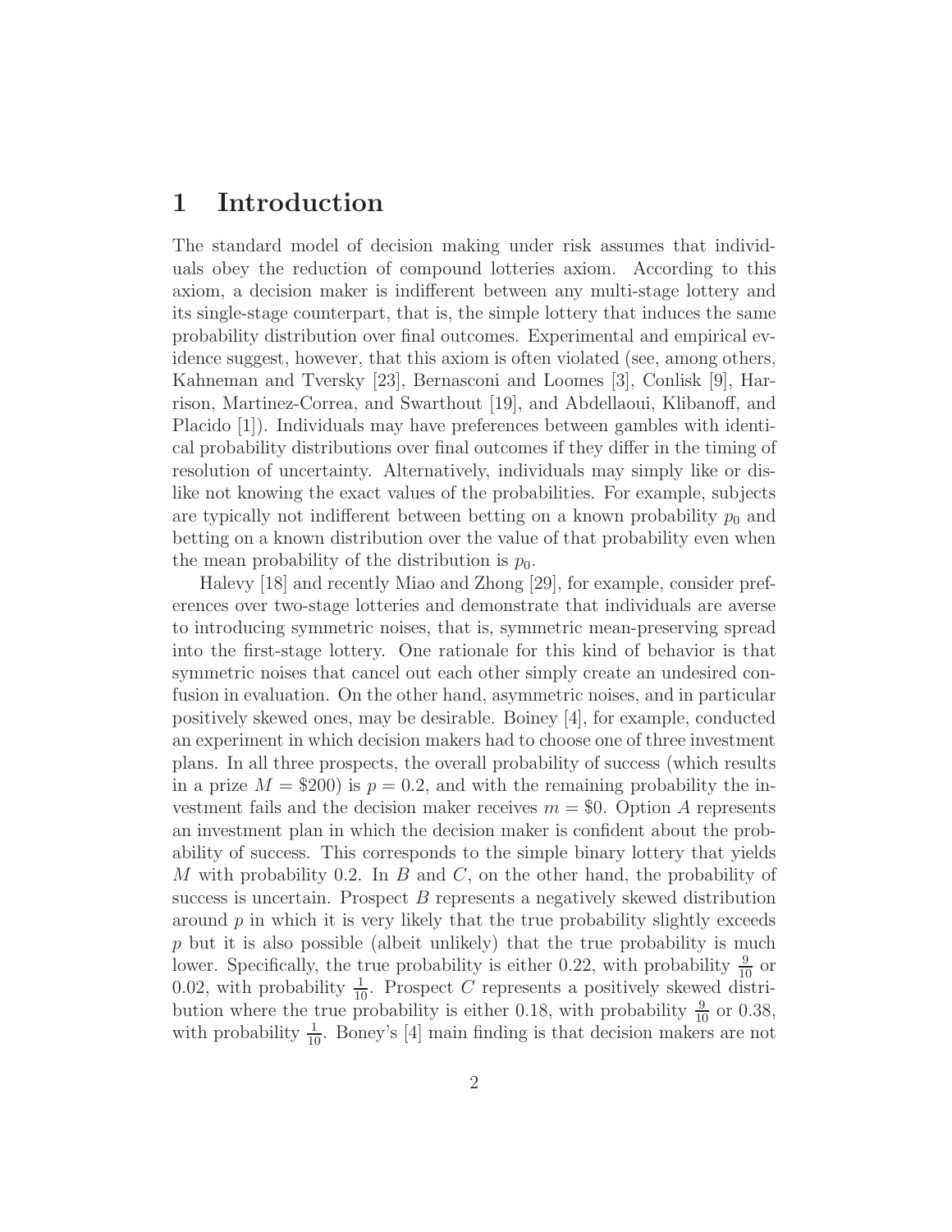# 1 Introduction

The standard model of decision making under risk assumes that individuals obey the reduction of compound lotteries axiom. According to this axiom, a decision maker is indifferent between any multi-stage lottery and its single-stage counterpart, that is, the simple lottery that induces the same probability distribution over final outcomes. Experimental and empirical evidence suggest, however, that this axiom is often violated (see, among others, Kahneman and Tversky [23], Bernasconi and Loomes [3], Conlisk [9], Harrison, Martinez-Correa, and Swarthout [19], and Abdellaoui, Klibanoff, and Placido [1]). Individuals may have preferences between gambles with identical probability distributions over final outcomes if they differ in the timing of resolution of uncertainty. Alternatively, individuals may simply like or dislike not knowing the exact values of the probabilities. For example, subjects are typically not indifferent between betting on a known probability $p_0$ and betting on a known distribution over the value of that probability even when the mean probability of the distribution is $p_0$.

Halevy [18] and recently Miao and Zhong [29], for example, consider preferences over two-stage lotteries and demonstrate that individuals are averse to introducing symmetric noises, that is, symmetric mean-preserving spread into the first-stage lottery. One rationale for this kind of behavior is that symmetric noises that cancel out each other simply create an undesired confusion in evaluation. On the other hand, asymmetric noises, and in particular positively skewed ones, may be desirable. Boiney [4], for example, conducted an experiment in which decision makers had to choose one of three investment plans. In all three prospects, the overall probability of success (which results in a prize $M = \$200$) is $p = 0.2$, and with the remaining probability the investment fails and the decision maker receives $m = \$0$. Option $A$ represents an investment plan in which the decision maker is confident about the probability of success. This corresponds to the simple binary lottery that yields $M$ with probability 0.2. In $B$ and $C$, on the other hand, the probability of success is uncertain. Prospect $B$ represents a negatively skewed distribution around $p$ in which it is very likely that the true probability slightly exceeds $p$ but it is also possible (albeit unlikely) that the true probability is much lower. Specifically, the true probability is either 0.22, with probability $\frac{9}{10}$ or 0.02, with probability $\frac{1}{10}$. Prospect $C$ represents a positively skewed distribution where the true probability is either 0.18, with probability $\frac{9}{10}$ or 0.38, with probability $\frac{1}{10}$. Boney's [4] main finding is that decision makers are not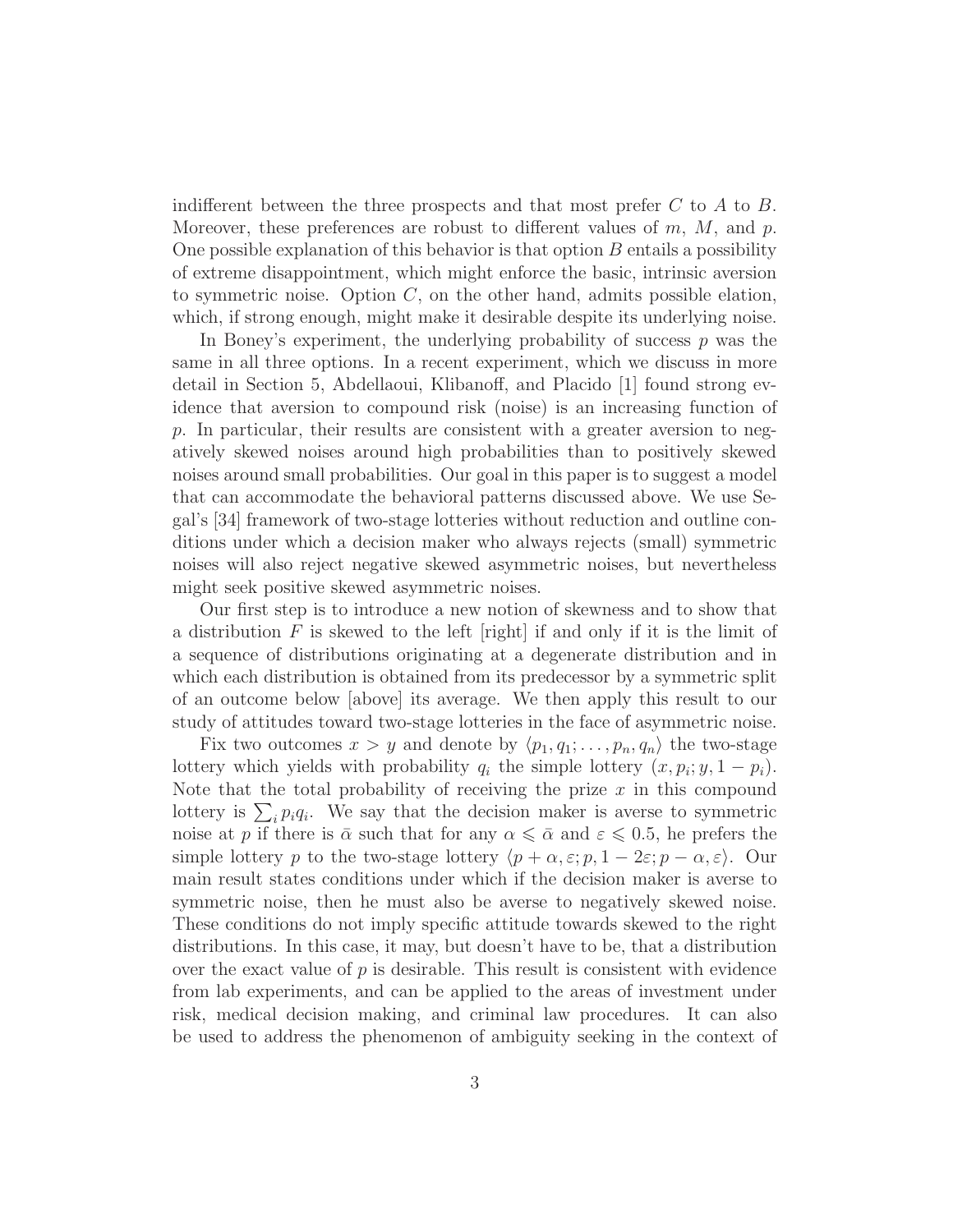indifferent between the three prospects and that most prefer $C$ to $A$ to $B$. Moreover, these preferences are robust to different values of $m$, $M$, and $p$. One possible explanation of this behavior is that option $B$ entails a possibility of extreme disappointment, which might enforce the basic, intrinsic aversion to symmetric noise. Option $C$, on the other hand, admits possible elation, which, if strong enough, might make it desirable despite its underlying noise.

In Boney's experiment, the underlying probability of success $p$ was the same in all three options. In a recent experiment, which we discuss in more detail in Section 5, Abdellaoui, Klibanoff, and Placido [1] found strong evidence that aversion to compound risk (noise) is an increasing function of $p$. In particular, their results are consistent with a greater aversion to negatively skewed noises around high probabilities than to positively skewed noises around small probabilities. Our goal in this paper is to suggest a model that can accommodate the behavioral patterns discussed above. We use Segal's [34] framework of two-stage lotteries without reduction and outline conditions under which a decision maker who always rejects (small) symmetric noises will also reject negative skewed asymmetric noises, but nevertheless might seek positive skewed asymmetric noises.

Our first step is to introduce a new notion of skewness and to show that a distribution $F$ is skewed to the left [right] if and only if it is the limit of a sequence of distributions originating at a degenerate distribution and in which each distribution is obtained from its predecessor by a symmetric split of an outcome below [above] its average. We then apply this result to our study of attitudes toward two-stage lotteries in the face of asymmetric noise.

Fix two outcomes $x > y$ and denote by $\langle p_1, q_1; \ldots, p_n, q_n \rangle$ the two-stage lottery which yields with probability $q_i$ the simple lottery $(x, p_i; y, 1 - p_i)$. Note that the total probability of receiving the prize $x$ in this compound lottery is $\sum_i p_i q_i$. We say that the decision maker is averse to symmetric noise at $p$ if there is $\bar{\alpha}$ such that for any $\alpha \leqslant \bar{\alpha}$ and $\varepsilon \leqslant 0.5$, he prefers the simple lottery $p$ to the two-stage lottery $\langle p + \alpha, \varepsilon; p, 1 - 2\varepsilon; p - \alpha, \varepsilon \rangle$. Our main result states conditions under which if the decision maker is averse to symmetric noise, then he must also be averse to negatively skewed noise. These conditions do not imply specific attitude towards skewed to the right distributions. In this case, it may, but doesn't have to be, that a distribution over the exact value of $p$ is desirable. This result is consistent with evidence from lab experiments, and can be applied to the areas of investment under risk, medical decision making, and criminal law procedures. It can also be used to address the phenomenon of ambiguity seeking in the context of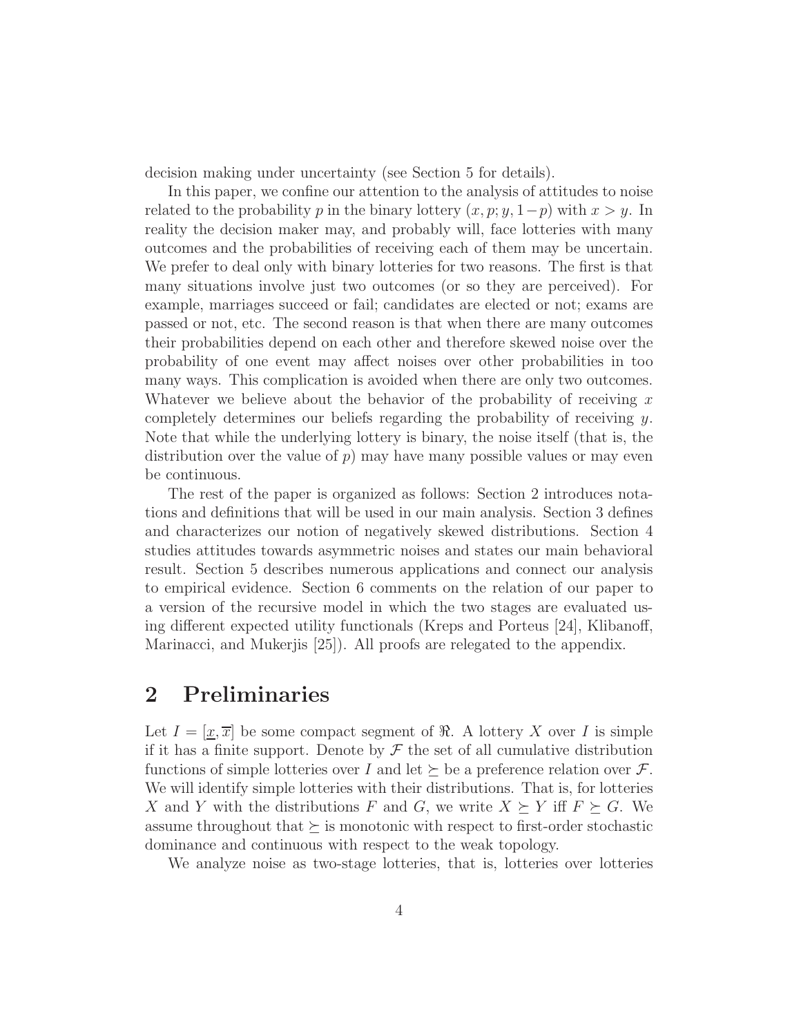decision making under uncertainty (see Section 5 for details).

In this paper, we confine our attention to the analysis of attitudes to noise related to the probability $p$ in the binary lottery $(x, p; y, 1-p)$ with $x > y$. In reality the decision maker may, and probably will, face lotteries with many outcomes and the probabilities of receiving each of them may be uncertain. We prefer to deal only with binary lotteries for two reasons. The first is that many situations involve just two outcomes (or so they are perceived). For example, marriages succeed or fail; candidates are elected or not; exams are passed or not, etc. The second reason is that when there are many outcomes their probabilities depend on each other and therefore skewed noise over the probability of one event may affect noises over other probabilities in too many ways. This complication is avoided when there are only two outcomes. Whatever we believe about the behavior of the probability of receiving $x$ completely determines our beliefs regarding the probability of receiving $y$. Note that while the underlying lottery is binary, the noise itself (that is, the distribution over the value of $p$) may have many possible values or may even be continuous.

The rest of the paper is organized as follows: Section 2 introduces notations and definitions that will be used in our main analysis. Section 3 defines and characterizes our notion of negatively skewed distributions. Section 4 studies attitudes towards asymmetric noises and states our main behavioral result. Section 5 describes numerous applications and connect our analysis to empirical evidence. Section 6 comments on the relation of our paper to a version of the recursive model in which the two stages are evaluated using different expected utility functionals (Kreps and Porteus [24], Klibanoff, Marinacci, and Mukerjis [25]). All proofs are relegated to the appendix.

## 2 Preliminaries

Let $I = [\underline{x}, \overline{x}]$ be some compact segment of $\Re$. A lottery $X$ over $I$ is simple if it has a finite support. Denote by $\mathcal{F}$ the set of all cumulative distribution functions of simple lotteries over $I$ and let $\succeq$ be a preference relation over $\mathcal{F}$. We will identify simple lotteries with their distributions. That is, for lotteries $X$ and $Y$ with the distributions $F$ and $G$, we write $X \succeq Y$ iff $F \succeq G$. We assume throughout that $\succeq$ is monotonic with respect to first-order stochastic dominance and continuous with respect to the weak topology.

We analyze noise as two-stage lotteries, that is, lotteries over lotteries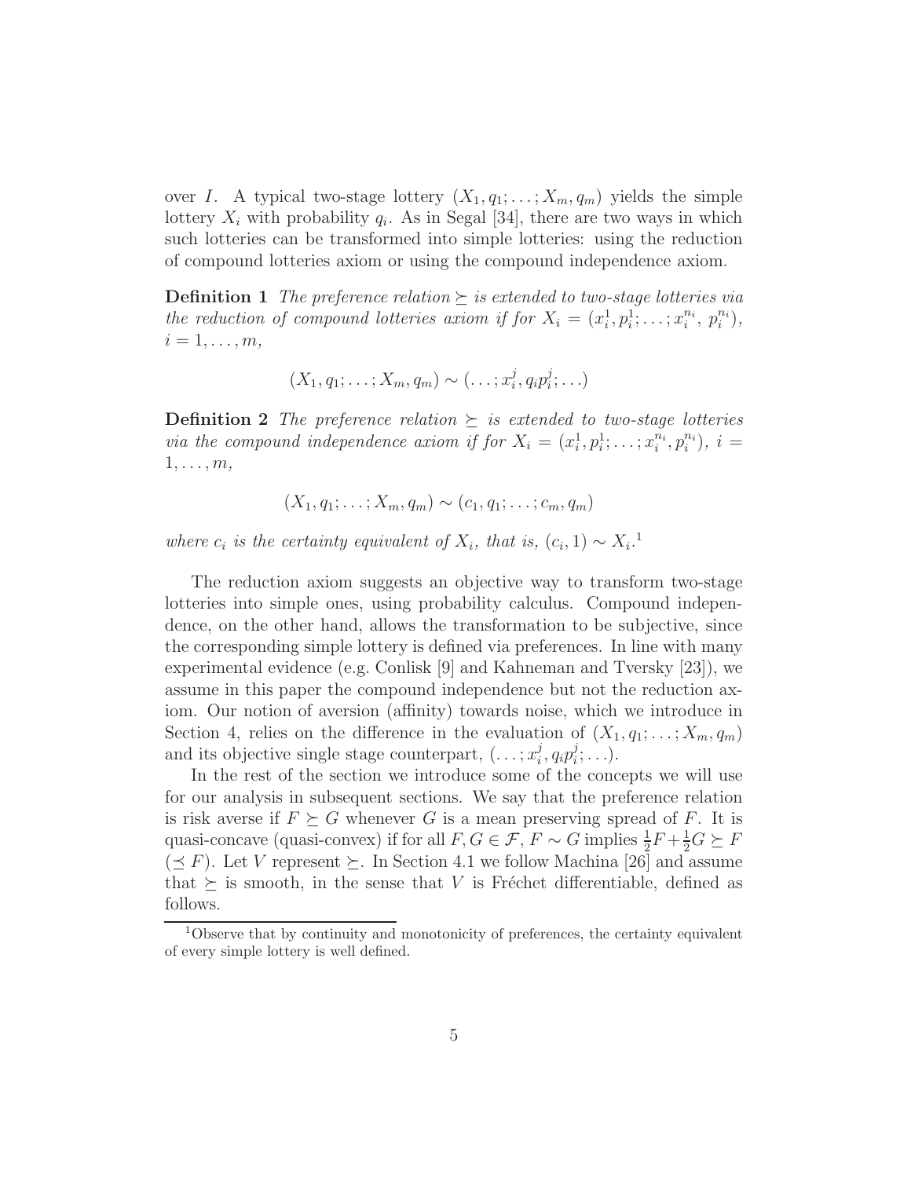over $I$. A typical two-stage lottery $(X_1, q_1; \ldots; X_m, q_m)$ yields the simple lottery $X_i$ with probability $q_i$. As in Segal [34], there are two ways in which such lotteries can be transformed into simple lotteries: using the reduction of compound lotteries axiom or using the compound independence axiom.

**Definition 1** *The preference relation $\succeq$ is extended to two-stage lotteries via the reduction of compound lotteries axiom if for $X_i = (x_i^1, p_i^1; \ldots; x_i^{n_i}, p_i^{n_i})$, $i = 1, \ldots, m$,*

$$(X_1, q_1; \ldots; X_m, q_m) \sim (\ldots; x_i^j, q_i p_i^j; \ldots)$$

**Definition 2** *The preference relation $\succeq$ is extended to two-stage lotteries via the compound independence axiom if for $X_i = (x_i^1, p_i^1; \ldots; x_i^{n_i}, p_i^{n_i})$, $i = 1, \ldots, m$,*

$$(X_1, q_1; \ldots; X_m, q_m) \sim (c_1, q_1; \ldots; c_m, q_m)$$

*where $c_i$ is the certainty equivalent of $X_i$, that is, $(c_i, 1) \sim X_i$.*[1]

The reduction axiom suggests an objective way to transform two-stage lotteries into simple ones, using probability calculus. Compound independence, on the other hand, allows the transformation to be subjective, since the corresponding simple lottery is defined via preferences. In line with many experimental evidence (e.g. Conlisk [9] and Kahneman and Tversky [23]), we assume in this paper the compound independence but not the reduction axiom. Our notion of aversion (affinity) towards noise, which we introduce in Section 4, relies on the difference in the evaluation of $(X_1, q_1; \ldots; X_m, q_m)$ and its objective single stage counterpart, $(\ldots; x_i^j, q_i p_i^j; \ldots)$.

In the rest of the section we introduce some of the concepts we will use for our analysis in subsequent sections. We say that the preference relation is risk averse if $F \succeq G$ whenever $G$ is a mean preserving spread of $F$. It is quasi-concave (quasi-convex) if for all $F, G \in \mathcal{F}$, $F \sim G$ implies $\frac{1}{2}F + \frac{1}{2}G \succeq F$ ($\preceq F$). Let $V$ represent $\succeq$. In Section 4.1 we follow Machina [26] and assume that $\succeq$ is smooth, in the sense that $V$ is Fréchet differentiable, defined as follows.

[1] Observe that by continuity and monotonicity of preferences, the certainty equivalent of every simple lottery is well defined.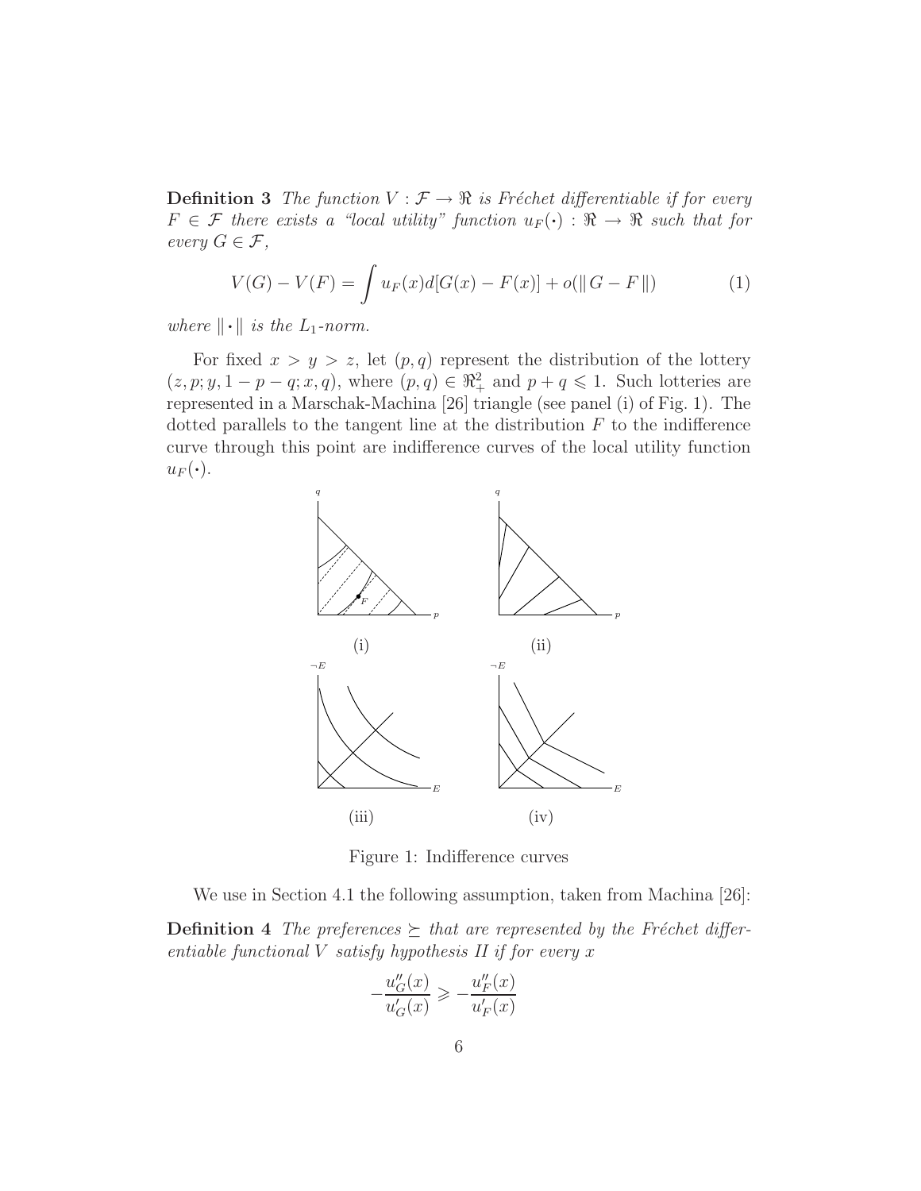**Definition 3** *The function $V : \mathcal{F} \to \Re$ is Fréchet differentiable if for every $F \in \mathcal{F}$ there exists a "local utility" function $u_F(\cdot) : \Re \to \Re$ such that for every $G \in \mathcal{F}$,*

$$V(G) - V(F) = \int u_F(x) d[G(x) - F(x)] + o(\| G - F \|) \tag{1}$$

*where $\| \cdot \|$ is the $L_1$-norm.*

For fixed $x > y > z$, let $(p, q)$ represent the distribution of the lottery $(z, p; y, 1 - p - q; x, q)$, where $(p, q) \in \Re^2_+$ and $p + q \leqslant 1$. Such lotteries are represented in a Marschak-Machina [26] triangle (see panel (i) of Fig. 1). The dotted parallels to the tangent line at the distribution $F$ to the indifference curve through this point are indifference curves of the local utility function $u_F(\cdot)$.

Figure 1: Indifference curves

We use in Section 4.1 the following assumption, taken from Machina [26]:

**Definition 4** *The preferences $\succeq$ that are represented by the Fréchet differentiable functional $V$ satisfy hypothesis II if for every $x$*

$$-\frac{u''_G(x)}{u'_G(x)} \geqslant -\frac{u''_F(x)}{u'_F(x)}$$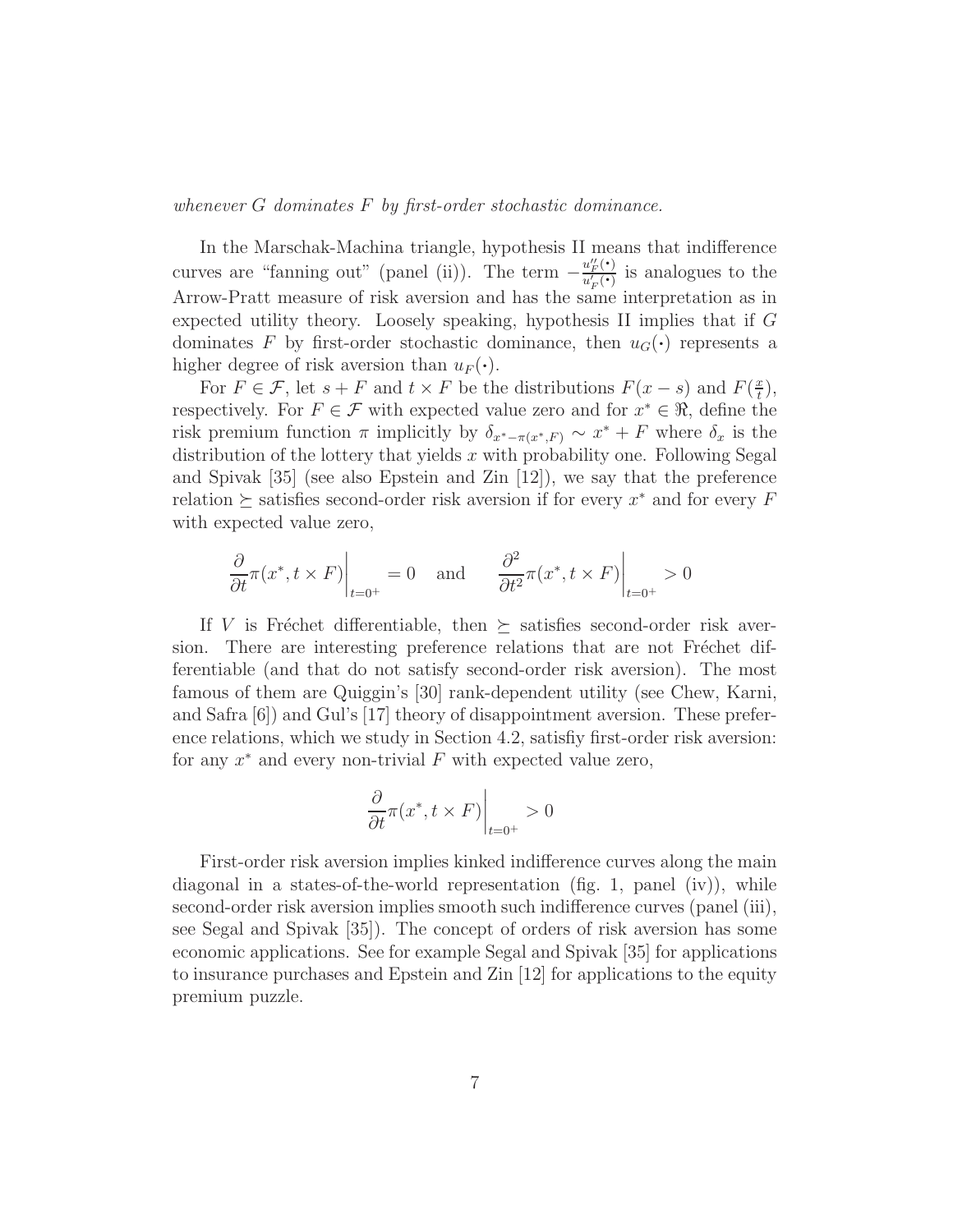*whenever G dominates F by first-order stochastic dominance.*

In the Marschak-Machina triangle, hypothesis II means that indifference curves are "fanning out" (panel (ii)). The term $-\frac{u_F''(\cdot)}{u_F'(\cdot)}$ is analogues to the Arrow-Pratt measure of risk aversion and has the same interpretation as in expected utility theory. Loosely speaking, hypothesis II implies that if $G$ dominates $F$ by first-order stochastic dominance, then $u_G(\cdot)$ represents a higher degree of risk aversion than $u_F(\cdot)$.

For $F \in \mathcal{F}$, let $s + F$ and $t \times F$ be the distributions $F(x - s)$ and $F(\frac{x}{t})$, respectively. For $F \in \mathcal{F}$ with expected value zero and for $x^* \in \Re$, define the risk premium function $\pi$ implicitly by $\delta_{x^* - \pi(x^*, F)} \sim x^* + F$ where $\delta_x$ is the distribution of the lottery that yields $x$ with probability one. Following Segal and Spivak [35] (see also Epstein and Zin [12]), we say that the preference relation $\succeq$ satisfies second-order risk aversion if for every $x^*$ and for every $F$ with expected value zero,

$$\left.\frac{\partial}{\partial t}\pi(x^*, t \times F)\right|_{t=0^+} = 0 \quad \text{and} \quad \left.\frac{\partial^2}{\partial t^2}\pi(x^*, t \times F)\right|_{t=0^+} > 0$$

If $V$ is Fréchet differentiable, then $\succeq$ satisfies second-order risk aversion. There are interesting preference relations that are not Fréchet differentiable (and that do not satisfy second-order risk aversion). The most famous of them are Quiggin's [30] rank-dependent utility (see Chew, Karni, and Safra [6]) and Gul's [17] theory of disappointment aversion. These preference relations, which we study in Section 4.2, satisfiy first-order risk aversion: for any $x^*$ and every non-trivial $F$ with expected value zero,

$$\left.\frac{\partial}{\partial t}\pi(x^*, t \times F)\right|_{t=0^+} > 0$$

First-order risk aversion implies kinked indifference curves along the main diagonal in a states-of-the-world representation (fig. 1, panel (iv)), while second-order risk aversion implies smooth such indifference curves (panel (iii), see Segal and Spivak [35]). The concept of orders of risk aversion has some economic applications. See for example Segal and Spivak [35] for applications to insurance purchases and Epstein and Zin [12] for applications to the equity premium puzzle.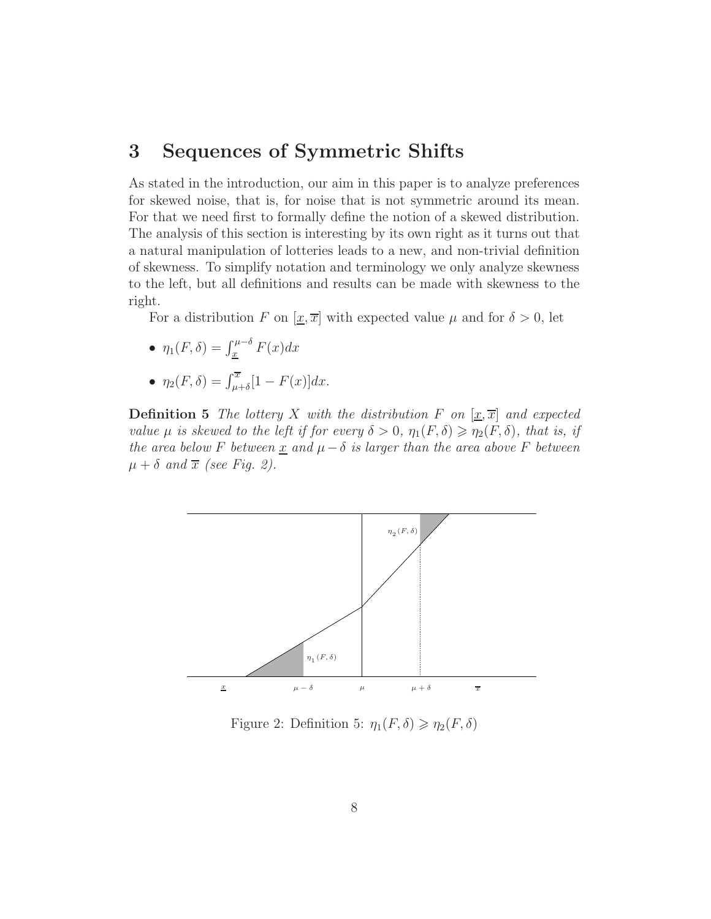## 3 Sequences of Symmetric Shifts

As stated in the introduction, our aim in this paper is to analyze preferences for skewed noise, that is, for noise that is not symmetric around its mean. For that we need first to formally define the notion of a skewed distribution. The analysis of this section is interesting by its own right as it turns out that a natural manipulation of lotteries leads to a new, and non-trivial definition of skewness. To simplify notation and terminology we only analyze skewness to the left, but all definitions and results can be made with skewness to the right.

For a distribution $F$ on $[\underline{x}, \overline{x}]$ with expected value $\mu$ and for $\delta > 0$, let

- $\eta_1(F, \delta) = \int_{\underline{x}}^{\mu-\delta} F(x)dx$
- $\eta_2(F, \delta) = \int_{\mu+\delta}^{\overline{x}} [1 - F(x)]dx$.

**Definition 5** *The lottery $X$ with the distribution $F$ on $[\underline{x}, \overline{x}]$ and expected value $\mu$ is skewed to the left if for every $\delta > 0$, $\eta_1(F, \delta) \geqslant \eta_2(F, \delta)$, that is, if the area below $F$ between $\underline{x}$ and $\mu - \delta$ is larger than the area above $F$ between $\mu + \delta$ and $\overline{x}$ (see Fig. 2).*

Figure 2: Definition 5: $\eta_1(F, \delta) \geqslant \eta_2(F, \delta)$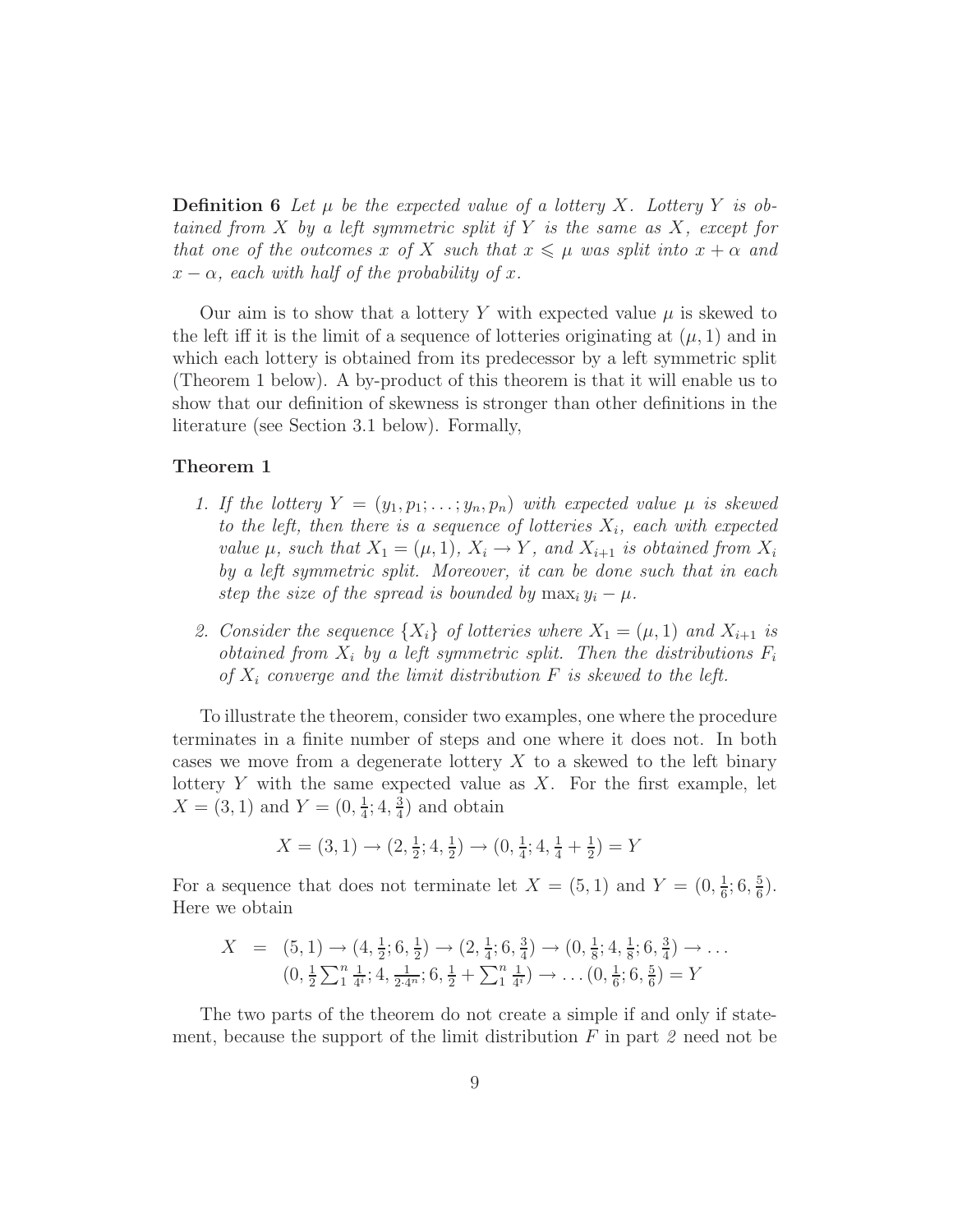**Definition 6** *Let $\mu$ be the expected value of a lottery $X$. Lottery $Y$ is obtained from $X$ by a left symmetric split if $Y$ is the same as $X$, except for that one of the outcomes $x$ of $X$ such that $x \leqslant \mu$ was split into $x + \alpha$ and $x - \alpha$, each with half of the probability of $x$.*

Our aim is to show that a lottery $Y$ with expected value $\mu$ is skewed to the left iff it is the limit of a sequence of lotteries originating at $(\mu, 1)$ and in which each lottery is obtained from its predecessor by a left symmetric split (Theorem 1 below). A by-product of this theorem is that it will enable us to show that our definition of skewness is stronger than other definitions in the literature (see Section 3.1 below). Formally,

**Theorem 1**

1. *If the lottery $Y = (y_1, p_1; \ldots; y_n, p_n)$ with expected value $\mu$ is skewed to the left, then there is a sequence of lotteries $X_i$, each with expected value $\mu$, such that $X_1 = (\mu, 1)$, $X_i \to Y$, and $X_{i+1}$ is obtained from $X_i$ by a left symmetric split. Moreover, it can be done such that in each step the size of the spread is bounded by $\max_i y_i - \mu$.*

2. *Consider the sequence $\{X_i\}$ of lotteries where $X_1 = (\mu, 1)$ and $X_{i+1}$ is obtained from $X_i$ by a left symmetric split. Then the distributions $F_i$ of $X_i$ converge and the limit distribution $F$ is skewed to the left.*

To illustrate the theorem, consider two examples, one where the procedure terminates in a finite number of steps and one where it does not. In both cases we move from a degenerate lottery $X$ to a skewed to the left binary lottery $Y$ with the same expected value as $X$. For the first example, let $X = (3, 1)$ and $Y = (0, \frac{1}{4}; 4, \frac{3}{4})$ and obtain

$$X = (3, 1) \to (2, \tfrac{1}{2}; 4, \tfrac{1}{2}) \to (0, \tfrac{1}{4}; 4, \tfrac{1}{4} + \tfrac{1}{2}) = Y$$

For a sequence that does not terminate let $X = (5, 1)$ and $Y = (0, \frac{1}{6}; 6, \frac{5}{6})$. Here we obtain

$$\begin{aligned} X &= (5, 1) \to (4, \tfrac{1}{2}; 6, \tfrac{1}{2}) \to (2, \tfrac{1}{4}; 6, \tfrac{3}{4}) \to (0, \tfrac{1}{8}; 4, \tfrac{1}{8}; 6, \tfrac{3}{4}) \to \ldots \\ & (0, \tfrac{1}{2}\textstyle\sum_1^n \frac{1}{4^i}; 4, \frac{1}{2 \cdot 4^n}; 6, \frac{1}{2} + \sum_1^n \frac{1}{4^i}) \to \ldots (0, \tfrac{1}{6}; 6, \tfrac{5}{6}) = Y \end{aligned}$$

The two parts of the theorem do not create a simple if and only if statement, because the support of the limit distribution $F$ in part *2* need not be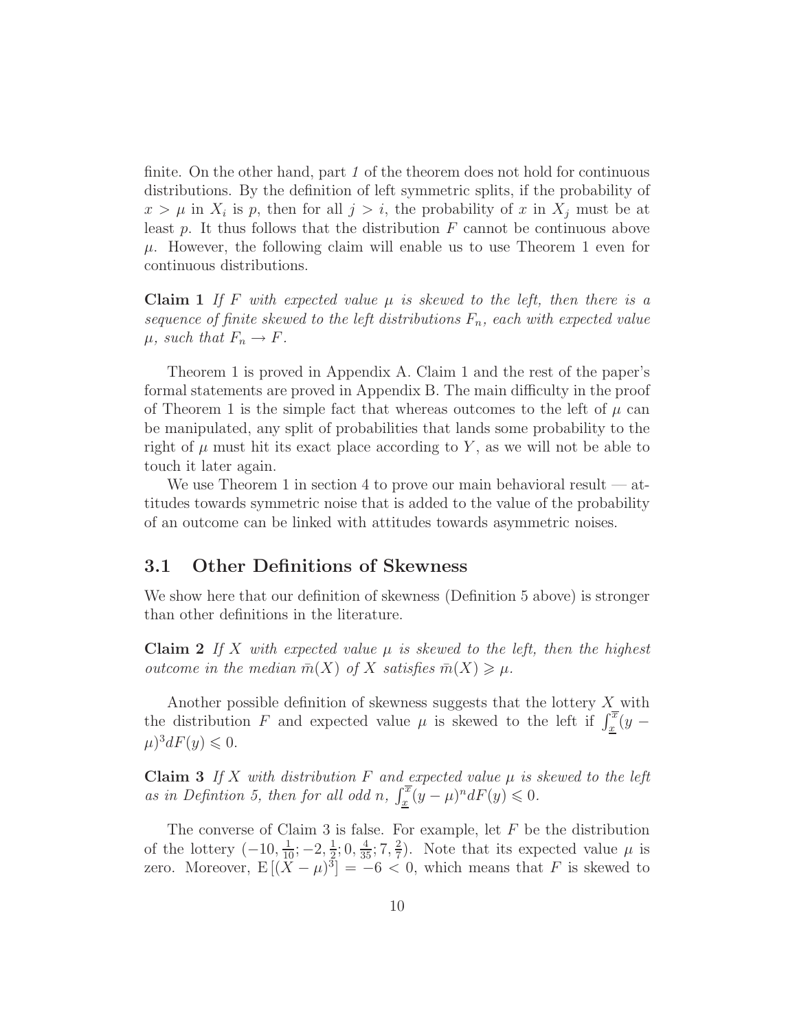finite. On the other hand, part *1* of the theorem does not hold for continuous distributions. By the definition of left symmetric splits, if the probability of $x > \mu$ in $X_i$ is $p$, then for all $j > i$, the probability of $x$ in $X_j$ must be at least $p$. It thus follows that the distribution $F$ cannot be continuous above $\mu$. However, the following claim will enable us to use Theorem 1 even for continuous distributions.

**Claim 1** *If $F$ with expected value $\mu$ is skewed to the left, then there is a sequence of finite skewed to the left distributions $F_n$, each with expected value $\mu$, such that $F_n \to F$.*

Theorem 1 is proved in Appendix A. Claim 1 and the rest of the paper's formal statements are proved in Appendix B. The main difficulty in the proof of Theorem 1 is the simple fact that whereas outcomes to the left of $\mu$ can be manipulated, any split of probabilities that lands some probability to the right of $\mu$ must hit its exact place according to $Y$, as we will not be able to touch it later again.

We use Theorem 1 in section 4 to prove our main behavioral result — attitudes towards symmetric noise that is added to the value of the probability of an outcome can be linked with attitudes towards asymmetric noises.

## 3.1 Other Definitions of Skewness

We show here that our definition of skewness (Definition 5 above) is stronger than other definitions in the literature.

**Claim 2** *If $X$ with expected value $\mu$ is skewed to the left, then the highest outcome in the median $\bar{m}(X)$ of $X$ satisfies $\bar{m}(X) \geqslant \mu$.*

Another possible definition of skewness suggests that the lottery $X$ with the distribution $F$ and expected value $\mu$ is skewed to the left if $\int_{\underline{x}}^{\overline{x}}(y-\mu)^3 dF(y) \leqslant 0$.

**Claim 3** *If $X$ with distribution $F$ and expected value $\mu$ is skewed to the left as in Defintion 5, then for all odd $n$, $\int_{\underline{x}}^{\overline{x}}(y-\mu)^n dF(y) \leqslant 0$.*

The converse of Claim 3 is false. For example, let $F$ be the distribution of the lottery $(-10, \frac{1}{10}; -2, \frac{1}{2}; 0, \frac{4}{35}; 7, \frac{2}{7})$. Note that its expected value $\mu$ is zero. Moreover, $\mathrm{E}\left[(X-\mu)^3\right] = -6 < 0$, which means that $F$ is skewed to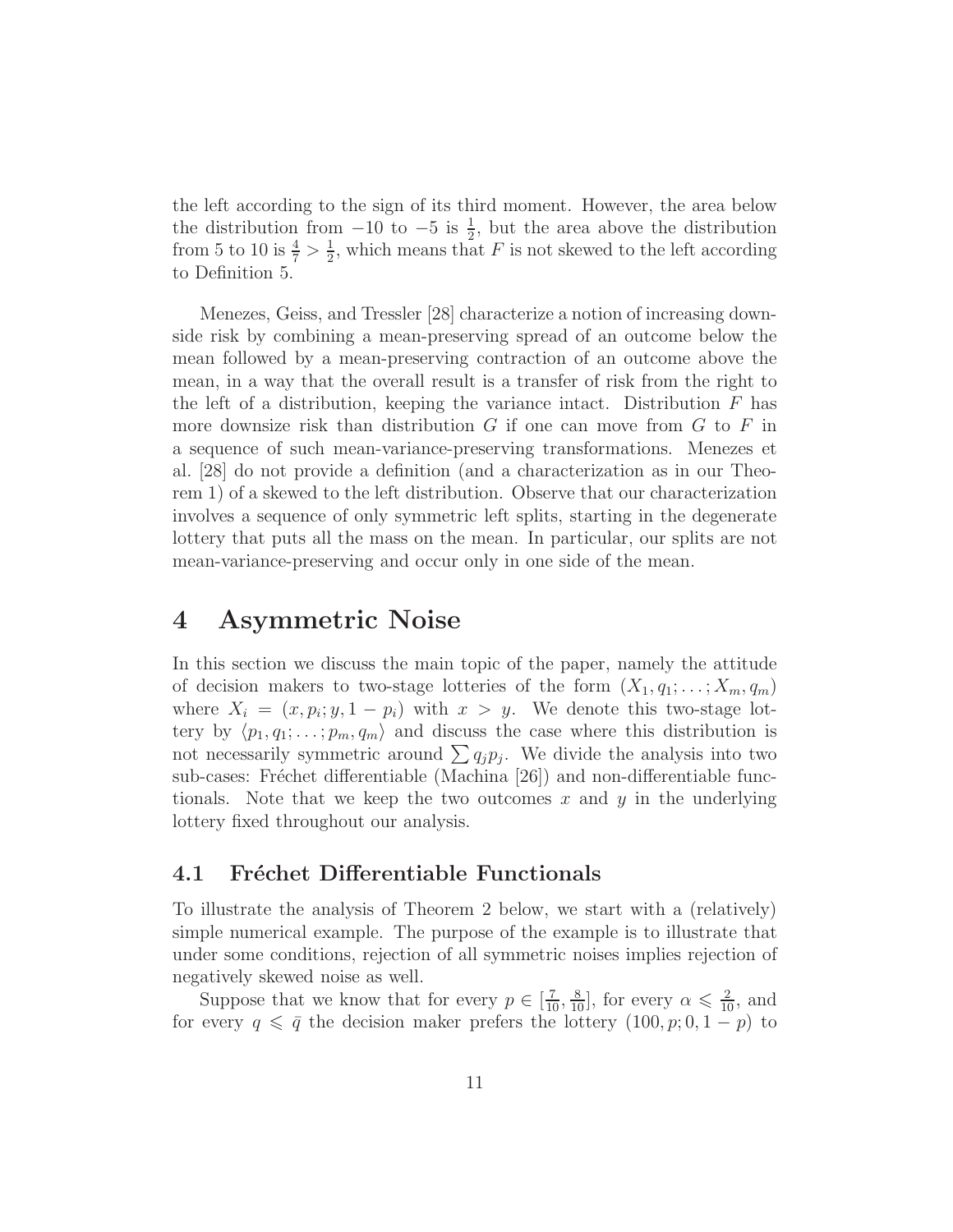the left according to the sign of its third moment. However, the area below the distribution from $-10$ to $-5$ is $\frac{1}{2}$, but the area above the distribution from 5 to 10 is $\frac{4}{7} > \frac{1}{2}$, which means that $F$ is not skewed to the left according to Definition 5.

Menezes, Geiss, and Tressler [28] characterize a notion of increasing downside risk by combining a mean-preserving spread of an outcome below the mean followed by a mean-preserving contraction of an outcome above the mean, in a way that the overall result is a transfer of risk from the right to the left of a distribution, keeping the variance intact. Distribution $F$ has more downsize risk than distribution $G$ if one can move from $G$ to $F$ in a sequence of such mean-variance-preserving transformations. Menezes et al. [28] do not provide a definition (and a characterization as in our Theorem 1) of a skewed to the left distribution. Observe that our characterization involves a sequence of only symmetric left splits, starting in the degenerate lottery that puts all the mass on the mean. In particular, our splits are not mean-variance-preserving and occur only in one side of the mean.

# 4 Asymmetric Noise

In this section we discuss the main topic of the paper, namely the attitude of decision makers to two-stage lotteries of the form $(X_1, q_1; \ldots; X_m, q_m)$ where $X_i = (x, p_i; y, 1 - p_i)$ with $x > y$. We denote this two-stage lottery by $\langle p_1, q_1; \ldots; p_m, q_m \rangle$ and discuss the case where this distribution is not necessarily symmetric around $\sum q_j p_j$. We divide the analysis into two sub-cases: Fréchet differentiable (Machina [26]) and non-differentiable functionals. Note that we keep the two outcomes $x$ and $y$ in the underlying lottery fixed throughout our analysis.

## 4.1 Fréchet Differentiable Functionals

To illustrate the analysis of Theorem 2 below, we start with a (relatively) simple numerical example. The purpose of the example is to illustrate that under some conditions, rejection of all symmetric noises implies rejection of negatively skewed noise as well.

Suppose that we know that for every $p \in [\frac{7}{10}, \frac{8}{10}]$, for every $\alpha \leqslant \frac{2}{10}$, and for every $q \leqslant \bar{q}$ the decision maker prefers the lottery $(100, p; 0, 1 - p)$ to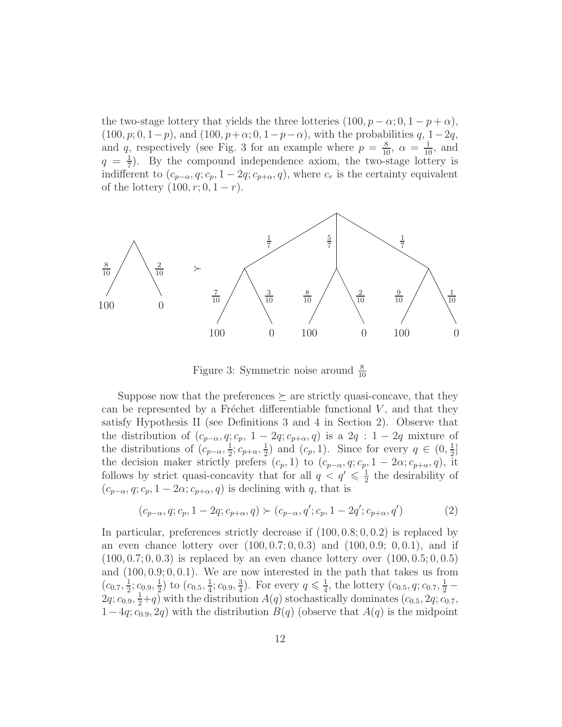the two-stage lottery that yields the three lotteries $(100, p-\alpha; 0, 1-p+\alpha)$, $(100, p; 0, 1-p)$, and $(100, p+\alpha; 0, 1-p-\alpha)$, with the probabilities $q$, $1-2q$, and $q$, respectively (see Fig. 3 for an example where $p = \frac{8}{10}$, $\alpha = \frac{1}{10}$, and $q = \frac{1}{7}$). By the compound independence axiom, the two-stage lottery is indifferent to $(c_{p-\alpha}, q; c_p, 1-2q; c_{p+\alpha}, q)$, where $c_r$ is the certainty equivalent of the lottery $(100, r; 0, 1-r)$.

Figure 3: Symmetric noise around $\frac{8}{10}$

Suppose now that the preferences $\succeq$ are strictly quasi-concave, that they can be represented by a Fréchet differentiable functional $V$, and that they satisfy Hypothesis II (see Definitions 3 and 4 in Section 2). Observe that the distribution of $(c_{p-\alpha}, q; c_p,\ 1-2q; c_{p+\alpha}, q)$ is a $2q : 1-2q$ mixture of the distributions of $(c_{p-\alpha}, \frac{1}{2}; c_{p+\alpha}, \frac{1}{2})$ and $(c_p, 1)$. Since for every $q \in (0, \frac{1}{2}]$ the decision maker strictly prefers $(c_p, 1)$ to $(c_{p-\alpha}, q; c_p, 1-2\alpha; c_{p+\alpha}, q)$, it follows by strict quasi-concavity that for all $q < q' \leqslant \frac{1}{2}$ the desirability of $(c_{p-\alpha}, q; c_p, 1-2\alpha; c_{p+\alpha}, q)$ is declining with $q$, that is

$$(c_{p-\alpha}, q; c_p, 1-2q; c_{p+\alpha}, q) \succ (c_{p-\alpha}, q'; c_p, 1-2q'; c_{p+\alpha}, q') \qquad (2)$$

In particular, preferences strictly decrease if $(100, 0.8; 0, 0.2)$ is replaced by an even chance lottery over $(100, 0.7; 0, 0.3)$ and $(100, 0.9;\ 0, 0.1)$, and if $(100, 0.7; 0, 0.3)$ is replaced by an even chance lottery over $(100, 0.5; 0, 0.5)$ and $(100, 0.9; 0, 0.1)$. We are now interested in the path that takes us from $(c_{0.7}, \frac{1}{2}; c_{0.9}, \frac{1}{2})$ to $(c_{0.5}, \frac{1}{4}; c_{0.9}, \frac{3}{4})$. For every $q \leqslant \frac{1}{4}$, the lottery $(c_{0.5}, q; c_{0.7}, \frac{1}{2} - 2q; c_{0.9}, \frac{1}{2}+q)$ with the distribution $A(q)$ stochastically dominates $(c_{0.5}, 2q; c_{0.7}, 1-4q; c_{0.9}, 2q)$ with the distribution $B(q)$ (observe that $A(q)$ is the midpoint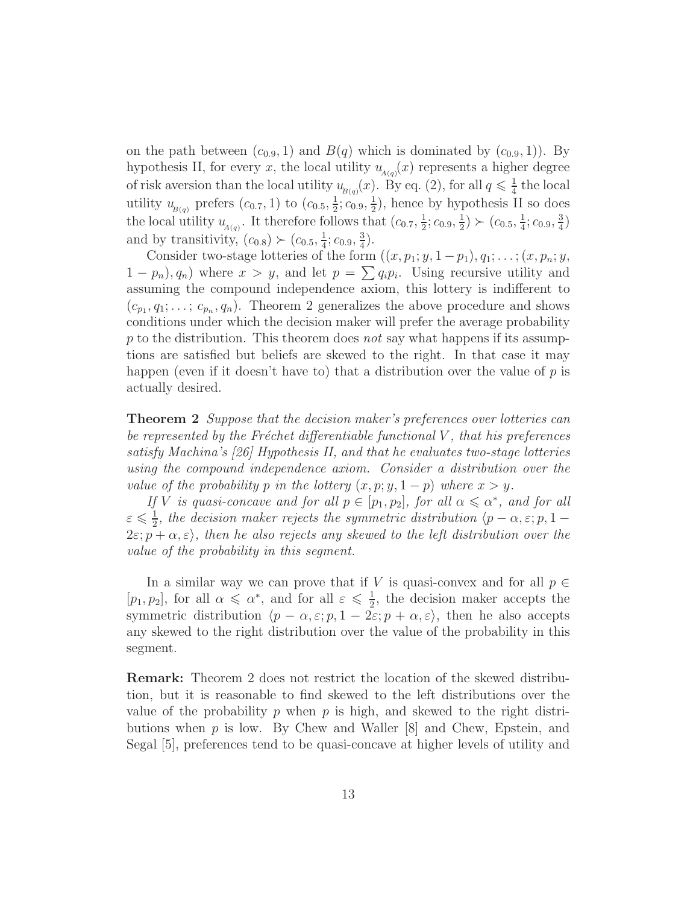on the path between $(c_{0.9}, 1)$ and $B(q)$ which is dominated by $(c_{0.9}, 1)$). By hypothesis II, for every $x$, the local utility $u_{_{A(q)}}(x)$ represents a higher degree of risk aversion than the local utility $u_{_{B(q)}}(x)$. By eq. (2), for all $q \leqslant \frac{1}{4}$ the local utility $u_{_{B(q)}}$ prefers $(c_{0.7}, 1)$ to $(c_{0.5}, \frac{1}{2}; c_{0.9}, \frac{1}{2})$, hence by hypothesis II so does the local utility $u_{_{A(q)}}$. It therefore follows that $(c_{0.7}, \frac{1}{2}; c_{0.9}, \frac{1}{2}) \succ (c_{0.5}, \frac{1}{4}; c_{0.9}, \frac{3}{4})$ and by transitivity, $(c_{0.8}) \succ (c_{0.5}, \frac{1}{4}; c_{0.9}, \frac{3}{4})$.

Consider two-stage lotteries of the form $((x, p_1; y, 1-p_1), q_1; \ldots; (x, p_n; y, 1-p_n), q_n)$ where $x > y$, and let $p = \sum q_i p_i$. Using recursive utility and assuming the compound independence axiom, this lottery is indifferent to $(c_{p_1}, q_1; \ldots; c_{p_n}, q_n)$. Theorem 2 generalizes the above procedure and shows conditions under which the decision maker will prefer the average probability $p$ to the distribution. This theorem does *not* say what happens if its assumptions are satisfied but beliefs are skewed to the right. In that case it may happen (even if it doesn't have to) that a distribution over the value of $p$ is actually desired.

**Theorem 2** *Suppose that the decision maker's preferences over lotteries can be represented by the Fréchet differentiable functional $V$, that his preferences satisfy Machina's [26] Hypothesis II, and that he evaluates two-stage lotteries using the compound independence axiom. Consider a distribution over the value of the probability $p$ in the lottery $(x, p; y, 1-p)$ where $x > y$.*

*If $V$ is quasi-concave and for all $p \in [p_1, p_2]$, for all $\alpha \leqslant \alpha^*$, and for all $\varepsilon \leqslant \frac{1}{2}$, the decision maker rejects the symmetric distribution $\langle p-\alpha, \varepsilon; p, 1-2\varepsilon; p+\alpha, \varepsilon\rangle$, then he also rejects any skewed to the left distribution over the value of the probability in this segment.*

In a similar way we can prove that if $V$ is quasi-convex and for all $p \in [p_1, p_2]$, for all $\alpha \leqslant \alpha^*$, and for all $\varepsilon \leqslant \frac{1}{2}$, the decision maker accepts the symmetric distribution $\langle p-\alpha, \varepsilon; p, 1-2\varepsilon; p+\alpha, \varepsilon\rangle$, then he also accepts any skewed to the right distribution over the value of the probability in this segment.

**Remark:** Theorem 2 does not restrict the location of the skewed distribution, but it is reasonable to find skewed to the left distributions over the value of the probability $p$ when $p$ is high, and skewed to the right distributions when $p$ is low. By Chew and Waller [8] and Chew, Epstein, and Segal [5], preferences tend to be quasi-concave at higher levels of utility and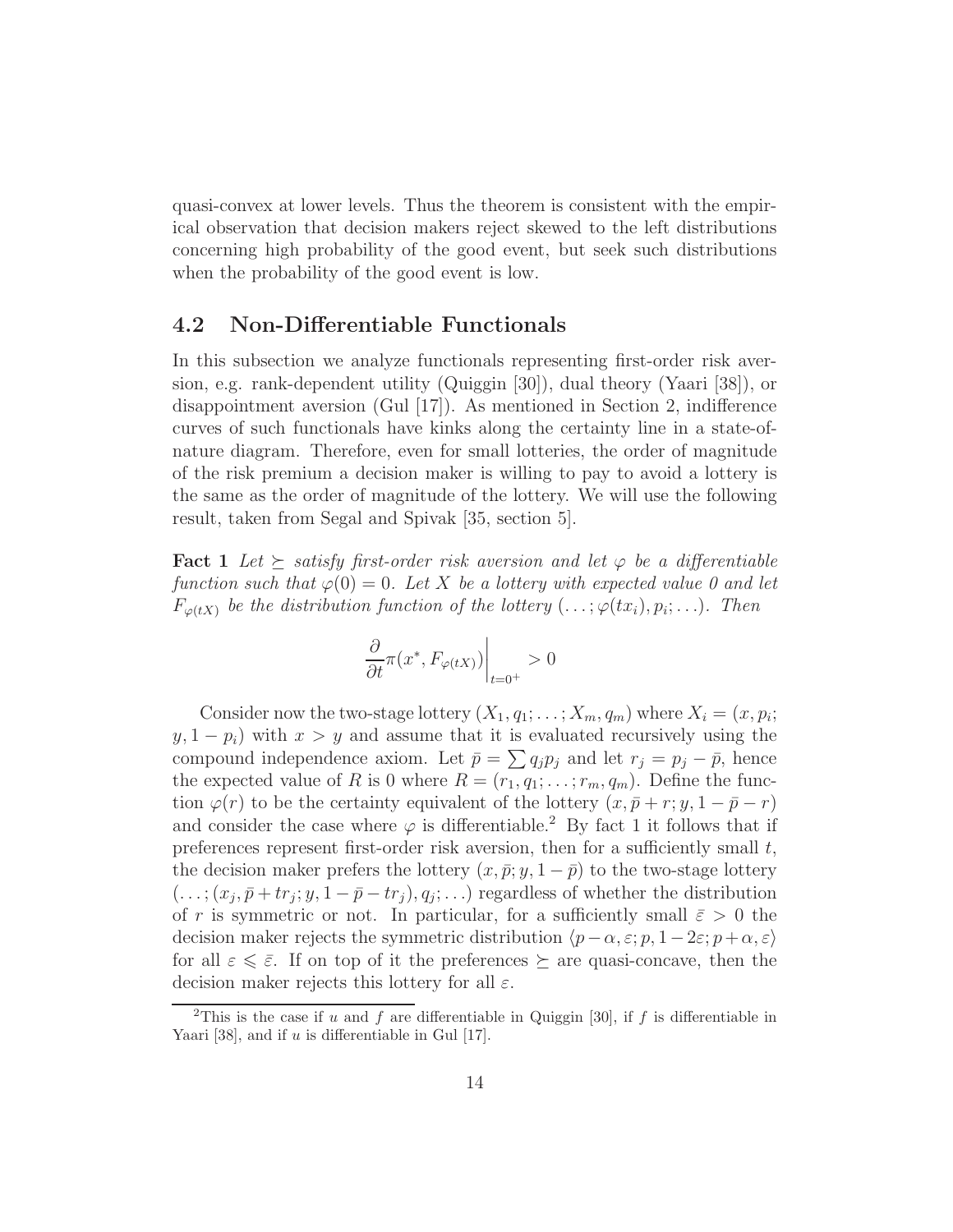quasi-convex at lower levels. Thus the theorem is consistent with the empirical observation that decision makers reject skewed to the left distributions concerning high probability of the good event, but seek such distributions when the probability of the good event is low.

### 4.2 Non-Differentiable Functionals

In this subsection we analyze functionals representing first-order risk aversion, e.g. rank-dependent utility (Quiggin [30]), dual theory (Yaari [38]), or disappointment aversion (Gul [17]). As mentioned in Section 2, indifference curves of such functionals have kinks along the certainty line in a state-of-nature diagram. Therefore, even for small lotteries, the order of magnitude of the risk premium a decision maker is willing to pay to avoid a lottery is the same as the order of magnitude of the lottery. We will use the following result, taken from Segal and Spivak [35, section 5].

**Fact 1** *Let $\succeq$ satisfy first-order risk aversion and let $\varphi$ be a differentiable function such that $\varphi(0) = 0$. Let $X$ be a lottery with expected value 0 and let $F_{\varphi(tX)}$ be the distribution function of the lottery $(\ldots; \varphi(tx_i), p_i; \ldots)$. Then*

$$\left.\frac{\partial}{\partial t}\pi(x^*, F_{\varphi(tX)})\right|_{t=0^+} > 0$$

Consider now the two-stage lottery $(X_1, q_1; \ldots; X_m, q_m)$ where $X_i = (x, p_i; y, 1 - p_i)$ with $x > y$ and assume that it is evaluated recursively using the compound independence axiom. Let $\bar{p} = \sum q_j p_j$ and let $r_j = p_j - \bar{p}$, hence the expected value of $R$ is 0 where $R = (r_1, q_1; \ldots; r_m, q_m)$. Define the function $\varphi(r)$ to be the certainty equivalent of the lottery $(x, \bar{p} + r; y, 1 - \bar{p} - r)$ and consider the case where $\varphi$ is differentiable.[2] By fact 1 it follows that if preferences represent first-order risk aversion, then for a sufficiently small $t$, the decision maker prefers the lottery $(x, \bar{p}; y, 1 - \bar{p})$ to the two-stage lottery $(\ldots; (x_j, \bar{p} + tr_j; y, 1 - \bar{p} - tr_j), q_j; \ldots)$ regardless of whether the distribution of $r$ is symmetric or not. In particular, for a sufficiently small $\bar{\varepsilon} > 0$ the decision maker rejects the symmetric distribution $\langle p - \alpha, \varepsilon; p, 1 - 2\varepsilon; p + \alpha, \varepsilon\rangle$ for all $\varepsilon \leqslant \bar{\varepsilon}$. If on top of it the preferences $\succeq$ are quasi-concave, then the decision maker rejects this lottery for all $\varepsilon$.

[2] This is the case if $u$ and $f$ are differentiable in Quiggin [30], if $f$ is differentiable in Yaari [38], and if $u$ is differentiable in Gul [17].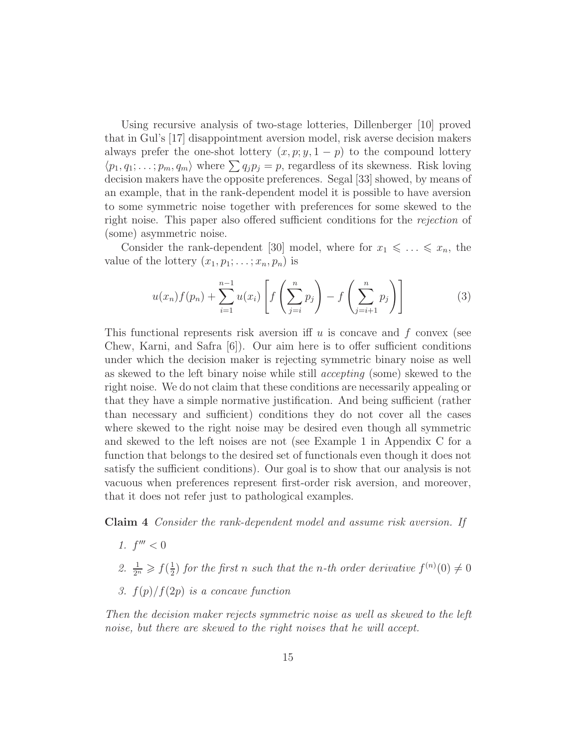Using recursive analysis of two-stage lotteries, Dillenberger [10] proved that in Gul's [17] disappointment aversion model, risk averse decision makers always prefer the one-shot lottery $(x, p; y, 1-p)$ to the compound lottery $\langle p_1, q_1; \ldots; p_m, q_m \rangle$ where $\sum q_j p_j = p$, regardless of its skewness. Risk loving decision makers have the opposite preferences. Segal [33] showed, by means of an example, that in the rank-dependent model it is possible to have aversion to some symmetric noise together with preferences for some skewed to the right noise. This paper also offered sufficient conditions for the *rejection* of (some) asymmetric noise.

Consider the rank-dependent [30] model, where for $x_1 \leqslant \ldots \leqslant x_n$, the value of the lottery $(x_1, p_1; \ldots; x_n, p_n)$ is

$$u(x_n)f(p_n) + \sum_{i=1}^{n-1} u(x_i) \left[ f\left( \sum_{j=i}^{n} p_j \right) - f\left( \sum_{j=i+1}^{n} p_j \right) \right] \tag{3}$$

This functional represents risk aversion iff $u$ is concave and $f$ convex (see Chew, Karni, and Safra [6]). Our aim here is to offer sufficient conditions under which the decision maker is rejecting symmetric binary noise as well as skewed to the left binary noise while still *accepting* (some) skewed to the right noise. We do not claim that these conditions are necessarily appealing or that they have a simple normative justification. And being sufficient (rather than necessary and sufficient) conditions they do not cover all the cases where skewed to the right noise may be desired even though all symmetric and skewed to the left noises are not (see Example 1 in Appendix C for a function that belongs to the desired set of functionals even though it does not satisfy the sufficient conditions). Our goal is to show that our analysis is not vacuous when preferences represent first-order risk aversion, and moreover, that it does not refer just to pathological examples.

**Claim 4** *Consider the rank-dependent model and assume risk aversion. If*

1. $f''' < 0$
2. $\frac{1}{2^n} \geqslant f(\frac{1}{2})$ *for the first* $n$ *such that the* $n$*-th order derivative* $f^{(n)}(0) \neq 0$
3. $f(p)/f(2p)$ *is a concave function*

*Then the decision maker rejects symmetric noise as well as skewed to the left noise, but there are skewed to the right noises that he will accept.*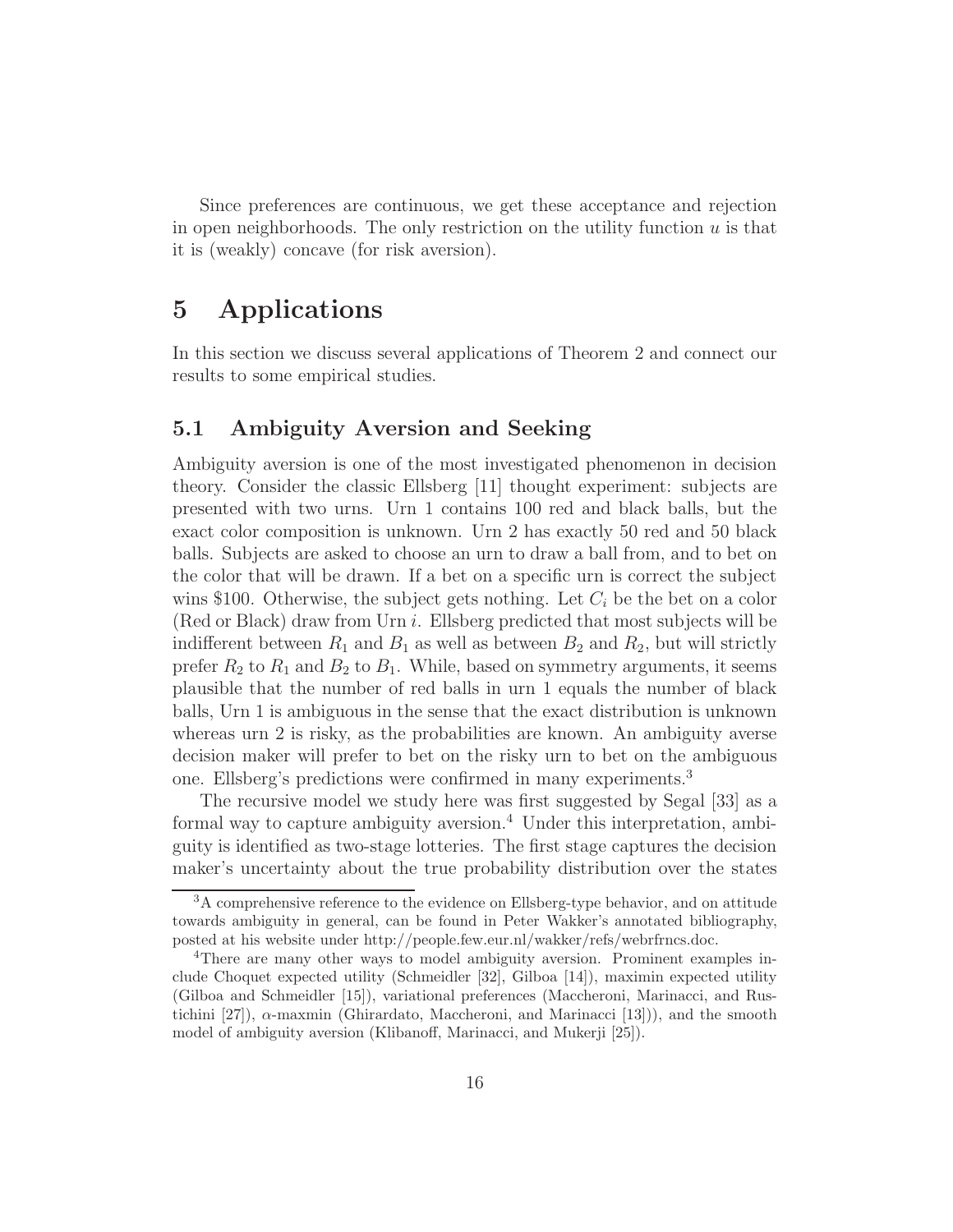Since preferences are continuous, we get these acceptance and rejection in open neighborhoods. The only restriction on the utility function $u$ is that it is (weakly) concave (for risk aversion).

# 5 Applications

In this section we discuss several applications of Theorem 2 and connect our results to some empirical studies.

## 5.1 Ambiguity Aversion and Seeking

Ambiguity aversion is one of the most investigated phenomenon in decision theory. Consider the classic Ellsberg [11] thought experiment: subjects are presented with two urns. Urn 1 contains 100 red and black balls, but the exact color composition is unknown. Urn 2 has exactly 50 red and 50 black balls. Subjects are asked to choose an urn to draw a ball from, and to bet on the color that will be drawn. If a bet on a specific urn is correct the subject wins \$100. Otherwise, the subject gets nothing. Let $C_i$ be the bet on a color (Red or Black) draw from Urn $i$. Ellsberg predicted that most subjects will be indifferent between $R_1$ and $B_1$ as well as between $B_2$ and $R_2$, but will strictly prefer $R_2$ to $R_1$ and $B_2$ to $B_1$. While, based on symmetry arguments, it seems plausible that the number of red balls in urn 1 equals the number of black balls, Urn 1 is ambiguous in the sense that the exact distribution is unknown whereas urn 2 is risky, as the probabilities are known. An ambiguity averse decision maker will prefer to bet on the risky urn to bet on the ambiguous one. Ellsberg's predictions were confirmed in many experiments.[3]

The recursive model we study here was first suggested by Segal [33] as a formal way to capture ambiguity aversion.[4] Under this interpretation, ambiguity is identified as two-stage lotteries. The first stage captures the decision maker's uncertainty about the true probability distribution over the states

[3] A comprehensive reference to the evidence on Ellsberg-type behavior, and on attitude towards ambiguity in general, can be found in Peter Wakker's annotated bibliography, posted at his website under http://people.few.eur.nl/wakker/refs/webrfrncs.doc.

[4] There are many other ways to model ambiguity aversion. Prominent examples include Choquet expected utility (Schmeidler [32], Gilboa [14]), maximin expected utility (Gilboa and Schmeidler [15]), variational preferences (Maccheroni, Marinacci, and Rustichini [27]), $\alpha$-maxmin (Ghirardato, Maccheroni, and Marinacci [13])), and the smooth model of ambiguity aversion (Klibanoff, Marinacci, and Mukerji [25]).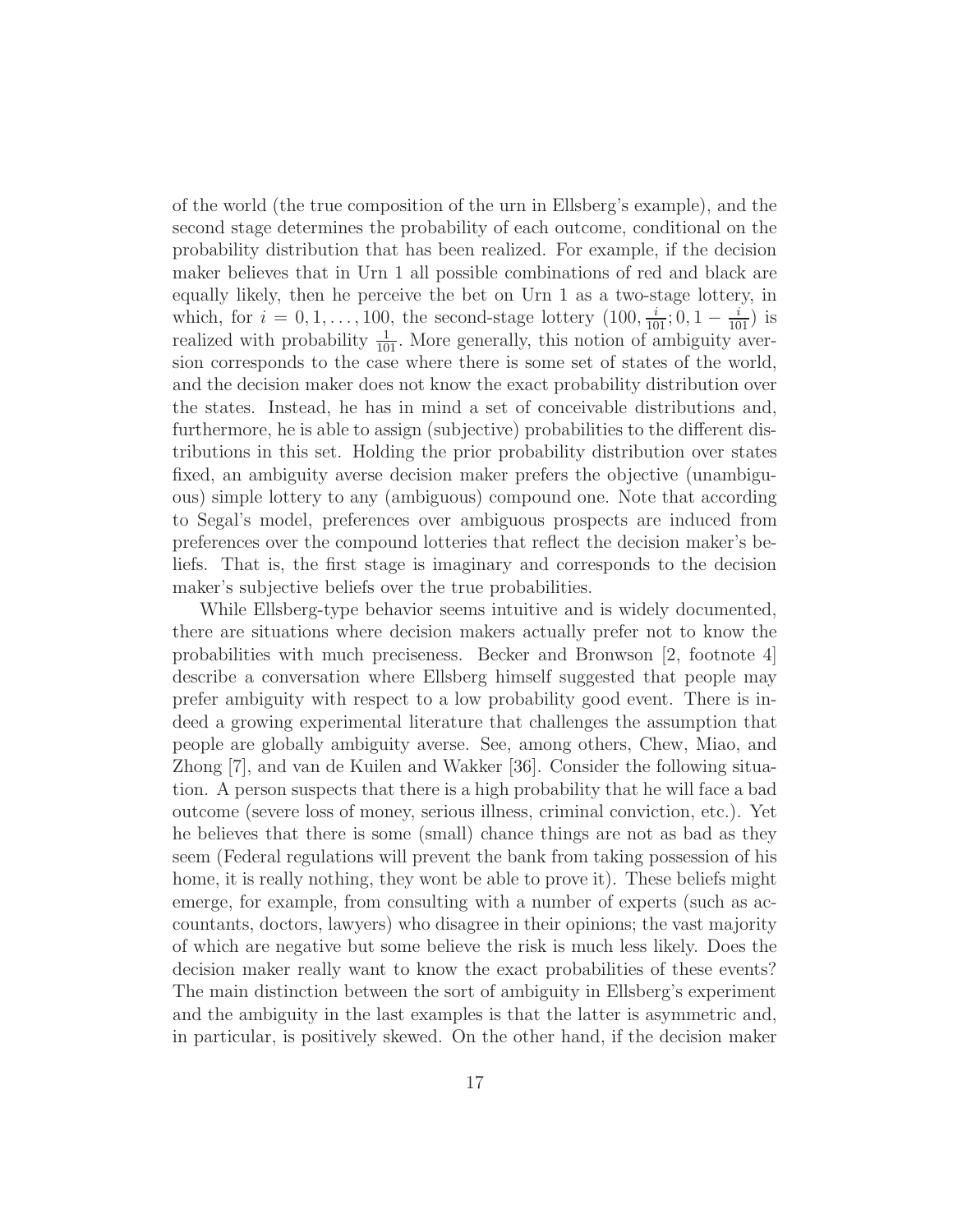of the world (the true composition of the urn in Ellsberg's example), and the second stage determines the probability of each outcome, conditional on the probability distribution that has been realized. For example, if the decision maker believes that in Urn 1 all possible combinations of red and black are equally likely, then he perceive the bet on Urn 1 as a two-stage lottery, in which, for $i = 0, 1, \ldots, 100$, the second-stage lottery $(100, \frac{i}{101}; 0, 1 - \frac{i}{101})$ is realized with probability $\frac{1}{101}$. More generally, this notion of ambiguity aversion corresponds to the case where there is some set of states of the world, and the decision maker does not know the exact probability distribution over the states. Instead, he has in mind a set of conceivable distributions and, furthermore, he is able to assign (subjective) probabilities to the different distributions in this set. Holding the prior probability distribution over states fixed, an ambiguity averse decision maker prefers the objective (unambiguous) simple lottery to any (ambiguous) compound one. Note that according to Segal's model, preferences over ambiguous prospects are induced from preferences over the compound lotteries that reflect the decision maker's beliefs. That is, the first stage is imaginary and corresponds to the decision maker's subjective beliefs over the true probabilities.

While Ellsberg-type behavior seems intuitive and is widely documented, there are situations where decision makers actually prefer not to know the probabilities with much preciseness. Becker and Bronwson [2, footnote 4] describe a conversation where Ellsberg himself suggested that people may prefer ambiguity with respect to a low probability good event. There is indeed a growing experimental literature that challenges the assumption that people are globally ambiguity averse. See, among others, Chew, Miao, and Zhong [7], and van de Kuilen and Wakker [36]. Consider the following situation. A person suspects that there is a high probability that he will face a bad outcome (severe loss of money, serious illness, criminal conviction, etc.). Yet he believes that there is some (small) chance things are not as bad as they seem (Federal regulations will prevent the bank from taking possession of his home, it is really nothing, they wont be able to prove it). These beliefs might emerge, for example, from consulting with a number of experts (such as accountants, doctors, lawyers) who disagree in their opinions; the vast majority of which are negative but some believe the risk is much less likely. Does the decision maker really want to know the exact probabilities of these events? The main distinction between the sort of ambiguity in Ellsberg's experiment and the ambiguity in the last examples is that the latter is asymmetric and, in particular, is positively skewed. On the other hand, if the decision maker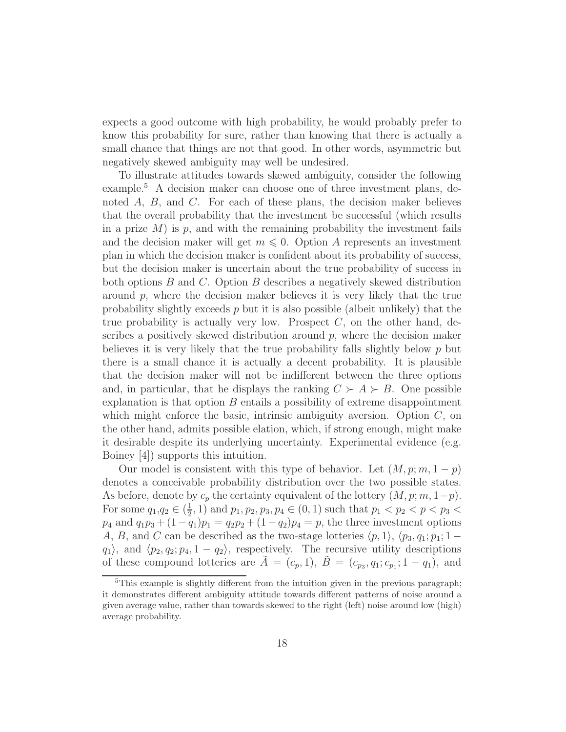expects a good outcome with high probability, he would probably prefer to know this probability for sure, rather than knowing that there is actually a small chance that things are not that good. In other words, asymmetric but negatively skewed ambiguity may well be undesired.

To illustrate attitudes towards skewed ambiguity, consider the following example.[5] A decision maker can choose one of three investment plans, denoted $A$, $B$, and $C$. For each of these plans, the decision maker believes that the overall probability that the investment be successful (which results in a prize $M$) is $p$, and with the remaining probability the investment fails and the decision maker will get $m \leqslant 0$. Option $A$ represents an investment plan in which the decision maker is confident about its probability of success, but the decision maker is uncertain about the true probability of success in both options $B$ and $C$. Option $B$ describes a negatively skewed distribution around $p$, where the decision maker believes it is very likely that the true probability slightly exceeds $p$ but it is also possible (albeit unlikely) that the true probability is actually very low. Prospect $C$, on the other hand, describes a positively skewed distribution around $p$, where the decision maker believes it is very likely that the true probability falls slightly below $p$ but there is a small chance it is actually a decent probability. It is plausible that the decision maker will not be indifferent between the three options and, in particular, that he displays the ranking $C \succ A \succ B$. One possible explanation is that option $B$ entails a possibility of extreme disappointment which might enforce the basic, intrinsic ambiguity aversion. Option $C$, on the other hand, admits possible elation, which, if strong enough, might make it desirable despite its underlying uncertainty. Experimental evidence (e.g. Boiney [4]) supports this intuition.

Our model is consistent with this type of behavior. Let $(M, p; m, 1-p)$ denotes a conceivable probability distribution over the two possible states. As before, denote by $c_p$ the certainty equivalent of the lottery $(M, p; m, 1-p)$. For some $q_1, q_2 \in (\frac{1}{2}, 1)$ and $p_1, p_2, p_3, p_4 \in (0, 1)$ such that $p_1 < p_2 < p < p_3 < p_4$ and $q_1 p_3 + (1-q_1)p_1 = q_2 p_2 + (1-q_2)p_4 = p$, the three investment options $A$, $B$, and $C$ can be described as the two-stage lotteries $\langle p, 1 \rangle$, $\langle p_3, q_1; p_1; 1-q_1 \rangle$, and $\langle p_2, q_2; p_4, 1-q_2 \rangle$, respectively. The recursive utility descriptions of these compound lotteries are $\tilde{A} = (c_p, 1)$, $\tilde{B} = (c_{p_3}, q_1; c_{p_1}; 1-q_1)$, and

[5] This example is slightly different from the intuition given in the previous paragraph; it demonstrates different ambiguity attitude towards different patterns of noise around a given average value, rather than towards skewed to the right (left) noise around low (high) average probability.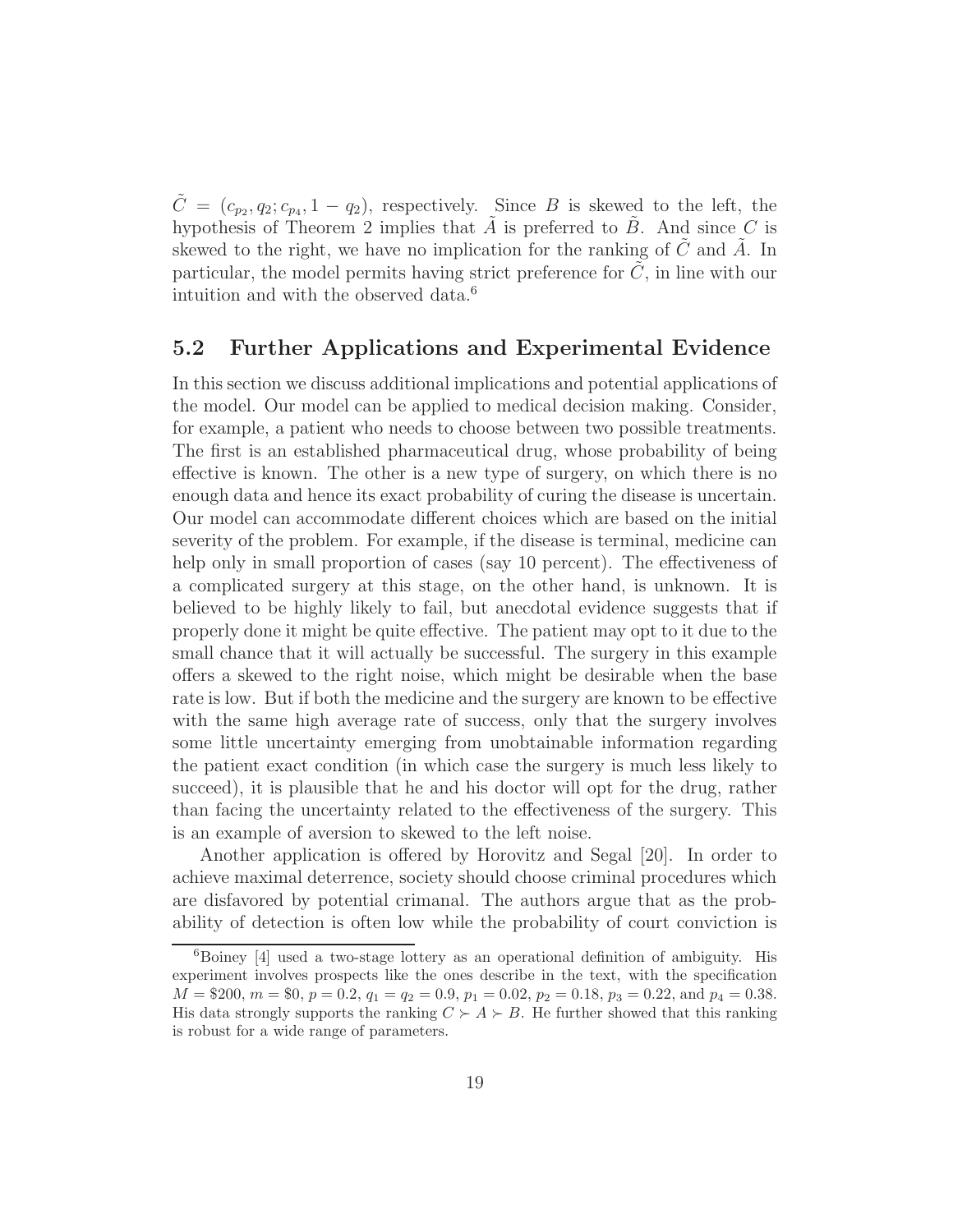$\tilde{C} = (c_{p_2}, q_2; c_{p_4}, 1 - q_2)$, respectively. Since $B$ is skewed to the left, the hypothesis of Theorem 2 implies that $\tilde{A}$ is preferred to $\tilde{B}$. And since $C$ is skewed to the right, we have no implication for the ranking of $\tilde{C}$ and $\tilde{A}$. In particular, the model permits having strict preference for $\tilde{C}$, in line with our intuition and with the observed data.[6]

## 5.2 Further Applications and Experimental Evidence

In this section we discuss additional implications and potential applications of the model. Our model can be applied to medical decision making. Consider, for example, a patient who needs to choose between two possible treatments. The first is an established pharmaceutical drug, whose probability of being effective is known. The other is a new type of surgery, on which there is no enough data and hence its exact probability of curing the disease is uncertain. Our model can accommodate different choices which are based on the initial severity of the problem. For example, if the disease is terminal, medicine can help only in small proportion of cases (say 10 percent). The effectiveness of a complicated surgery at this stage, on the other hand, is unknown. It is believed to be highly likely to fail, but anecdotal evidence suggests that if properly done it might be quite effective. The patient may opt to it due to the small chance that it will actually be successful. The surgery in this example offers a skewed to the right noise, which might be desirable when the base rate is low. But if both the medicine and the surgery are known to be effective with the same high average rate of success, only that the surgery involves some little uncertainty emerging from unobtainable information regarding the patient exact condition (in which case the surgery is much less likely to succeed), it is plausible that he and his doctor will opt for the drug, rather than facing the uncertainty related to the effectiveness of the surgery. This is an example of aversion to skewed to the left noise.

Another application is offered by Horovitz and Segal [20]. In order to achieve maximal deterrence, society should choose criminal procedures which are disfavored by potential crimanal. The authors argue that as the probability of detection is often low while the probability of court conviction is

---

[6] Boiney [4] used a two-stage lottery as an operational definition of ambiguity. His experiment involves prospects like the ones describe in the text, with the specification $M = \$200$, $m = \$0$, $p = 0.2$, $q_1 = q_2 = 0.9$, $p_1 = 0.02$, $p_2 = 0.18$, $p_3 = 0.22$, and $p_4 = 0.38$. His data strongly supports the ranking $C \succ A \succ B$. He further showed that this ranking is robust for a wide range of parameters.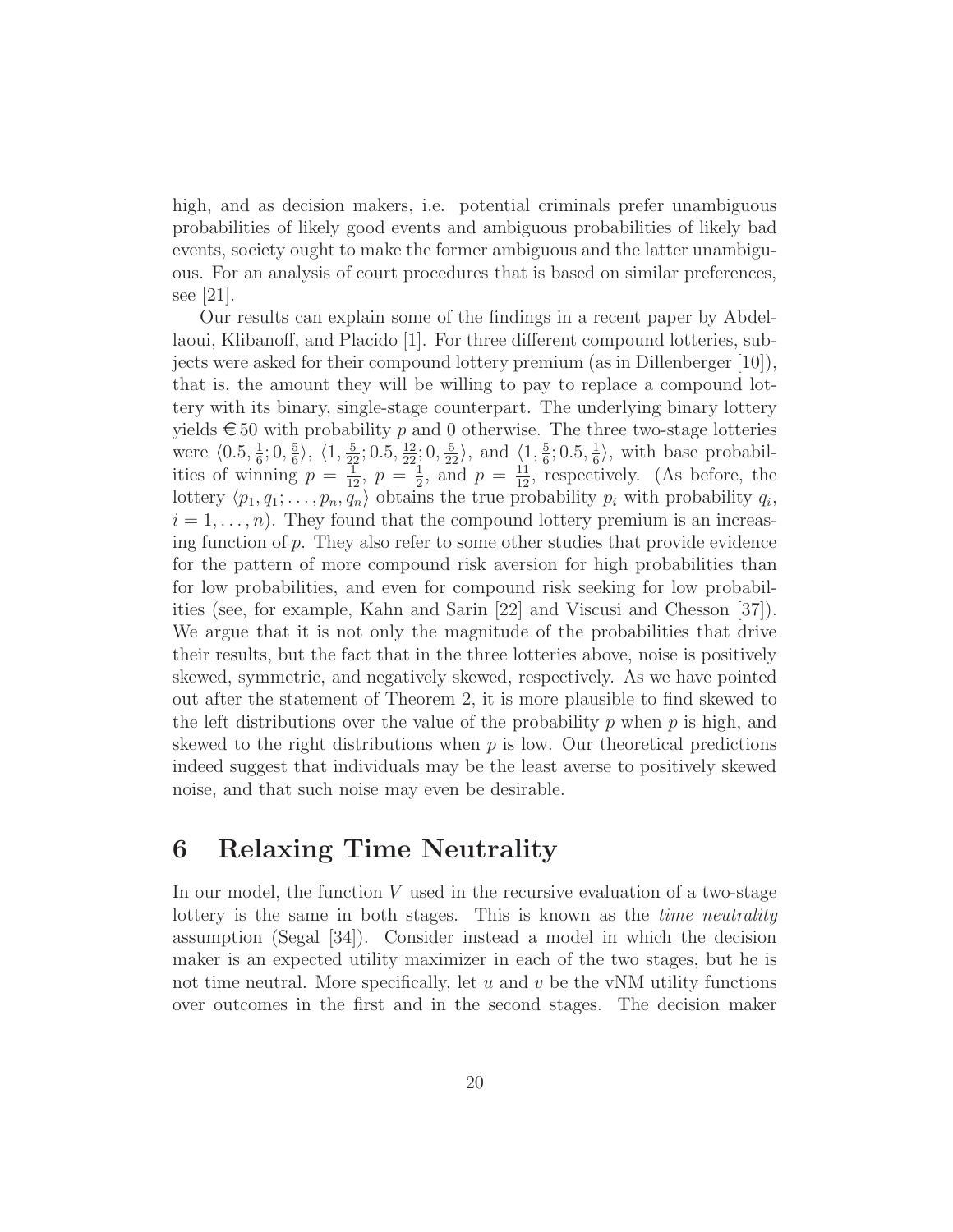high, and as decision makers, i.e. potential criminals prefer unambiguous probabilities of likely good events and ambiguous probabilities of likely bad events, society ought to make the former ambiguous and the latter unambiguous. For an analysis of court procedures that is based on similar preferences, see [21].

Our results can explain some of the findings in a recent paper by Abdellaoui, Klibanoff, and Placido [1]. For three different compound lotteries, subjects were asked for their compound lottery premium (as in Dillenberger [10]), that is, the amount they will be willing to pay to replace a compound lottery with its binary, single-stage counterpart. The underlying binary lottery yields €50 with probability $p$ and 0 otherwise. The three two-stage lotteries were $\langle 0.5, \frac{1}{6}; 0, \frac{5}{6} \rangle$, $\langle 1, \frac{5}{22}; 0.5, \frac{12}{22}; 0, \frac{5}{22} \rangle$, and $\langle 1, \frac{5}{6}; 0.5, \frac{1}{6} \rangle$, with base probabilities of winning $p = \frac{1}{12}$, $p = \frac{1}{2}$, and $p = \frac{11}{12}$, respectively. (As before, the lottery $\langle p_1, q_1; \ldots, p_n, q_n \rangle$ obtains the true probability $p_i$ with probability $q_i$, $i = 1, \ldots, n$). They found that the compound lottery premium is an increasing function of $p$. They also refer to some other studies that provide evidence for the pattern of more compound risk aversion for high probabilities than for low probabilities, and even for compound risk seeking for low probabilities (see, for example, Kahn and Sarin [22] and Viscusi and Chesson [37]). We argue that it is not only the magnitude of the probabilities that drive their results, but the fact that in the three lotteries above, noise is positively skewed, symmetric, and negatively skewed, respectively. As we have pointed out after the statement of Theorem 2, it is more plausible to find skewed to the left distributions over the value of the probability $p$ when $p$ is high, and skewed to the right distributions when $p$ is low. Our theoretical predictions indeed suggest that individuals may be the least averse to positively skewed noise, and that such noise may even be desirable.

## 6 Relaxing Time Neutrality

In our model, the function $V$ used in the recursive evaluation of a two-stage lottery is the same in both stages. This is known as the *time neutrality* assumption (Segal [34]). Consider instead a model in which the decision maker is an expected utility maximizer in each of the two stages, but he is not time neutral. More specifically, let $u$ and $v$ be the vNM utility functions over outcomes in the first and in the second stages. The decision maker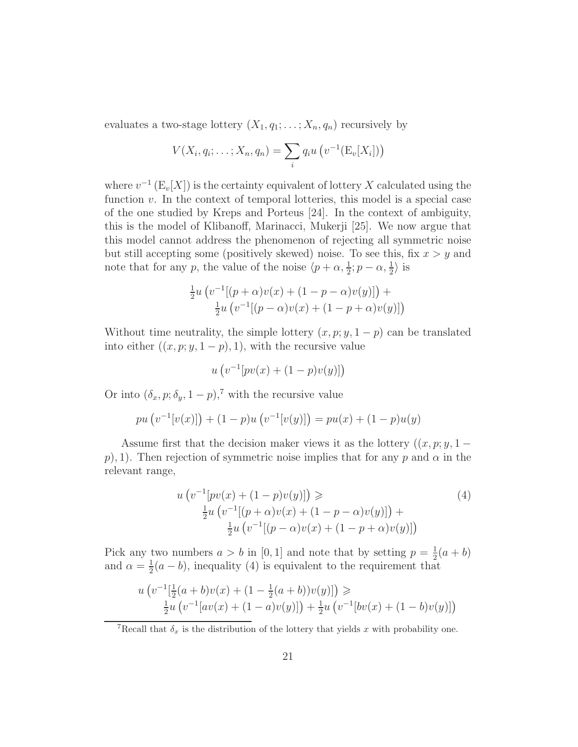evaluates a two-stage lottery $(X_1, q_1; \ldots; X_n, q_n)$ recursively by

$$V(X_i, q_i; \ldots; X_n, q_n) = \sum_i q_i u\left(v^{-1}(\mathrm{E}_v[X_i])\right)$$

where $v^{-1}(\mathrm{E}_v[X])$ is the certainty equivalent of lottery $X$ calculated using the function $v$. In the context of temporal lotteries, this model is a special case of the one studied by Kreps and Porteus [24]. In the context of ambiguity, this is the model of Klibanoff, Marinacci, Mukerji [25]. We now argue that this model cannot address the phenomenon of rejecting all symmetric noise but still accepting some (positively skewed) noise. To see this, fix $x > y$ and note that for any $p$, the value of the noise $\langle p+\alpha, \frac{1}{2}; p-\alpha, \frac{1}{2}\rangle$ is

$$\begin{aligned}&\tfrac{1}{2}u\left(v^{-1}[(p+\alpha)v(x) + (1-p-\alpha)v(y)]\right) + \\ &\qquad \tfrac{1}{2}u\left(v^{-1}[(p-\alpha)v(x) + (1-p+\alpha)v(y)]\right)\end{aligned}$$

Without time neutrality, the simple lottery $(x, p; y, 1-p)$ can be translated into either $((x, p; y, 1-p), 1)$, with the recursive value

$$u\left(v^{-1}[pv(x) + (1-p)v(y)]\right)$$

Or into $(\delta_x, p; \delta_y, 1-p)$,[7] with the recursive value

$$pu\left(v^{-1}[v(x)]\right) + (1-p)u\left(v^{-1}[v(y)]\right) = pu(x) + (1-p)u(y)$$

Assume first that the decision maker views it as the lottery $((x, p; y, 1-p), 1)$. Then rejection of symmetric noise implies that for any $p$ and $\alpha$ in the relevant range,

$$\begin{aligned}&u\left(v^{-1}[pv(x) + (1-p)v(y)]\right) \geqslant \\ &\qquad \tfrac{1}{2}u\left(v^{-1}[(p+\alpha)v(x) + (1-p-\alpha)v(y)]\right) + \\ &\qquad\qquad \tfrac{1}{2}u\left(v^{-1}[(p-\alpha)v(x) + (1-p+\alpha)v(y)]\right)\end{aligned} \tag{4}$$

Pick any two numbers $a > b$ in $[0, 1]$ and note that by setting $p = \frac{1}{2}(a+b)$ and $\alpha = \frac{1}{2}(a-b)$, inequality (4) is equivalent to the requirement that

$$\begin{aligned}&u\left(v^{-1}[\tfrac{1}{2}(a+b)v(x) + (1-\tfrac{1}{2}(a+b))v(y)]\right) \geqslant \\ &\qquad \tfrac{1}{2}u\left(v^{-1}[av(x) + (1-a)v(y)]\right) + \tfrac{1}{2}u\left(v^{-1}[bv(x) + (1-b)v(y)]\right)\end{aligned}$$

---

[7] Recall that $\delta_x$ is the distribution of the lottery that yields $x$ with probability one.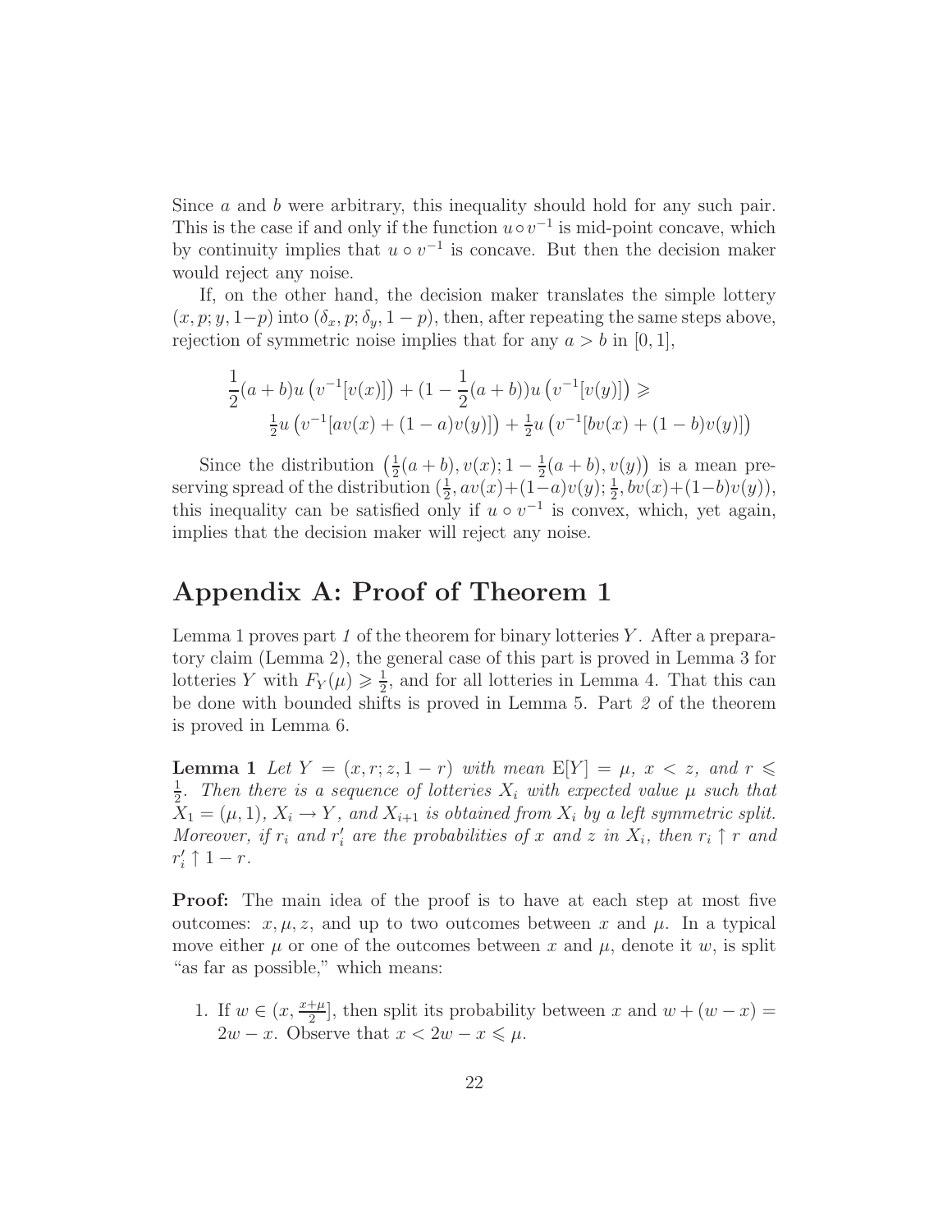Since $a$ and $b$ were arbitrary, this inequality should hold for any such pair. This is the case if and only if the function $u \circ v^{-1}$ is mid-point concave, which by continuity implies that $u \circ v^{-1}$ is concave. But then the decision maker would reject any noise.

If, on the other hand, the decision maker translates the simple lottery $(x, p; y, 1-p)$ into $(\delta_x, p; \delta_y, 1-p)$, then, after repeating the same steps above, rejection of symmetric noise implies that for any $a > b$ in $[0, 1]$,

$$\frac{1}{2}(a+b)u\left(v^{-1}[v(x)]\right) + (1 - \frac{1}{2}(a+b))u\left(v^{-1}[v(y)]\right) \geqslant \\ \tfrac{1}{2}u\left(v^{-1}[av(x) + (1-a)v(y)]\right) + \tfrac{1}{2}u\left(v^{-1}[bv(x) + (1-b)v(y)]\right)$$

Since the distribution $\left(\frac{1}{2}(a+b), v(x); 1 - \frac{1}{2}(a+b), v(y)\right)$ is a mean preserving spread of the distribution $(\frac{1}{2}, av(x)+(1-a)v(y); \frac{1}{2}, bv(x)+(1-b)v(y))$, this inequality can be satisfied only if $u \circ v^{-1}$ is convex, which, yet again, implies that the decision maker will reject any noise.

# Appendix A: Proof of Theorem 1

Lemma 1 proves part *1* of the theorem for binary lotteries $Y$. After a preparatory claim (Lemma 2), the general case of this part is proved in Lemma 3 for lotteries $Y$ with $F_Y(\mu) \geqslant \frac{1}{2}$, and for all lotteries in Lemma 4. That this can be done with bounded shifts is proved in Lemma 5. Part *2* of the theorem is proved in Lemma 6.

**Lemma 1** *Let $Y = (x, r; z, 1-r)$ with mean $\mathrm{E}[Y] = \mu$, $x < z$, and $r \leqslant \frac{1}{2}$. Then there is a sequence of lotteries $X_i$ with expected value $\mu$ such that $X_1 = (\mu, 1)$, $X_i \to Y$, and $X_{i+1}$ is obtained from $X_i$ by a left symmetric split. Moreover, if $r_i$ and $r'_i$ are the probabilities of $x$ and $z$ in $X_i$, then $r_i \uparrow r$ and $r'_i \uparrow 1-r$.*

**Proof:** The main idea of the proof is to have at each step at most five outcomes: $x, \mu, z$, and up to two outcomes between $x$ and $\mu$. In a typical move either $\mu$ or one of the outcomes between $x$ and $\mu$, denote it $w$, is split "as far as possible," which means:

1. If $w \in (x, \frac{x+\mu}{2}]$, then split its probability between $x$ and $w + (w-x) = 2w - x$. Observe that $x < 2w - x \leqslant \mu$.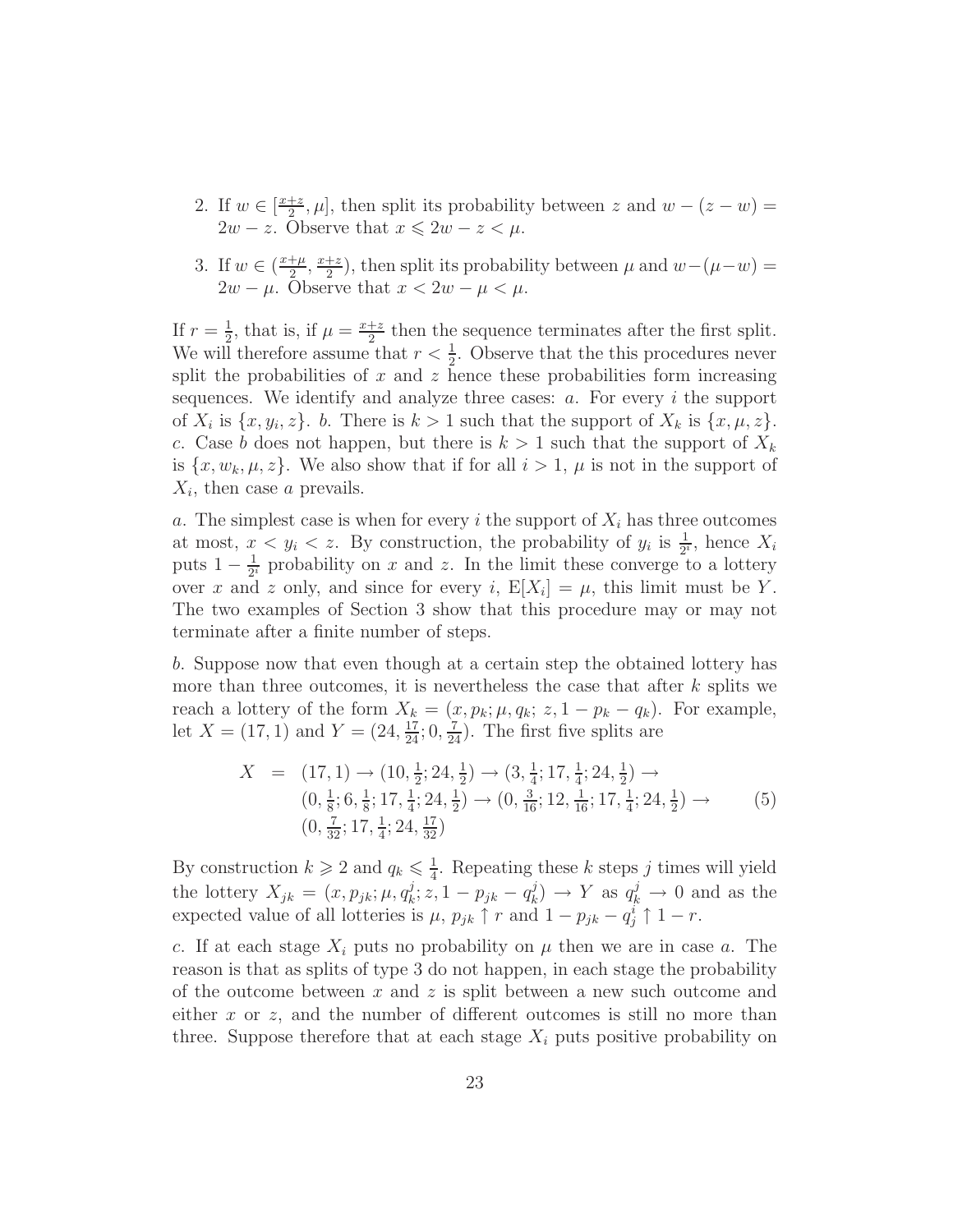2. If $w \in [\frac{x+z}{2}, \mu]$, then split its probability between $z$ and $w - (z - w) = 2w - z$. Observe that $x \leqslant 2w - z < \mu$.

3. If $w \in (\frac{x+\mu}{2}, \frac{x+z}{2})$, then split its probability between $\mu$ and $w - (\mu - w) = 2w - \mu$. Observe that $x < 2w - \mu < \mu$.

If $r = \frac{1}{2}$, that is, if $\mu = \frac{x+z}{2}$ then the sequence terminates after the first split. We will therefore assume that $r < \frac{1}{2}$. Observe that the this procedures never split the probabilities of $x$ and $z$ hence these probabilities form increasing sequences. We identify and analyze three cases: *a*. For every $i$ the support of $X_i$ is $\{x, y_i, z\}$. *b*. There is $k > 1$ such that the support of $X_k$ is $\{x, \mu, z\}$. *c*. Case *b* does not happen, but there is $k > 1$ such that the support of $X_k$ is $\{x, w_k, \mu, z\}$. We also show that if for all $i > 1$, $\mu$ is not in the support of $X_i$, then case *a* prevails.

*a*. The simplest case is when for every $i$ the support of $X_i$ has three outcomes at most, $x < y_i < z$. By construction, the probability of $y_i$ is $\frac{1}{2^i}$, hence $X_i$ puts $1 - \frac{1}{2^i}$ probability on $x$ and $z$. In the limit these converge to a lottery over $x$ and $z$ only, and since for every $i$, $\mathrm{E}[X_i] = \mu$, this limit must be $Y$. The two examples of Section 3 show that this procedure may or may not terminate after a finite number of steps.

*b*. Suppose now that even though at a certain step the obtained lottery has more than three outcomes, it is nevertheless the case that after $k$ splits we reach a lottery of the form $X_k = (x, p_k; \mu, q_k;\ z, 1 - p_k - q_k)$. For example, let $X = (17, 1)$ and $Y = (24, \frac{17}{24}; 0, \frac{7}{24})$. The first five splits are

$$\begin{aligned} X &= (17,1) \to (10, \tfrac{1}{2}; 24, \tfrac{1}{2}) \to (3, \tfrac{1}{4}; 17, \tfrac{1}{4}; 24, \tfrac{1}{2}) \to \\ &\quad (0, \tfrac{1}{8}; 6, \tfrac{1}{8}; 17, \tfrac{1}{4}; 24, \tfrac{1}{2}) \to (0, \tfrac{3}{16}; 12, \tfrac{1}{16}; 17, \tfrac{1}{4}; 24, \tfrac{1}{2}) \to \\ &\quad (0, \tfrac{7}{32}; 17, \tfrac{1}{4}; 24, \tfrac{17}{32}) \end{aligned} \tag{5}$$

By construction $k \geqslant 2$ and $q_k \leqslant \frac{1}{4}$. Repeating these $k$ steps $j$ times will yield the lottery $X_{jk} = (x, p_{jk}; \mu, q_k^j; z, 1 - p_{jk} - q_k^j) \to Y$ as $q_k^j \to 0$ and as the expected value of all lotteries is $\mu$, $p_{jk} \uparrow r$ and $1 - p_{jk} - q_j^i \uparrow 1 - r$.

*c*. If at each stage $X_i$ puts no probability on $\mu$ then we are in case *a*. The reason is that as splits of type 3 do not happen, in each stage the probability of the outcome between $x$ and $z$ is split between a new such outcome and either $x$ or $z$, and the number of different outcomes is still no more than three. Suppose therefore that at each stage $X_i$ puts positive probability on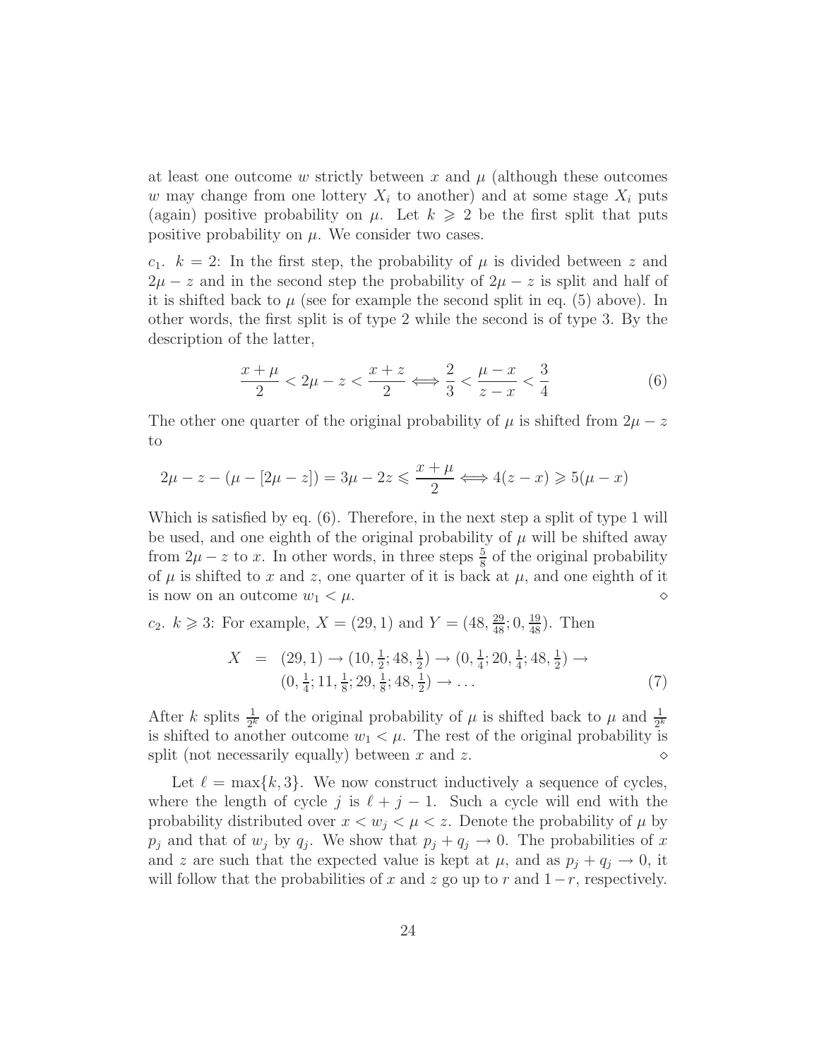at least one outcome $w$ strictly between $x$ and $\mu$ (although these outcomes $w$ may change from one lottery $X_i$ to another) and at some stage $X_i$ puts (again) positive probability on $\mu$. Let $k \geqslant 2$ be the first split that puts positive probability on $\mu$. We consider two cases.

$c_1$. $k = 2$: In the first step, the probability of $\mu$ is divided between $z$ and $2\mu - z$ and in the second step the probability of $2\mu - z$ is split and half of it is shifted back to $\mu$ (see for example the second split in eq. (5) above). In other words, the first split is of type 2 while the second is of type 3. By the description of the latter,

$$\frac{x+\mu}{2} < 2\mu - z < \frac{x+z}{2} \iff \frac{2}{3} < \frac{\mu - x}{z - x} < \frac{3}{4} \tag{6}$$

The other one quarter of the original probability of $\mu$ is shifted from $2\mu - z$ to

$$2\mu - z - (\mu - [2\mu - z]) = 3\mu - 2z \leqslant \frac{x+\mu}{2} \iff 4(z-x) \geqslant 5(\mu - x)$$

Which is satisfied by eq. (6). Therefore, in the next step a split of type 1 will be used, and one eighth of the original probability of $\mu$ will be shifted away from $2\mu - z$ to $x$. In other words, in three steps $\frac{5}{8}$ of the original probability of $\mu$ is shifted to $x$ and $z$, one quarter of it is back at $\mu$, and one eighth of it is now on an outcome $w_1 < \mu$. $\diamond$

$c_2$. $k \geqslant 3$: For example, $X = (29, 1)$ and $Y = (48, \frac{29}{48}; 0, \frac{19}{48})$. Then

$$\begin{aligned} X &= (29,1) \to (10, \tfrac{1}{2}; 48, \tfrac{1}{2}) \to (0, \tfrac{1}{4}; 20, \tfrac{1}{4}; 48, \tfrac{1}{2}) \to \\ &\quad (0, \tfrac{1}{4}; 11, \tfrac{1}{8}; 29, \tfrac{1}{8}; 48, \tfrac{1}{2}) \to \dots \end{aligned} \tag{7}$$

After $k$ splits $\frac{1}{2^k}$ of the original probability of $\mu$ is shifted back to $\mu$ and $\frac{1}{2^k}$ is shifted to another outcome $w_1 < \mu$. The rest of the original probability is split (not necessarily equally) between $x$ and $z$. $\diamond$

Let $\ell = \max\{k, 3\}$. We now construct inductively a sequence of cycles, where the length of cycle $j$ is $\ell + j - 1$. Such a cycle will end with the probability distributed over $x < w_j < \mu < z$. Denote the probability of $\mu$ by $p_j$ and that of $w_j$ by $q_j$. We show that $p_j + q_j \to 0$. The probabilities of $x$ and $z$ are such that the expected value is kept at $\mu$, and as $p_j + q_j \to 0$, it will follow that the probabilities of $x$ and $z$ go up to $r$ and $1-r$, respectively.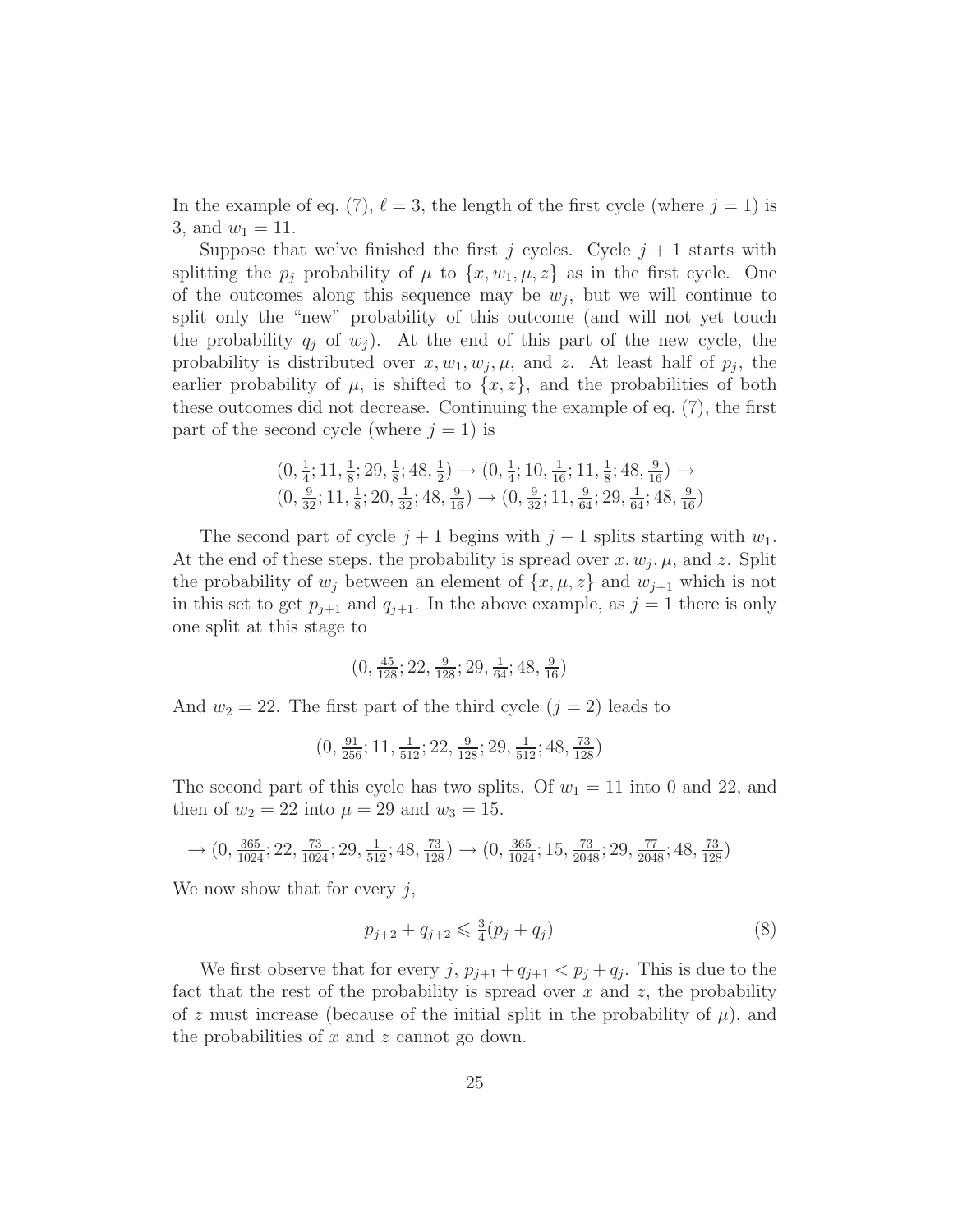In the example of eq. (7), $\ell = 3$, the length of the first cycle (where $j = 1$) is 3, and $w_1 = 11$.

Suppose that we've finished the first $j$ cycles. Cycle $j + 1$ starts with splitting the $p_j$ probability of $\mu$ to $\{x, w_1, \mu, z\}$ as in the first cycle. One of the outcomes along this sequence may be $w_j$, but we will continue to split only the "new" probability of this outcome (and will not yet touch the probability $q_j$ of $w_j$). At the end of this part of the new cycle, the probability is distributed over $x, w_1, w_j, \mu$, and $z$. At least half of $p_j$, the earlier probability of $\mu$, is shifted to $\{x, z\}$, and the probabilities of both these outcomes did not decrease. Continuing the example of eq. (7), the first part of the second cycle (where $j = 1$) is

$$(0, \tfrac{1}{4}; 11, \tfrac{1}{8}; 29, \tfrac{1}{8}; 48, \tfrac{1}{2}) \to (0, \tfrac{1}{4}; 10, \tfrac{1}{16}; 11, \tfrac{1}{8}; 48, \tfrac{9}{16}) \to$$
$$(0, \tfrac{9}{32}; 11, \tfrac{1}{8}; 20, \tfrac{1}{32}; 48, \tfrac{9}{16}) \to (0, \tfrac{9}{32}; 11, \tfrac{9}{64}; 29, \tfrac{1}{64}; 48, \tfrac{9}{16})$$

The second part of cycle $j + 1$ begins with $j - 1$ splits starting with $w_1$. At the end of these steps, the probability is spread over $x, w_j, \mu$, and $z$. Split the probability of $w_j$ between an element of $\{x, \mu, z\}$ and $w_{j+1}$ which is not in this set to get $p_{j+1}$ and $q_{j+1}$. In the above example, as $j = 1$ there is only one split at this stage to

$$(0, \tfrac{45}{128}; 22, \tfrac{9}{128}; 29, \tfrac{1}{64}; 48, \tfrac{9}{16})$$

And $w_2 = 22$. The first part of the third cycle ($j = 2$) leads to

$$(0, \tfrac{91}{256}; 11, \tfrac{1}{512}; 22, \tfrac{9}{128}; 29, \tfrac{1}{512}; 48, \tfrac{73}{128})$$

The second part of this cycle has two splits. Of $w_1 = 11$ into 0 and 22, and then of $w_2 = 22$ into $\mu = 29$ and $w_3 = 15$.

$$\to (0, \tfrac{365}{1024}; 22, \tfrac{73}{1024}; 29, \tfrac{1}{512}; 48, \tfrac{73}{128}) \to (0, \tfrac{365}{1024}; 15, \tfrac{73}{2048}; 29, \tfrac{77}{2048}; 48, \tfrac{73}{128})$$

We now show that for every $j$,

$$p_{j+2} + q_{j+2} \leqslant \tfrac{3}{4}(p_j + q_j) \tag{8}$$

We first observe that for every $j$, $p_{j+1} + q_{j+1} < p_j + q_j$. This is due to the fact that the rest of the probability is spread over $x$ and $z$, the probability of $z$ must increase (because of the initial split in the probability of $\mu$), and the probabilities of $x$ and $z$ cannot go down.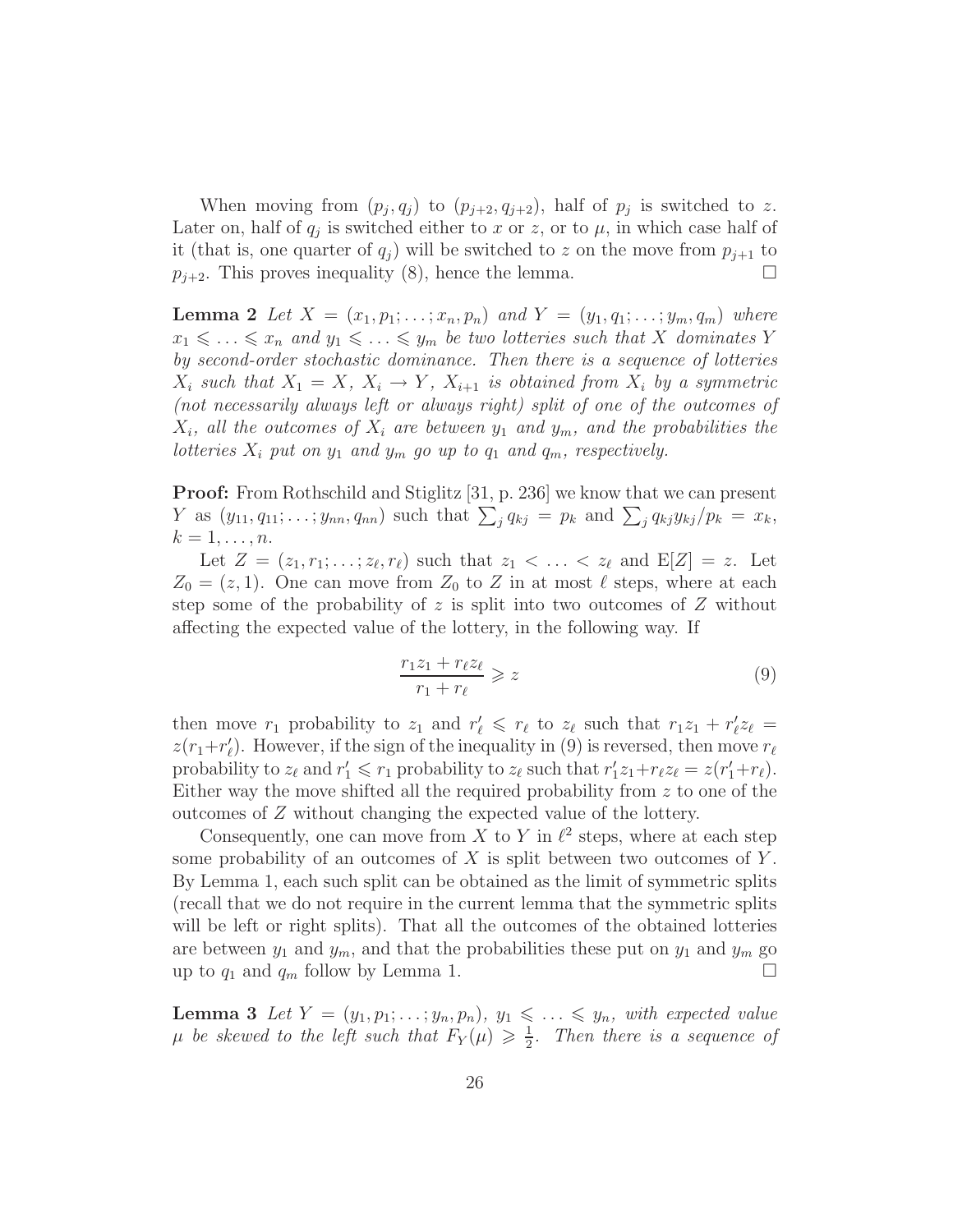When moving from $(p_j, q_j)$ to $(p_{j+2}, q_{j+2})$, half of $p_j$ is switched to $z$. Later on, half of $q_j$ is switched either to $x$ or $z$, or to $\mu$, in which case half of it (that is, one quarter of $q_j$) will be switched to $z$ on the move from $p_{j+1}$ to $p_{j+2}$. This proves inequality (8), hence the lemma. $\square$

**Lemma 2** *Let $X = (x_1, p_1; \ldots; x_n, p_n)$ and $Y = (y_1, q_1; \ldots; y_m, q_m)$ where $x_1 \leqslant \ldots \leqslant x_n$ and $y_1 \leqslant \ldots \leqslant y_m$ be two lotteries such that $X$ dominates $Y$ by second-order stochastic dominance. Then there is a sequence of lotteries $X_i$ such that $X_1 = X$, $X_i \to Y$, $X_{i+1}$ is obtained from $X_i$ by a symmetric (not necessarily always left or always right) split of one of the outcomes of $X_i$, all the outcomes of $X_i$ are between $y_1$ and $y_m$, and the probabilities the lotteries $X_i$ put on $y_1$ and $y_m$ go up to $q_1$ and $q_m$, respectively.*

**Proof:** From Rothschild and Stiglitz [31, p. 236] we know that we can present $Y$ as $(y_{11}, q_{11}; \ldots; y_{nn}, q_{nn})$ such that $\sum_j q_{kj} = p_k$ and $\sum_j q_{kj} y_{kj}/p_k = x_k$, $k = 1, \ldots, n$.

Let $Z = (z_1, r_1; \ldots; z_\ell, r_\ell)$ such that $z_1 < \ldots < z_\ell$ and $\mathrm{E}[Z] = z$. Let $Z_0 = (z, 1)$. One can move from $Z_0$ to $Z$ in at most $\ell$ steps, where at each step some of the probability of $z$ is split into two outcomes of $Z$ without affecting the expected value of the lottery, in the following way. If

$$\frac{r_1 z_1 + r_\ell z_\ell}{r_1 + r_\ell} \geqslant z \tag{9}$$

then move $r_1$ probability to $z_1$ and $r'_\ell \leqslant r_\ell$ to $z_\ell$ such that $r_1 z_1 + r'_\ell z_\ell = z(r_1 + r'_\ell)$. However, if the sign of the inequality in (9) is reversed, then move $r_\ell$ probability to $z_\ell$ and $r'_1 \leqslant r_1$ probability to $z_\ell$ such that $r'_1 z_1 + r_\ell z_\ell = z(r'_1 + r_\ell)$. Either way the move shifted all the required probability from $z$ to one of the outcomes of $Z$ without changing the expected value of the lottery.

Consequently, one can move from $X$ to $Y$ in $\ell^2$ steps, where at each step some probability of an outcomes of $X$ is split between two outcomes of $Y$. By Lemma 1, each such split can be obtained as the limit of symmetric splits (recall that we do not require in the current lemma that the symmetric splits will be left or right splits). That all the outcomes of the obtained lotteries are between $y_1$ and $y_m$, and that the probabilities these put on $y_1$ and $y_m$ go up to $q_1$ and $q_m$ follow by Lemma 1. $\square$

**Lemma 3** *Let $Y = (y_1, p_1; \ldots; y_n, p_n)$, $y_1 \leqslant \ldots \leqslant y_n$, with expected value $\mu$ be skewed to the left such that $F_Y(\mu) \geqslant \frac{1}{2}$. Then there is a sequence of*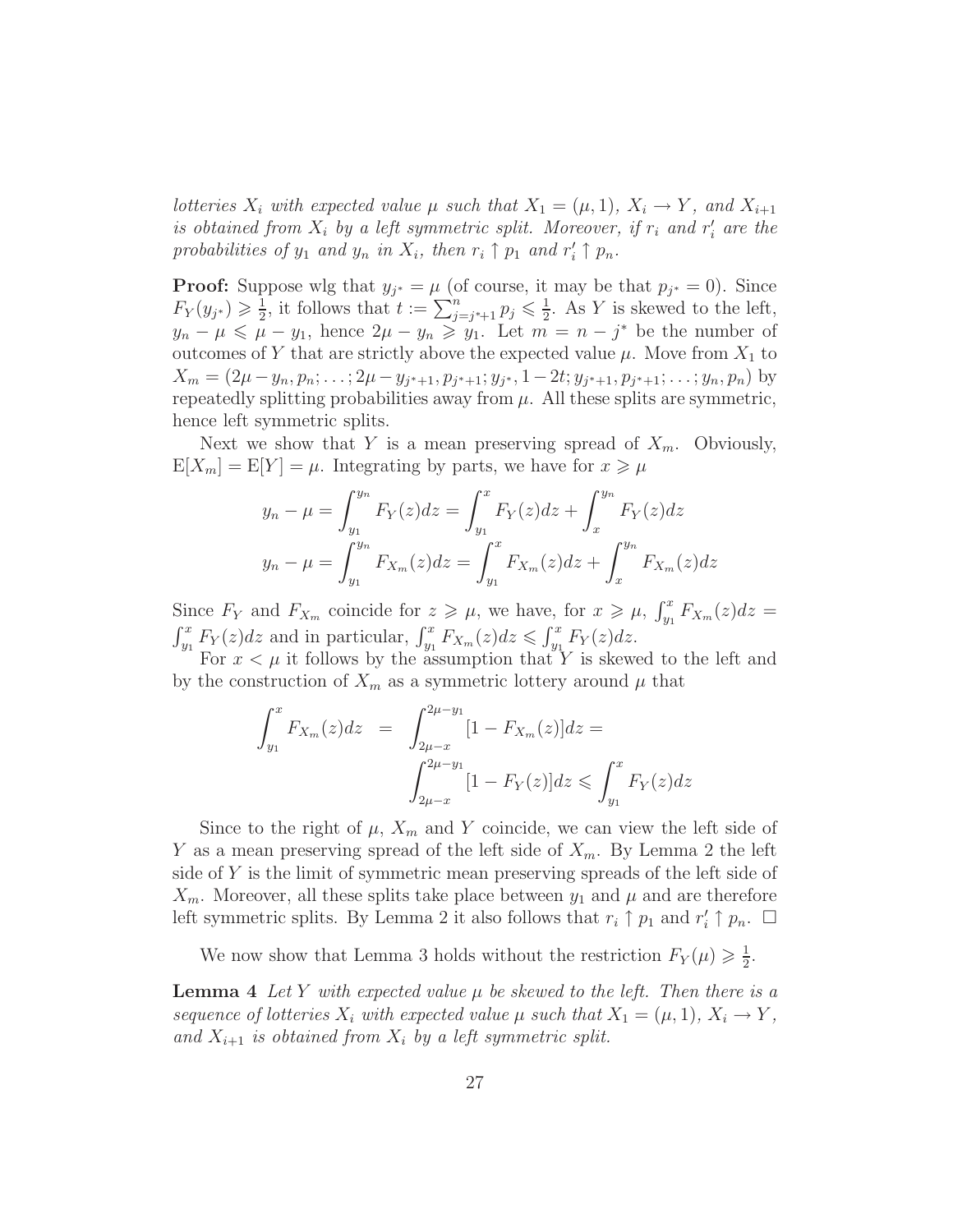*lotteries $X_i$ with expected value $\mu$ such that $X_1 = (\mu, 1)$, $X_i \to Y$, and $X_{i+1}$ is obtained from $X_i$ by a left symmetric split. Moreover, if $r_i$ and $r'_i$ are the probabilities of $y_1$ and $y_n$ in $X_i$, then $r_i \uparrow p_1$ and $r'_i \uparrow p_n$.*

**Proof:** Suppose wlg that $y_{j^*} = \mu$ (of course, it may be that $p_{j^*} = 0$). Since $F_Y(y_{j^*}) \geqslant \frac{1}{2}$, it follows that $t := \sum_{j=j^*+1}^{n} p_j \leqslant \frac{1}{2}$. As $Y$ is skewed to the left, $y_n - \mu \leqslant \mu - y_1$, hence $2\mu - y_n \geqslant y_1$. Let $m = n - j^*$ be the number of outcomes of $Y$ that are strictly above the expected value $\mu$. Move from $X_1$ to $X_m = (2\mu - y_n, p_n; \ldots; 2\mu - y_{j^*+1}, p_{j^*+1}; y_{j^*}, 1-2t; y_{j^*+1}, p_{j^*+1}; \ldots; y_n, p_n)$ by repeatedly splitting probabilities away from $\mu$. All these splits are symmetric, hence left symmetric splits.

Next we show that $Y$ is a mean preserving spread of $X_m$. Obviously, $\mathrm{E}[X_m] = \mathrm{E}[Y] = \mu$. Integrating by parts, we have for $x \geqslant \mu$

$$y_n - \mu = \int_{y_1}^{y_n} F_Y(z)dz = \int_{y_1}^{x} F_Y(z)dz + \int_{x}^{y_n} F_Y(z)dz$$

$$y_n - \mu = \int_{y_1}^{y_n} F_{X_m}(z)dz = \int_{y_1}^{x} F_{X_m}(z)dz + \int_{x}^{y_n} F_{X_m}(z)dz$$

Since $F_Y$ and $F_{X_m}$ coincide for $z \geqslant \mu$, we have, for $x \geqslant \mu$, $\int_{y_1}^{x} F_{X_m}(z)dz = \int_{y_1}^{x} F_Y(z)dz$ and in particular, $\int_{y_1}^{x} F_{X_m}(z)dz \leqslant \int_{y_1}^{x} F_Y(z)dz$.

For $x < \mu$ it follows by the assumption that $Y$ is skewed to the left and by the construction of $X_m$ as a symmetric lottery around $\mu$ that

$$\int_{y_1}^{x} F_{X_m}(z)dz = \int_{2\mu-x}^{2\mu-y_1} [1 - F_{X_m}(z)]dz = \int_{2\mu-x}^{2\mu-y_1} [1 - F_Y(z)]dz \leqslant \int_{y_1}^{x} F_Y(z)dz$$

Since to the right of $\mu$, $X_m$ and $Y$ coincide, we can view the left side of $Y$ as a mean preserving spread of the left side of $X_m$. By Lemma 2 the left side of $Y$ is the limit of symmetric mean preserving spreads of the left side of $X_m$. Moreover, all these splits take place between $y_1$ and $\mu$ and are therefore left symmetric splits. By Lemma 2 it also follows that $r_i \uparrow p_1$ and $r'_i \uparrow p_n$. $\square$

We now show that Lemma 3 holds without the restriction $F_Y(\mu) \geqslant \frac{1}{2}$.

**Lemma 4** *Let $Y$ with expected value $\mu$ be skewed to the left. Then there is a sequence of lotteries $X_i$ with expected value $\mu$ such that $X_1 = (\mu, 1)$, $X_i \to Y$, and $X_{i+1}$ is obtained from $X_i$ by a left symmetric split.*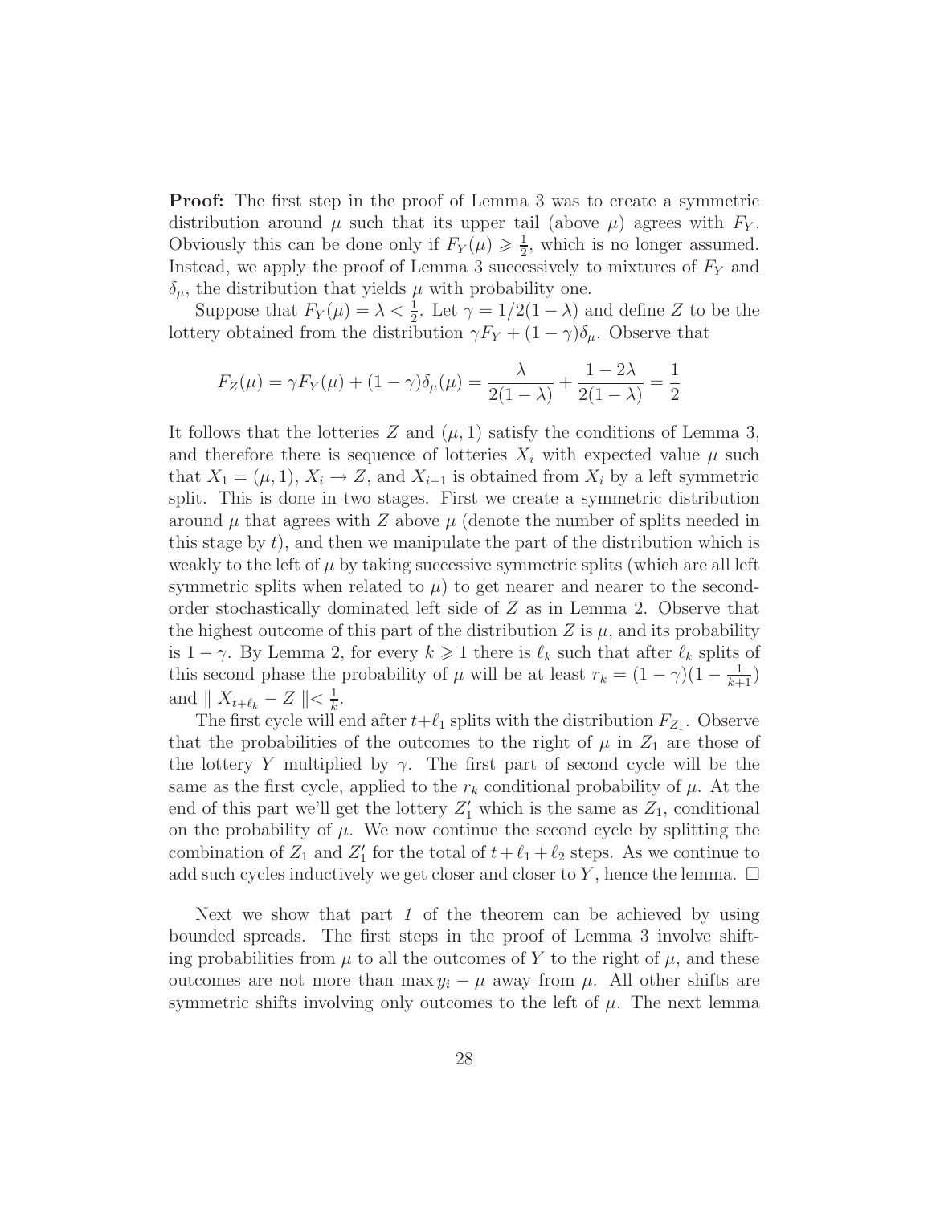**Proof:** The first step in the proof of Lemma 3 was to create a symmetric distribution around $\mu$ such that its upper tail (above $\mu$) agrees with $F_Y$. Obviously this can be done only if $F_Y(\mu) \geqslant \frac{1}{2}$, which is no longer assumed. Instead, we apply the proof of Lemma 3 successively to mixtures of $F_Y$ and $\delta_\mu$, the distribution that yields $\mu$ with probability one.

Suppose that $F_Y(\mu) = \lambda < \frac{1}{2}$. Let $\gamma = 1/2(1-\lambda)$ and define $Z$ to be the lottery obtained from the distribution $\gamma F_Y + (1-\gamma)\delta_\mu$. Observe that

$$F_Z(\mu) = \gamma F_Y(\mu) + (1-\gamma)\delta_\mu(\mu) = \frac{\lambda}{2(1-\lambda)} + \frac{1-2\lambda}{2(1-\lambda)} = \frac{1}{2}$$

It follows that the lotteries $Z$ and $(\mu, 1)$ satisfy the conditions of Lemma 3, and therefore there is sequence of lotteries $X_i$ with expected value $\mu$ such that $X_1 = (\mu, 1)$, $X_i \to Z$, and $X_{i+1}$ is obtained from $X_i$ by a left symmetric split. This is done in two stages. First we create a symmetric distribution around $\mu$ that agrees with $Z$ above $\mu$ (denote the number of splits needed in this stage by $t$), and then we manipulate the part of the distribution which is weakly to the left of $\mu$ by taking successive symmetric splits (which are all left symmetric splits when related to $\mu$) to get nearer and nearer to the second-order stochastically dominated left side of $Z$ as in Lemma 2. Observe that the highest outcome of this part of the distribution $Z$ is $\mu$, and its probability is $1-\gamma$. By Lemma 2, for every $k \geqslant 1$ there is $\ell_k$ such that after $\ell_k$ splits of this second phase the probability of $\mu$ will be at least $r_k = (1-\gamma)(1-\frac{1}{k+1})$ and $\parallel X_{t+\ell_k} - Z \parallel < \frac{1}{k}$.

The first cycle will end after $t+\ell_1$ splits with the distribution $F_{Z_1}$. Observe that the probabilities of the outcomes to the right of $\mu$ in $Z_1$ are those of the lottery $Y$ multiplied by $\gamma$. The first part of second cycle will be the same as the first cycle, applied to the $r_k$ conditional probability of $\mu$. At the end of this part we'll get the lottery $Z'_1$ which is the same as $Z_1$, conditional on the probability of $\mu$. We now continue the second cycle by splitting the combination of $Z_1$ and $Z'_1$ for the total of $t + \ell_1 + \ell_2$ steps. As we continue to add such cycles inductively we get closer and closer to $Y$, hence the lemma. $\square$

Next we show that part *1* of the theorem can be achieved by using bounded spreads. The first steps in the proof of Lemma 3 involve shifting probabilities from $\mu$ to all the outcomes of $Y$ to the right of $\mu$, and these outcomes are not more than $\max y_i - \mu$ away from $\mu$. All other shifts are symmetric shifts involving only outcomes to the left of $\mu$. The next lemma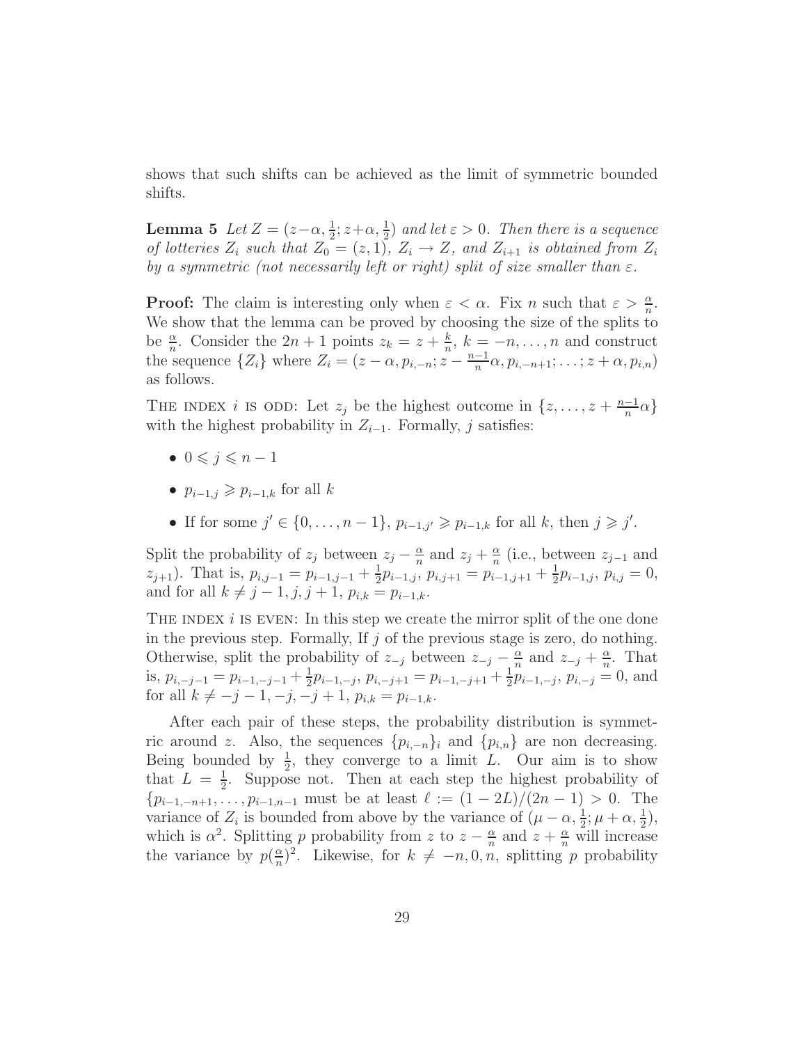shows that such shifts can be achieved as the limit of symmetric bounded shifts.

**Lemma 5** *Let $Z = (z-\alpha, \frac{1}{2}; z+\alpha, \frac{1}{2})$ and let $\varepsilon > 0$. Then there is a sequence of lotteries $Z_i$ such that $Z_0 = (z, 1)$, $Z_i \to Z$, and $Z_{i+1}$ is obtained from $Z_i$ by a symmetric (not necessarily left or right) split of size smaller than $\varepsilon$.*

**Proof:** The claim is interesting only when $\varepsilon < \alpha$. Fix $n$ such that $\varepsilon > \frac{\alpha}{n}$. We show that the lemma can be proved by choosing the size of the splits to be $\frac{\alpha}{n}$. Consider the $2n+1$ points $z_k = z + \frac{k}{n}$, $k = -n, \ldots, n$ and construct the sequence $\{Z_i\}$ where $Z_i = (z - \alpha, p_{i,-n}; z - \frac{n-1}{n}\alpha, p_{i,-n+1}; \ldots; z + \alpha, p_{i,n})$ as follows.

The index $i$ is odd: Let $z_j$ be the highest outcome in $\{z, \ldots, z + \frac{n-1}{n}\alpha\}$ with the highest probability in $Z_{i-1}$. Formally, $j$ satisfies:

- $0 \leqslant j \leqslant n-1$
- $p_{i-1,j} \geqslant p_{i-1,k}$ for all $k$
- If for some $j' \in \{0, \ldots, n-1\}$, $p_{i-1,j'} \geqslant p_{i-1,k}$ for all $k$, then $j \geqslant j'$.

Split the probability of $z_j$ between $z_j - \frac{\alpha}{n}$ and $z_j + \frac{\alpha}{n}$ (i.e., between $z_{j-1}$ and $z_{j+1}$). That is, $p_{i,j-1} = p_{i-1,j-1} + \frac{1}{2}p_{i-1,j}$, $p_{i,j+1} = p_{i-1,j+1} + \frac{1}{2}p_{i-1,j}$, $p_{i,j} = 0$, and for all $k \neq j-1, j, j+1$, $p_{i,k} = p_{i-1,k}$.

The index $i$ is even: In this step we create the mirror split of the one done in the previous step. Formally, If $j$ of the previous stage is zero, do nothing. Otherwise, split the probability of $z_{-j}$ between $z_{-j} - \frac{\alpha}{n}$ and $z_{-j} + \frac{\alpha}{n}$. That is, $p_{i,-j-1} = p_{i-1,-j-1} + \frac{1}{2}p_{i-1,-j}$, $p_{i,-j+1} = p_{i-1,-j+1} + \frac{1}{2}p_{i-1,-j}$, $p_{i,-j} = 0$, and for all $k \neq -j-1, -j, -j+1$, $p_{i,k} = p_{i-1,k}$.

After each pair of these steps, the probability distribution is symmetric around $z$. Also, the sequences $\{p_{i,-n}\}_i$ and $\{p_{i,n}\}$ are non decreasing. Being bounded by $\frac{1}{2}$, they converge to a limit $L$. Our aim is to show that $L = \frac{1}{2}$. Suppose not. Then at each step the highest probability of $\{p_{i-1,-n+1}, \ldots, p_{i-1,n-1}$ must be at least $\ell := (1-2L)/(2n-1) > 0$. The variance of $Z_i$ is bounded from above by the variance of $(\mu - \alpha, \frac{1}{2}; \mu + \alpha, \frac{1}{2})$, which is $\alpha^2$. Splitting $p$ probability from $z$ to $z - \frac{\alpha}{n}$ and $z + \frac{\alpha}{n}$ will increase the variance by $p(\frac{\alpha}{n})^2$. Likewise, for $k \neq -n, 0, n$, splitting $p$ probability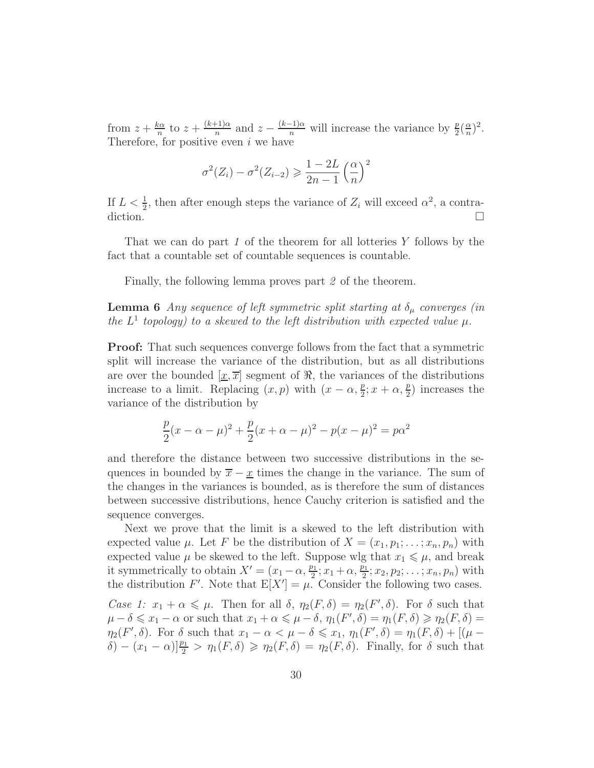from $z + \frac{k\alpha}{n}$ to $z + \frac{(k+1)\alpha}{n}$ and $z - \frac{(k-1)\alpha}{n}$ will increase the variance by $\frac{p}{2}(\frac{\alpha}{n})^2$. Therefore, for positive even $i$ we have

$$\sigma^2(Z_i) - \sigma^2(Z_{i-2}) \geqslant \frac{1-2L}{2n-1}\left(\frac{\alpha}{n}\right)^2$$

If $L < \frac{1}{2}$, then after enough steps the variance of $Z_i$ will exceed $\alpha^2$, a contradiction. $\square$

That we can do part *1* of the theorem for all lotteries $Y$ follows by the fact that a countable set of countable sequences is countable.

Finally, the following lemma proves part *2* of the theorem.

**Lemma 6** *Any sequence of left symmetric split starting at $\delta_\mu$ converges (in the $L^1$ topology) to a skewed to the left distribution with expected value $\mu$.*

**Proof:** That such sequences converge follows from the fact that a symmetric split will increase the variance of the distribution, but as all distributions are over the bounded $[\underline{x}, \overline{x}]$ segment of $\Re$, the variances of the distributions increase to a limit. Replacing $(x, p)$ with $(x - \alpha, \frac{p}{2}; x + \alpha, \frac{p}{2})$ increases the variance of the distribution by

$$\frac{p}{2}(x - \alpha - \mu)^2 + \frac{p}{2}(x + \alpha - \mu)^2 - p(x - \mu)^2 = p\alpha^2$$

and therefore the distance between two successive distributions in the sequences in bounded by $\overline{x} - \underline{x}$ times the change in the variance. The sum of the changes in the variances is bounded, as is therefore the sum of distances between successive distributions, hence Cauchy criterion is satisfied and the sequence converges.

Next we prove that the limit is a skewed to the left distribution with expected value $\mu$. Let $F$ be the distribution of $X = (x_1, p_1; \ldots; x_n, p_n)$ with expected value $\mu$ be skewed to the left. Suppose wlg that $x_1 \leqslant \mu$, and break it symmetrically to obtain $X' = (x_1 - \alpha, \frac{p_1}{2}; x_1 + \alpha, \frac{p_1}{2}; x_2, p_2; \ldots; x_n, p_n)$ with the distribution $F'$. Note that $\mathrm{E}[X'] = \mu$. Consider the following two cases.

*Case 1:* $x_1 + \alpha \leqslant \mu$. Then for all $\delta$, $\eta_2(F, \delta) = \eta_2(F', \delta)$. For $\delta$ such that $\mu - \delta \leqslant x_1 - \alpha$ or such that $x_1 + \alpha \leqslant \mu - \delta$, $\eta_1(F', \delta) = \eta_1(F, \delta) \geqslant \eta_2(F, \delta) = \eta_2(F', \delta)$. For $\delta$ such that $x_1 - \alpha < \mu - \delta \leqslant x_1$, $\eta_1(F', \delta) = \eta_1(F, \delta) + [(\mu - \delta) - (x_1 - \alpha)]\frac{p_1}{2} > \eta_1(F, \delta) \geqslant \eta_2(F, \delta) = \eta_2(F, \delta)$. Finally, for $\delta$ such that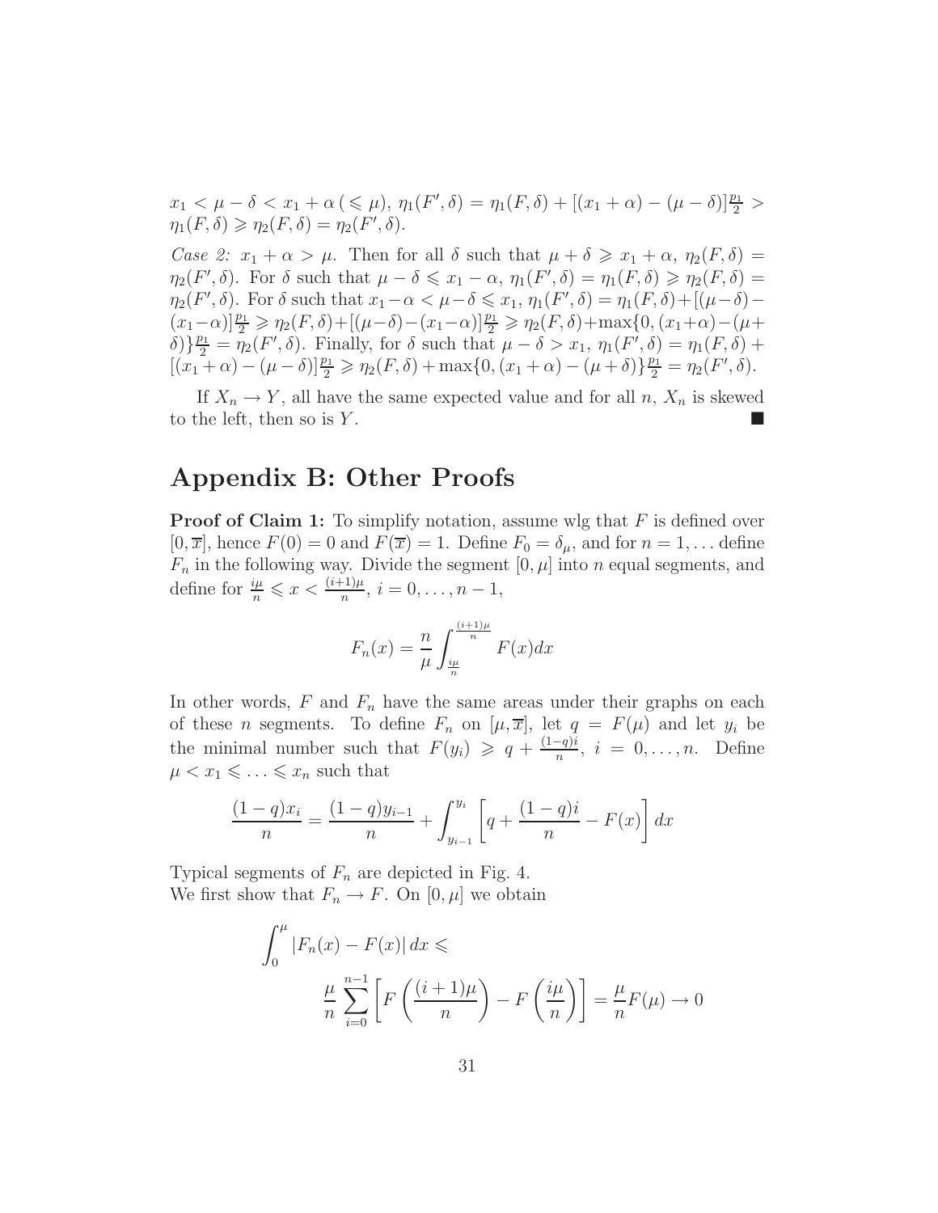$x_1 < \mu - \delta < x_1 + \alpha \, (\leqslant \mu)$, $\eta_1(F', \delta) = \eta_1(F, \delta) + [(x_1 + \alpha) - (\mu - \delta)]\frac{p_1}{2} > \eta_1(F, \delta) \geqslant \eta_2(F, \delta) = \eta_2(F', \delta)$.

*Case 2:* $x_1 + \alpha > \mu$. Then for all $\delta$ such that $\mu + \delta \geqslant x_1 + \alpha$, $\eta_2(F, \delta) = \eta_2(F', \delta)$. For $\delta$ such that $\mu - \delta \leqslant x_1 - \alpha$, $\eta_1(F', \delta) = \eta_1(F, \delta) \geqslant \eta_2(F, \delta) = \eta_2(F', \delta)$. For $\delta$ such that $x_1 - \alpha < \mu - \delta \leqslant x_1$, $\eta_1(F', \delta) = \eta_1(F, \delta) + [(\mu - \delta) - (x_1 - \alpha)]\frac{p_1}{2} \geqslant \eta_2(F, \delta) + [(\mu - \delta) - (x_1 - \alpha)]\frac{p_1}{2} \geqslant \eta_2(F, \delta) + \max\{0, (x_1 + \alpha) - (\mu + \delta)\}\frac{p_1}{2} = \eta_2(F', \delta)$. Finally, for $\delta$ such that $\mu - \delta > x_1$, $\eta_1(F', \delta) = \eta_1(F, \delta) + [(x_1 + \alpha) - (\mu - \delta)]\frac{p_1}{2} \geqslant \eta_2(F, \delta) + \max\{0, (x_1 + \alpha) - (\mu + \delta)\}\frac{p_1}{2} = \eta_2(F', \delta)$.

If $X_n \to Y$, all have the same expected value and for all $n$, $X_n$ is skewed to the left, then so is $Y$. ■

# Appendix B: Other Proofs

**Proof of Claim 1:** To simplify notation, assume wlg that $F$ is defined over $[0, \overline{x}]$, hence $F(0) = 0$ and $F(\overline{x}) = 1$. Define $F_0 = \delta_\mu$, and for $n = 1, \ldots$ define $F_n$ in the following way. Divide the segment $[0, \mu]$ into $n$ equal segments, and define for $\frac{i\mu}{n} \leqslant x < \frac{(i+1)\mu}{n}$, $i = 0, \ldots, n-1$,

$$F_n(x) = \frac{n}{\mu} \int_{\frac{i\mu}{n}}^{\frac{(i+1)\mu}{n}} F(x) dx$$

In other words, $F$ and $F_n$ have the same areas under their graphs on each of these $n$ segments. To define $F_n$ on $[\mu, \overline{x}]$, let $q = F(\mu)$ and let $y_i$ be the minimal number such that $F(y_i) \geqslant q + \frac{(1-q)i}{n}$, $i = 0, \ldots, n$. Define $\mu < x_1 \leqslant \ldots \leqslant x_n$ such that

$$\frac{(1-q)x_i}{n} = \frac{(1-q)y_{i-1}}{n} + \int_{y_{i-1}}^{y_i} \left[ q + \frac{(1-q)i}{n} - F(x) \right] dx$$

Typical segments of $F_n$ are depicted in Fig. 4.
We first show that $F_n \to F$. On $[0, \mu]$ we obtain

$$\int_0^\mu |F_n(x) - F(x)| \, dx \leqslant \frac{\mu}{n} \sum_{i=0}^{n-1} \left[ F\left( \frac{(i+1)\mu}{n} \right) - F\left( \frac{i\mu}{n} \right) \right] = \frac{\mu}{n} F(\mu) \to 0$$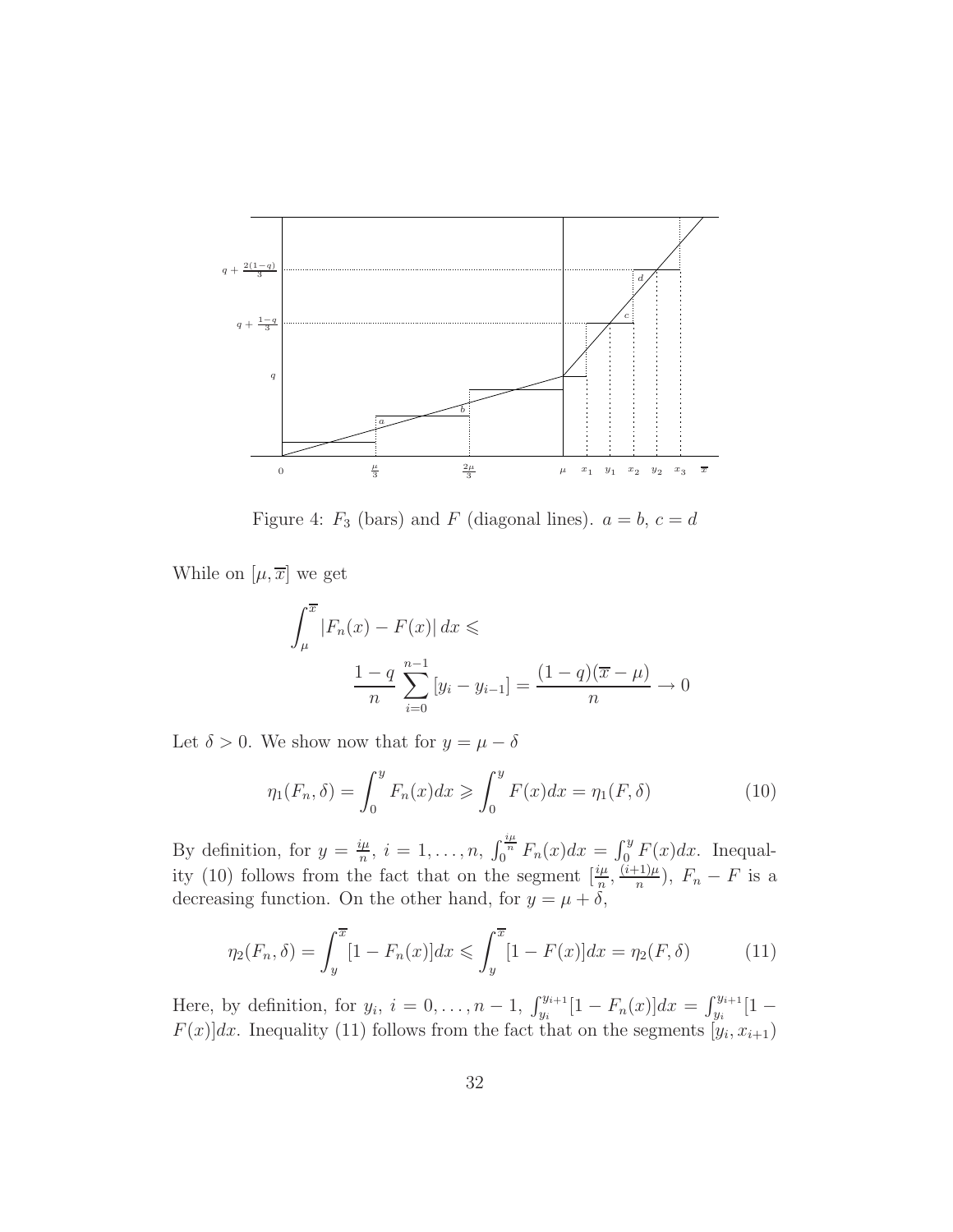Figure 4: $F_3$ (bars) and $F$ (diagonal lines). $a = b$, $c = d$

While on $[\mu, \overline{x}]$ we get

$$\int_{\mu}^{\overline{x}} |F_n(x) - F(x)|\, dx \leqslant$$

$$\frac{1-q}{n} \sum_{i=0}^{n-1} [y_i - y_{i-1}] = \frac{(1-q)(\overline{x} - \mu)}{n} \to 0$$

Let $\delta > 0$. We show now that for $y = \mu - \delta$

$$\eta_1(F_n, \delta) = \int_0^y F_n(x)dx \geqslant \int_0^y F(x)dx = \eta_1(F, \delta) \tag{10}$$

By definition, for $y = \frac{i\mu}{n}$, $i = 1, \ldots, n$, $\int_0^{\frac{i\mu}{n}} F_n(x)dx = \int_0^y F(x)dx$. Inequality (10) follows from the fact that on the segment $[\frac{i\mu}{n}, \frac{(i+1)\mu}{n})$, $F_n - F$ is a decreasing function. On the other hand, for $y = \mu + \delta$,

$$\eta_2(F_n, \delta) = \int_y^{\overline{x}} [1 - F_n(x)]dx \leqslant \int_y^{\overline{x}} [1 - F(x)]dx = \eta_2(F, \delta) \tag{11}$$

Here, by definition, for $y_i$, $i = 0, \ldots, n-1$, $\int_{y_i}^{y_{i+1}} [1 - F_n(x)]dx = \int_{y_i}^{y_{i+1}} [1 - F(x)]dx$. Inequality (11) follows from the fact that on the segments $[y_i, x_{i+1})$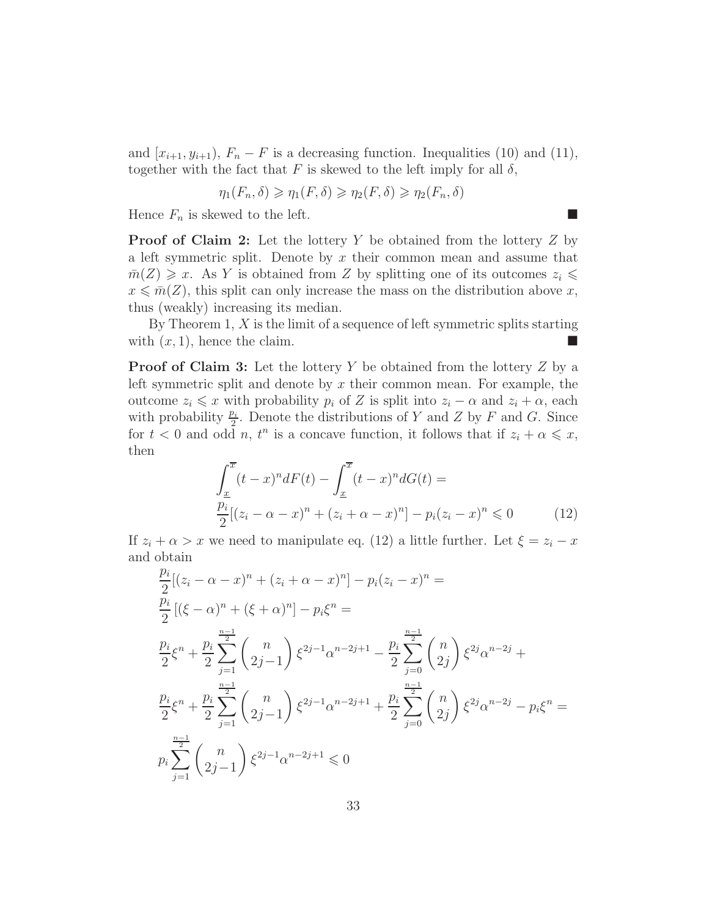and $[x_{i+1}, y_{i+1})$, $F_n - F$ is a decreasing function. Inequalities (10) and (11), together with the fact that $F$ is skewed to the left imply for all $\delta$,

$$\eta_1(F_n, \delta) \geqslant \eta_1(F, \delta) \geqslant \eta_2(F, \delta) \geqslant \eta_2(F_n, \delta)$$

Hence $F_n$ is skewed to the left. ■

**Proof of Claim 2:** Let the lottery $Y$ be obtained from the lottery $Z$ by a left symmetric split. Denote by $x$ their common mean and assume that $\bar{m}(Z) \geqslant x$. As $Y$ is obtained from $Z$ by splitting one of its outcomes $z_i \leqslant x \leqslant \bar{m}(Z)$, this split can only increase the mass on the distribution above $x$, thus (weakly) increasing its median.

By Theorem 1, $X$ is the limit of a sequence of left symmetric splits starting with $(x, 1)$, hence the claim. ■

**Proof of Claim 3:** Let the lottery $Y$ be obtained from the lottery $Z$ by a left symmetric split and denote by $x$ their common mean. For example, the outcome $z_i \leqslant x$ with probability $p_i$ of $Z$ is split into $z_i - \alpha$ and $z_i + \alpha$, each with probability $\frac{p_i}{2}$. Denote the distributions of $Y$ and $Z$ by $F$ and $G$. Since for $t < 0$ and odd $n$, $t^n$ is a concave function, it follows that if $z_i + \alpha \leqslant x$, then

$$\int_{\underline{x}}^{\overline{x}} (t - x)^n dF(t) - \int_{\underline{x}}^{\overline{x}} (t - x)^n dG(t) = \frac{p_i}{2}[(z_i - \alpha - x)^n + (z_i + \alpha - x)^n] - p_i(z_i - x)^n \leqslant 0 \tag{12}$$

If $z_i + \alpha > x$ we need to manipulate eq. (12) a little further. Let $\xi = z_i - x$ and obtain

$$\begin{aligned}
&\frac{p_i}{2}[(z_i - \alpha - x)^n + (z_i + \alpha - x)^n] - p_i(z_i - x)^n = \\
&\frac{p_i}{2}\left[(\xi - \alpha)^n + (\xi + \alpha)^n\right] - p_i\xi^n = \\
&\frac{p_i}{2}\xi^n + \frac{p_i}{2}\sum_{j=1}^{\frac{n-1}{2}} \binom{n}{2j-1} \xi^{2j-1}\alpha^{n-2j+1} - \frac{p_i}{2}\sum_{j=0}^{\frac{n-1}{2}} \binom{n}{2j} \xi^{2j}\alpha^{n-2j} + \\
&\frac{p_i}{2}\xi^n + \frac{p_i}{2}\sum_{j=1}^{\frac{n-1}{2}} \binom{n}{2j-1} \xi^{2j-1}\alpha^{n-2j+1} + \frac{p_i}{2}\sum_{j=0}^{\frac{n-1}{2}} \binom{n}{2j} \xi^{2j}\alpha^{n-2j} - p_i\xi^n = \\
&p_i\sum_{j=1}^{\frac{n-1}{2}} \binom{n}{2j-1} \xi^{2j-1}\alpha^{n-2j+1} \leqslant 0
\end{aligned}$$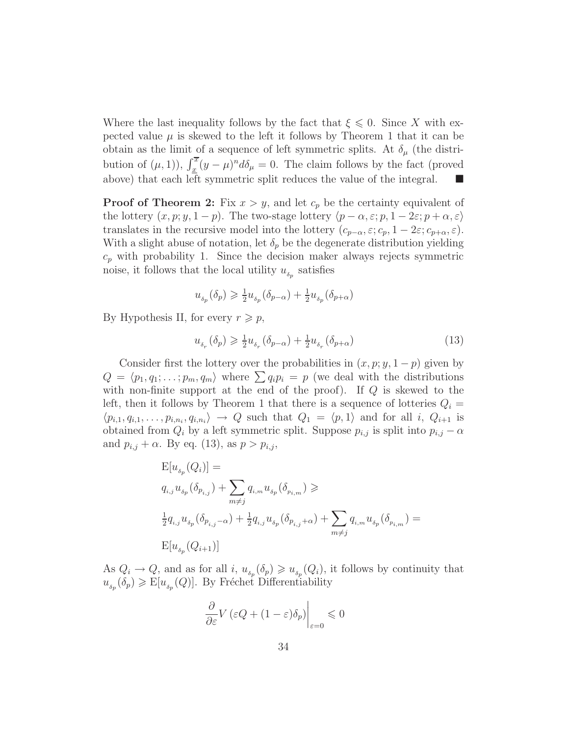Where the last inequality follows by the fact that $\xi \leqslant 0$. Since $X$ with expected value $\mu$ is skewed to the left it follows by Theorem 1 that it can be obtain as the limit of a sequence of left symmetric splits. At $\delta_\mu$ (the distribution of $(\mu, 1)$), $\int_{\underline{x}}^{\overline{x}} (y-\mu)^n d\delta_\mu = 0$. The claim follows by the fact (proved above) that each left symmetric split reduces the value of the integral. ■

**Proof of Theorem 2:** Fix $x > y$, and let $c_p$ be the certainty equivalent of the lottery $(x, p; y, 1-p)$. The two-stage lottery $\langle p-\alpha, \varepsilon; p, 1-2\varepsilon; p+\alpha, \varepsilon \rangle$ translates in the recursive model into the lottery $(c_{p-\alpha}, \varepsilon; c_p, 1-2\varepsilon; c_{p+\alpha}, \varepsilon)$. With a slight abuse of notation, let $\delta_p$ be the degenerate distribution yielding $c_p$ with probability 1. Since the decision maker always rejects symmetric noise, it follows that the local utility $u_{\delta_p}$ satisfies

$$u_{\delta_p}(\delta_p) \geqslant \tfrac{1}{2} u_{\delta_p}(\delta_{p-\alpha}) + \tfrac{1}{2} u_{\delta_p}(\delta_{p+\alpha})$$

By Hypothesis II, for every $r \geqslant p$,

$$u_{\delta_r}(\delta_p) \geqslant \tfrac{1}{2} u_{\delta_r}(\delta_{p-\alpha}) + \tfrac{1}{2} u_{\delta_r}(\delta_{p+\alpha}) \tag{13}$$

Consider first the lottery over the probabilities in $(x, p; y, 1-p)$ given by $Q = \langle p_1, q_1; \ldots; p_m, q_m \rangle$ where $\sum q_i p_i = p$ (we deal with the distributions with non-finite support at the end of the proof). If $Q$ is skewed to the left, then it follows by Theorem 1 that there is a sequence of lotteries $Q_i = \langle p_{i,1}, q_{i,1}, \ldots, p_{i,n_i}, q_{i,n_i} \rangle \to Q$ such that $Q_1 = \langle p, 1 \rangle$ and for all $i$, $Q_{i+1}$ is obtained from $Q_i$ by a left symmetric split. Suppose $p_{i,j}$ is split into $p_{i,j} - \alpha$ and $p_{i,j} + \alpha$. By eq. (13), as $p > p_{i,j}$,

$$\begin{aligned}
&\mathrm{E}[u_{\delta_p}(Q_i)] = \\
&q_{i,j} u_{\delta_p}(\delta_{p_{i,j}}) + \sum_{m \neq j} q_{i,m} u_{\delta_p}(\delta_{p_{i,m}}) \geqslant \\
&\tfrac{1}{2} q_{i,j} u_{\delta_p}(\delta_{p_{i,j}-\alpha}) + \tfrac{1}{2} q_{i,j} u_{\delta_p}(\delta_{p_{i,j}+\alpha}) + \sum_{m \neq j} q_{i,m} u_{\delta_p}(\delta_{p_{i,m}}) = \\
&\mathrm{E}[u_{\delta_p}(Q_{i+1})]
\end{aligned}$$

As $Q_i \to Q$, and as for all $i$, $u_{\delta_p}(\delta_p) \geqslant u_{\delta_p}(Q_i)$, it follows by continuity that $u_{\delta_p}(\delta_p) \geqslant \mathrm{E}[u_{\delta_p}(Q)]$. By Fréchet Differentiability

$$\left. \frac{\partial}{\partial \varepsilon} V\left(\varepsilon Q + (1-\varepsilon)\delta_p\right) \right|_{\varepsilon=0} \leqslant 0$$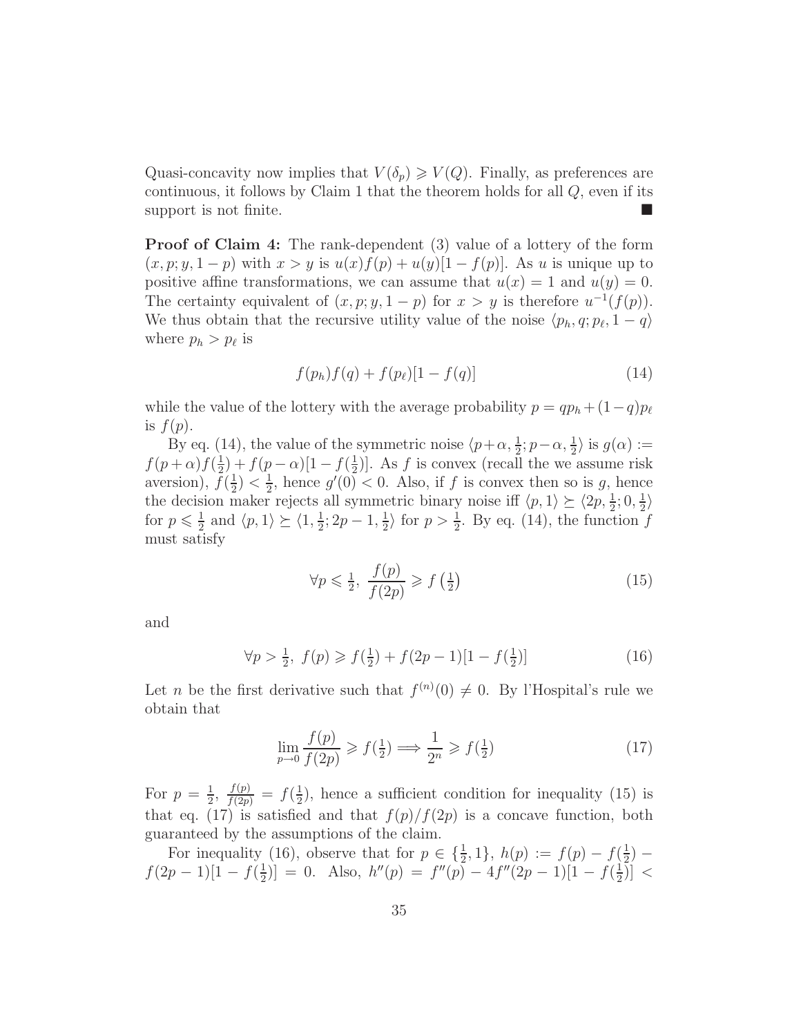Quasi-concavity now implies that $V(\delta_p) \geqslant V(Q)$. Finally, as preferences are continuous, it follows by Claim 1 that the theorem holds for all $Q$, even if its support is not finite. ∎

**Proof of Claim 4:** The rank-dependent (3) value of a lottery of the form $(x, p; y, 1-p)$ with $x > y$ is $u(x)f(p) + u(y)[1 - f(p)]$. As $u$ is unique up to positive affine transformations, we can assume that $u(x) = 1$ and $u(y) = 0$. The certainty equivalent of $(x, p; y, 1-p)$ for $x > y$ is therefore $u^{-1}(f(p))$. We thus obtain that the recursive utility value of the noise $\langle p_h, q; p_\ell, 1-q \rangle$ where $p_h > p_\ell$ is

$$f(p_h)f(q) + f(p_\ell)[1 - f(q)] \tag{14}$$

while the value of the lottery with the average probability $p = qp_h + (1-q)p_\ell$ is $f(p)$.

By eq. (14), the value of the symmetric noise $\langle p+\alpha, \frac{1}{2}; p-\alpha, \frac{1}{2} \rangle$ is $g(\alpha) := f(p+\alpha)f(\frac{1}{2}) + f(p-\alpha)[1 - f(\frac{1}{2})]$. As $f$ is convex (recall the we assume risk aversion), $f(\frac{1}{2}) < \frac{1}{2}$, hence $g'(0) < 0$. Also, if $f$ is convex then so is $g$, hence the decision maker rejects all symmetric binary noise iff $\langle p, 1 \rangle \succeq \langle 2p, \frac{1}{2}; 0, \frac{1}{2} \rangle$ for $p \leqslant \frac{1}{2}$ and $\langle p, 1 \rangle \succeq \langle 1, \frac{1}{2}; 2p-1, \frac{1}{2} \rangle$ for $p > \frac{1}{2}$. By eq. (14), the function $f$ must satisfy

$$\forall p \leqslant \tfrac{1}{2}, \ \frac{f(p)}{f(2p)} \geqslant f\left(\tfrac{1}{2}\right) \tag{15}$$

and

$$\forall p > \tfrac{1}{2}, \ f(p) \geqslant f(\tfrac{1}{2}) + f(2p-1)[1 - f(\tfrac{1}{2})] \tag{16}$$

Let $n$ be the first derivative such that $f^{(n)}(0) \neq 0$. By l'Hospital's rule we obtain that

$$\lim_{p \to 0} \frac{f(p)}{f(2p)} \geqslant f(\tfrac{1}{2}) \Longrightarrow \frac{1}{2^n} \geqslant f(\tfrac{1}{2}) \tag{17}$$

For $p = \frac{1}{2}$, $\frac{f(p)}{f(2p)} = f(\frac{1}{2})$, hence a sufficient condition for inequality (15) is that eq. (17) is satisfied and that $f(p)/f(2p)$ is a concave function, both guaranteed by the assumptions of the claim.

For inequality (16), observe that for $p \in \{\frac{1}{2}, 1\}$, $h(p) := f(p) - f(\frac{1}{2}) - f(2p-1)[1 - f(\frac{1}{2})] = 0$. Also, $h''(p) = f''(p) - 4f''(2p-1)[1 - f(\frac{1}{2})] <$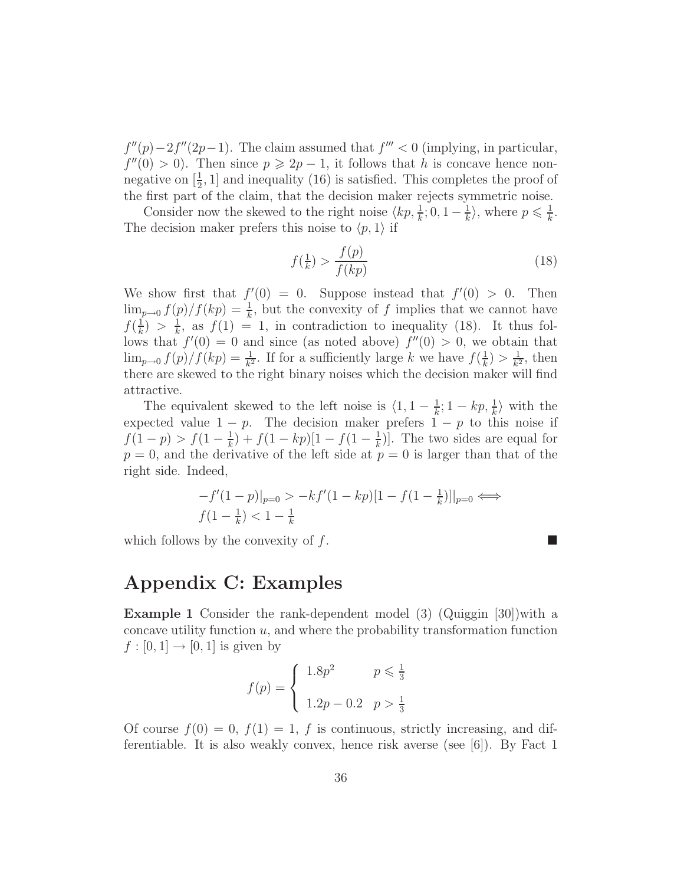$f''(p) - 2f''(2p-1)$. The claim assumed that $f''' < 0$ (implying, in particular, $f''(0) > 0$). Then since $p \geqslant 2p-1$, it follows that $h$ is concave hence non-negative on $[\frac{1}{2}, 1]$ and inequality (16) is satisfied. This completes the proof of the first part of the claim, that the decision maker rejects symmetric noise.

Consider now the skewed to the right noise $\langle kp, \frac{1}{k}; 0, 1-\frac{1}{k}\rangle$, where $p \leqslant \frac{1}{k}$. The decision maker prefers this noise to $\langle p, 1\rangle$ if

$$f(\tfrac{1}{k}) > \frac{f(p)}{f(kp)} \tag{18}$$

We show first that $f'(0) = 0$. Suppose instead that $f'(0) > 0$. Then $\lim_{p\to 0} f(p)/f(kp) = \frac{1}{k}$, but the convexity of $f$ implies that we cannot have $f(\frac{1}{k}) > \frac{1}{k}$, as $f(1) = 1$, in contradiction to inequality (18). It thus follows that $f'(0) = 0$ and since (as noted above) $f''(0) > 0$, we obtain that $\lim_{p\to 0} f(p)/f(kp) = \frac{1}{k^2}$. If for a sufficiently large $k$ we have $f(\frac{1}{k}) > \frac{1}{k^2}$, then there are skewed to the right binary noises which the decision maker will find attractive.

The equivalent skewed to the left noise is $\langle 1, 1-\frac{1}{k}; 1-kp, \frac{1}{k}\rangle$ with the expected value $1-p$. The decision maker prefers $1-p$ to this noise if $f(1-p) > f(1-\frac{1}{k}) + f(1-kp)[1 - f(1-\frac{1}{k})]$. The two sides are equal for $p = 0$, and the derivative of the left side at $p = 0$ is larger than that of the right side. Indeed,

$$\begin{aligned}
&-f'(1-p)|_{p=0} > -kf'(1-kp)[1 - f(1-\tfrac{1}{k})]|_{p=0} \iff \\
&f(1-\tfrac{1}{k}) < 1 - \tfrac{1}{k}
\end{aligned}$$

which follows by the convexity of $f$. ■

# Appendix C: Examples

**Example 1** Consider the rank-dependent model (3) (Quiggin [30])with a concave utility function $u$, and where the probability transformation function $f : [0,1] \to [0,1]$ is given by

$$f(p) = \begin{cases} 1.8p^2 & p \leqslant \frac{1}{3} \\ \\ 1.2p - 0.2 & p > \frac{1}{3} \end{cases}$$

Of course $f(0) = 0$, $f(1) = 1$, $f$ is continuous, strictly increasing, and differentiable. It is also weakly convex, hence risk averse (see [6]). By Fact 1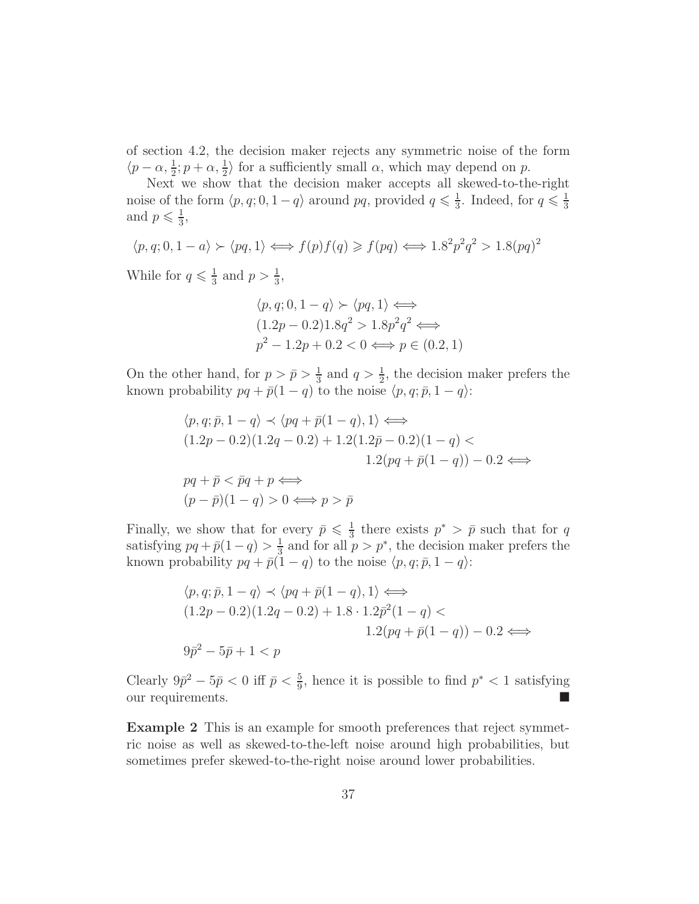of section 4.2, the decision maker rejects any symmetric noise of the form $\langle p-\alpha, \frac{1}{2}; p+\alpha, \frac{1}{2}\rangle$ for a sufficiently small $\alpha$, which may depend on $p$.

Next we show that the decision maker accepts all skewed-to-the-right noise of the form $\langle p, q; 0, 1-q\rangle$ around $pq$, provided $q \leqslant \frac{1}{3}$. Indeed, for $q \leqslant \frac{1}{3}$ and $p \leqslant \frac{1}{3}$,

$$\langle p, q; 0, 1-a\rangle \succ \langle pq, 1\rangle \iff f(p)f(q) \geqslant f(pq) \iff 1.8^2 p^2 q^2 > 1.8(pq)^2$$

While for $q \leqslant \frac{1}{3}$ and $p > \frac{1}{3}$,

$$\begin{aligned}
&\langle p, q; 0, 1-q\rangle \succ \langle pq, 1\rangle \iff \\
&(1.2p - 0.2)1.8q^2 > 1.8p^2q^2 \iff \\
&p^2 - 1.2p + 0.2 < 0 \iff p \in (0.2, 1)
\end{aligned}$$

On the other hand, for $p > \bar{p} > \frac{1}{3}$ and $q > \frac{1}{2}$, the decision maker prefers the known probability $pq + \bar{p}(1-q)$ to the noise $\langle p, q; \bar{p}, 1-q\rangle$:

$$\begin{aligned}
&\langle p, q; \bar{p}, 1-q\rangle \prec \langle pq + \bar{p}(1-q), 1\rangle \iff \\
&(1.2p - 0.2)(1.2q - 0.2) + 1.2(1.2\bar{p} - 0.2)(1-q) < \\
&\qquad\qquad\qquad\qquad 1.2(pq + \bar{p}(1-q)) - 0.2 \iff \\
&pq + \bar{p} < \bar{p}q + p \iff \\
&(p - \bar{p})(1-q) > 0 \iff p > \bar{p}
\end{aligned}$$

Finally, we show that for every $\bar{p} \leqslant \frac{1}{3}$ there exists $p^* > \bar{p}$ such that for $q$ satisfying $pq + \bar{p}(1-q) > \frac{1}{3}$ and for all $p > p^*$, the decision maker prefers the known probability $pq + \bar{p}(1-q)$ to the noise $\langle p, q; \bar{p}, 1-q\rangle$:

$$\begin{aligned}
&\langle p, q; \bar{p}, 1-q\rangle \prec \langle pq + \bar{p}(1-q), 1\rangle \iff \\
&(1.2p - 0.2)(1.2q - 0.2) + 1.8 \cdot 1.2\bar{p}^2(1-q) < \\
&\qquad\qquad\qquad\qquad 1.2(pq + \bar{p}(1-q)) - 0.2 \iff \\
&9\bar{p}^2 - 5\bar{p} + 1 < p
\end{aligned}$$

Clearly $9\bar{p}^2 - 5\bar{p} < 0$ iff $\bar{p} < \frac{5}{9}$, hence it is possible to find $p^* < 1$ satisfying our requirements. ■

**Example 2** This is an example for smooth preferences that reject symmetric noise as well as skewed-to-the-left noise around high probabilities, but sometimes prefer skewed-to-the-right noise around lower probabilities.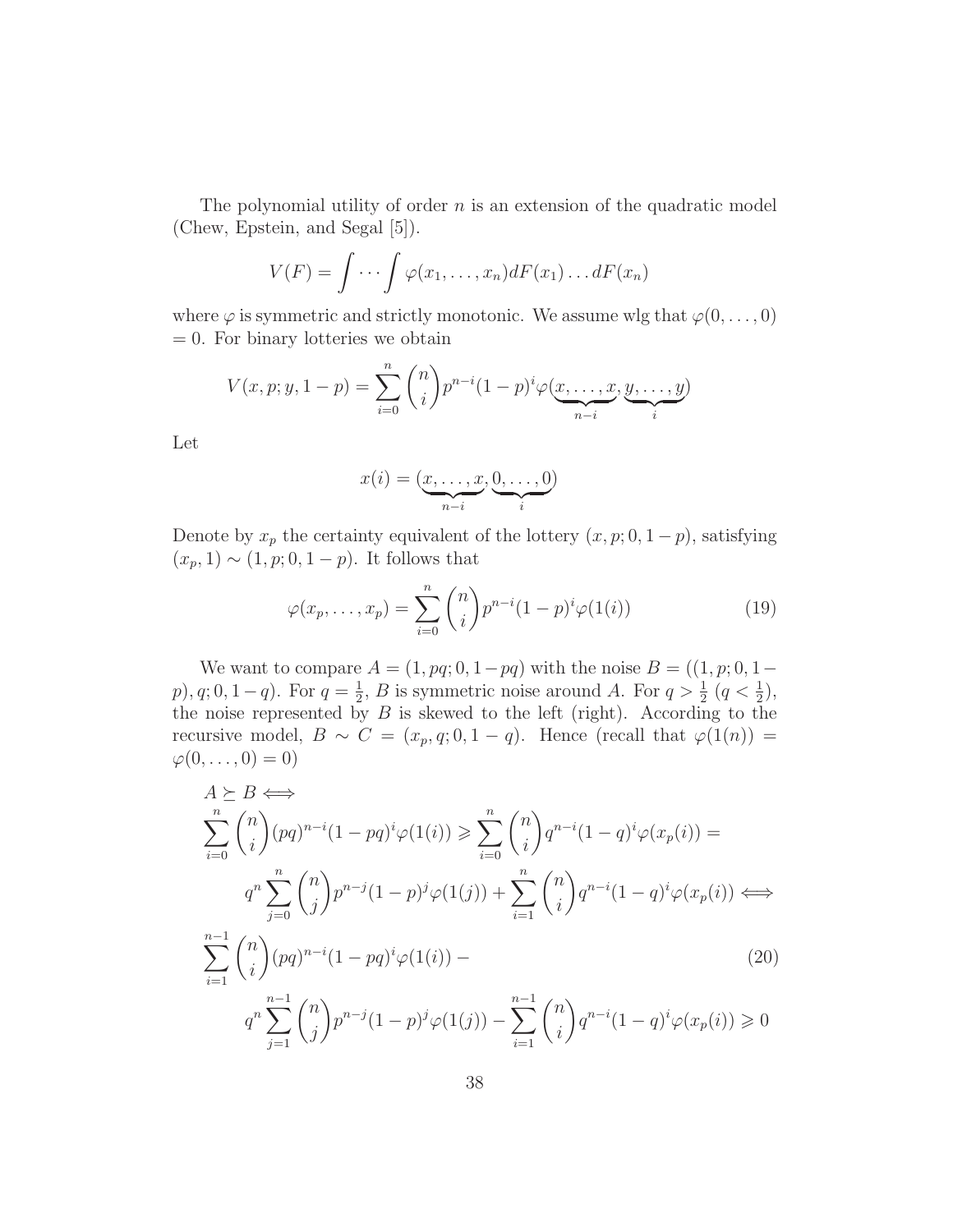The polynomial utility of order $n$ is an extension of the quadratic model (Chew, Epstein, and Segal [5]).

$$V(F) = \int \cdots \int \varphi(x_1, \ldots, x_n) dF(x_1) \ldots dF(x_n)$$

where $\varphi$ is symmetric and strictly monotonic. We assume wlg that $\varphi(0, \ldots, 0) = 0$. For binary lotteries we obtain

$$V(x, p; y, 1-p) = \sum_{i=0}^{n} \binom{n}{i} p^{n-i}(1-p)^i \varphi(\underbrace{x, \ldots, x}_{n-i}, \underbrace{y, \ldots, y}_{i})$$

Let

$$x(i) = (\underbrace{x, \ldots, x}_{n-i}, \underbrace{0, \ldots, 0}_{i})$$

Denote by $x_p$ the certainty equivalent of the lottery $(x, p; 0, 1-p)$, satisfying $(x_p, 1) \sim (1, p; 0, 1-p)$. It follows that

$$\varphi(x_p, \ldots, x_p) = \sum_{i=0}^{n} \binom{n}{i} p^{n-i}(1-p)^i \varphi(1(i)) \tag{19}$$

We want to compare $A = (1, pq; 0, 1-pq)$ with the noise $B = ((1, p; 0, 1-p), q; 0, 1-q)$. For $q = \frac{1}{2}$, $B$ is symmetric noise around $A$. For $q > \frac{1}{2}$ ($q < \frac{1}{2}$), the noise represented by $B$ is skewed to the left (right). According to the recursive model, $B \sim C = (x_p, q; 0, 1-q)$. Hence (recall that $\varphi(1(n)) = \varphi(0, \ldots, 0) = 0$)

$$\begin{aligned}
&A \succeq B \iff \\
&\sum_{i=0}^{n} \binom{n}{i} (pq)^{n-i}(1-pq)^i \varphi(1(i)) \geqslant \sum_{i=0}^{n} \binom{n}{i} q^{n-i}(1-q)^i \varphi(x_p(i)) = \\
&\qquad q^n \sum_{j=0}^{n} \binom{n}{j} p^{n-j}(1-p)^j \varphi(1(j)) + \sum_{i=1}^{n} \binom{n}{i} q^{n-i}(1-q)^i \varphi(x_p(i)) \iff \\
&\sum_{i=1}^{n-1} \binom{n}{i} (pq)^{n-i}(1-pq)^i \varphi(1(i)) - \\
&\qquad q^n \sum_{j=1}^{n-1} \binom{n}{j} p^{n-j}(1-p)^j \varphi(1(j)) - \sum_{i=1}^{n-1} \binom{n}{i} q^{n-i}(1-q)^i \varphi(x_p(i)) \geqslant 0
\end{aligned} \tag{20}$$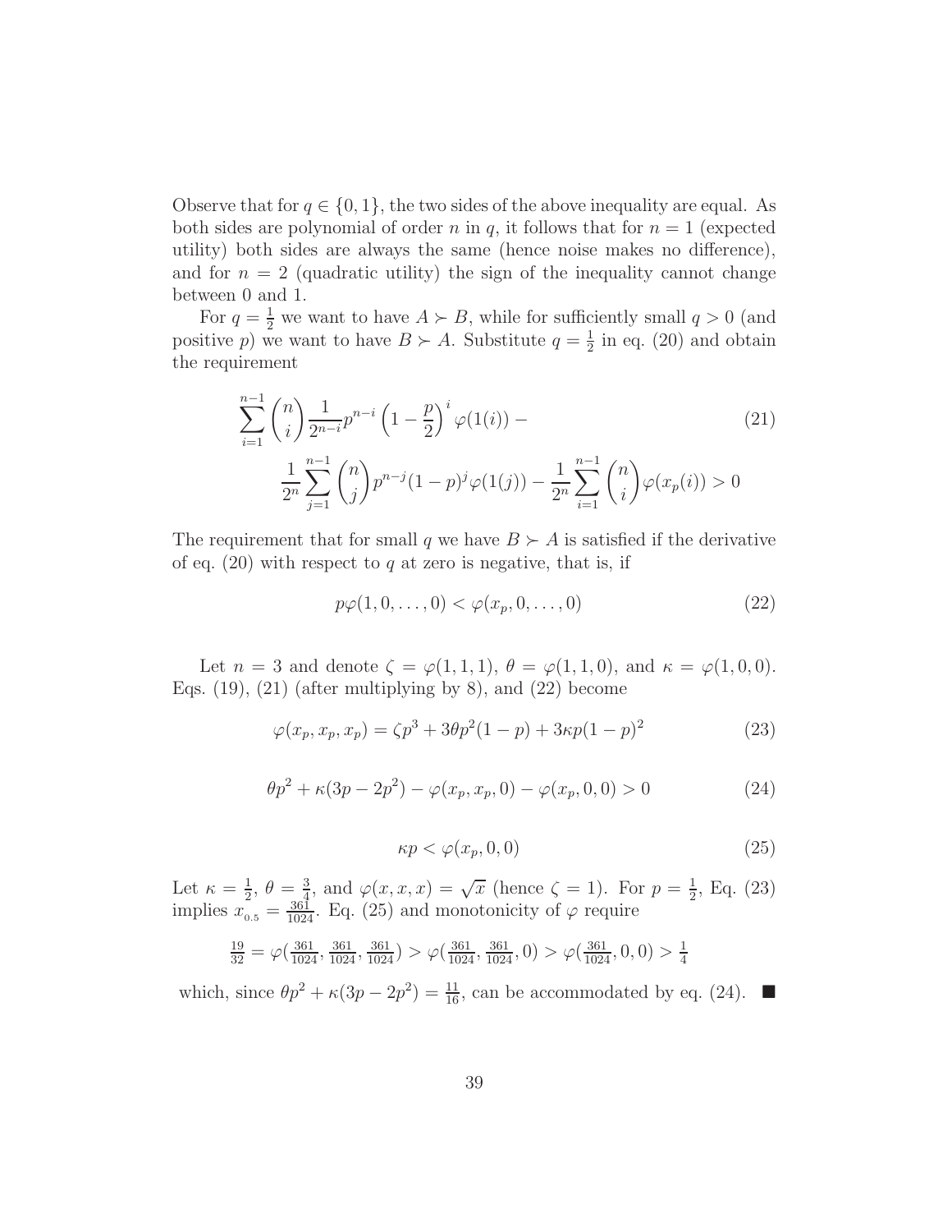Observe that for $q \in \{0, 1\}$, the two sides of the above inequality are equal. As both sides are polynomial of order $n$ in $q$, it follows that for $n = 1$ (expected utility) both sides are always the same (hence noise makes no difference), and for $n = 2$ (quadratic utility) the sign of the inequality cannot change between 0 and 1.

For $q = \frac{1}{2}$ we want to have $A \succ B$, while for sufficiently small $q > 0$ (and positive $p$) we want to have $B \succ A$. Substitute $q = \frac{1}{2}$ in eq. (20) and obtain the requirement

$$\sum_{i=1}^{n-1} \binom{n}{i} \frac{1}{2^{n-i}} p^{n-i} \left(1 - \frac{p}{2}\right)^i \varphi(1(i)) - \frac{1}{2^n} \sum_{j=1}^{n-1} \binom{n}{j} p^{n-j}(1-p)^j \varphi(1(j)) - \frac{1}{2^n} \sum_{i=1}^{n-1} \binom{n}{i} \varphi(x_p(i)) > 0 \tag{21}$$

The requirement that for small $q$ we have $B \succ A$ is satisfied if the derivative of eq. (20) with respect to $q$ at zero is negative, that is, if

$$p\varphi(1, 0, \ldots, 0) < \varphi(x_p, 0, \ldots, 0) \tag{22}$$

Let $n = 3$ and denote $\zeta = \varphi(1, 1, 1)$, $\theta = \varphi(1, 1, 0)$, and $\kappa = \varphi(1, 0, 0)$. Eqs. (19), (21) (after multiplying by 8), and (22) become

$$\varphi(x_p, x_p, x_p) = \zeta p^3 + 3\theta p^2(1-p) + 3\kappa p(1-p)^2 \tag{23}$$

$$\theta p^2 + \kappa(3p - 2p^2) - \varphi(x_p, x_p, 0) - \varphi(x_p, 0, 0) > 0 \tag{24}$$

$$\kappa p < \varphi(x_p, 0, 0) \tag{25}$$

Let $\kappa = \frac{1}{2}$, $\theta = \frac{3}{4}$, and $\varphi(x, x, x) = \sqrt{x}$ (hence $\zeta = 1$). For $p = \frac{1}{2}$, Eq. (23) implies $x_{0.5} = \frac{361}{1024}$. Eq. (25) and monotonicity of $\varphi$ require

$$\tfrac{19}{32} = \varphi(\tfrac{361}{1024}, \tfrac{361}{1024}, \tfrac{361}{1024}) > \varphi(\tfrac{361}{1024}, \tfrac{361}{1024}, 0) > \varphi(\tfrac{361}{1024}, 0, 0) > \tfrac{1}{4}$$

which, since $\theta p^2 + \kappa(3p - 2p^2) = \frac{11}{16}$, can be accommodated by eq. (24). ■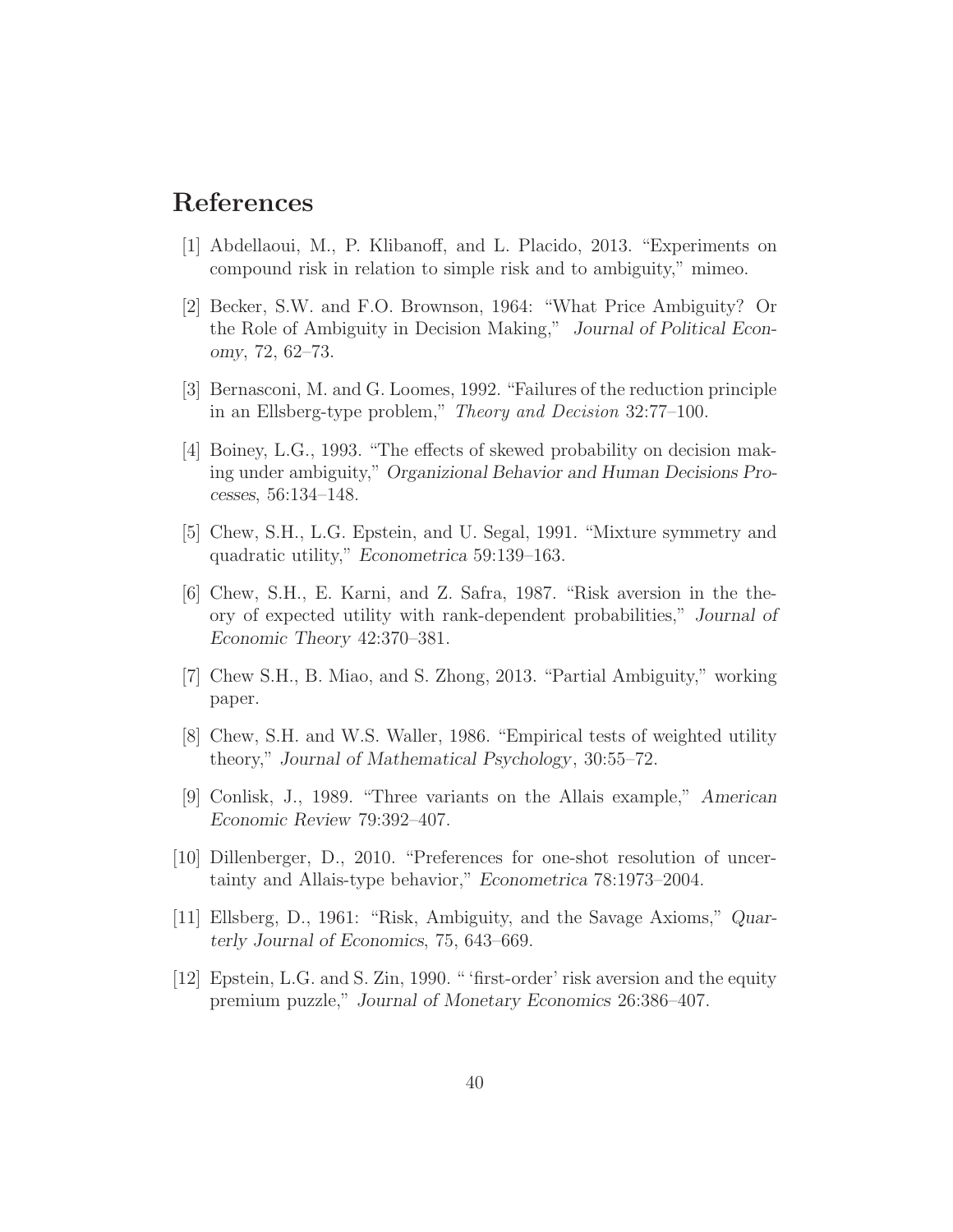# References

[1] Abdellaoui, M., P. Klibanoff, and L. Placido, 2013. "Experiments on compound risk in relation to simple risk and to ambiguity," mimeo.

[2] Becker, S.W. and F.O. Brownson, 1964: "What Price Ambiguity? Or the Role of Ambiguity in Decision Making," *Journal of Political Economy*, 72, 62–73.

[3] Bernasconi, M. and G. Loomes, 1992. "Failures of the reduction principle in an Ellsberg-type problem," *Theory and Decision* 32:77–100.

[4] Boiney, L.G., 1993. "The effects of skewed probability on decision making under ambiguity," *Organizional Behavior and Human Decisions Processes*, 56:134–148.

[5] Chew, S.H., L.G. Epstein, and U. Segal, 1991. "Mixture symmetry and quadratic utility," *Econometrica* 59:139–163.

[6] Chew, S.H., E. Karni, and Z. Safra, 1987. "Risk aversion in the theory of expected utility with rank-dependent probabilities," *Journal of Economic Theory* 42:370–381.

[7] Chew S.H., B. Miao, and S. Zhong, 2013. "Partial Ambiguity," working paper.

[8] Chew, S.H. and W.S. Waller, 1986. "Empirical tests of weighted utility theory," *Journal of Mathematical Psychology*, 30:55–72.

[9] Conlisk, J., 1989. "Three variants on the Allais example," *American Economic Review* 79:392–407.

[10] Dillenberger, D., 2010. "Preferences for one-shot resolution of uncertainty and Allais-type behavior," *Econometrica* 78:1973–2004.

[11] Ellsberg, D., 1961: "Risk, Ambiguity, and the Savage Axioms," *Quarterly Journal of Economics*, 75, 643–669.

[12] Epstein, L.G. and S. Zin, 1990. " 'first-order' risk aversion and the equity premium puzzle," *Journal of Monetary Economics* 26:386–407.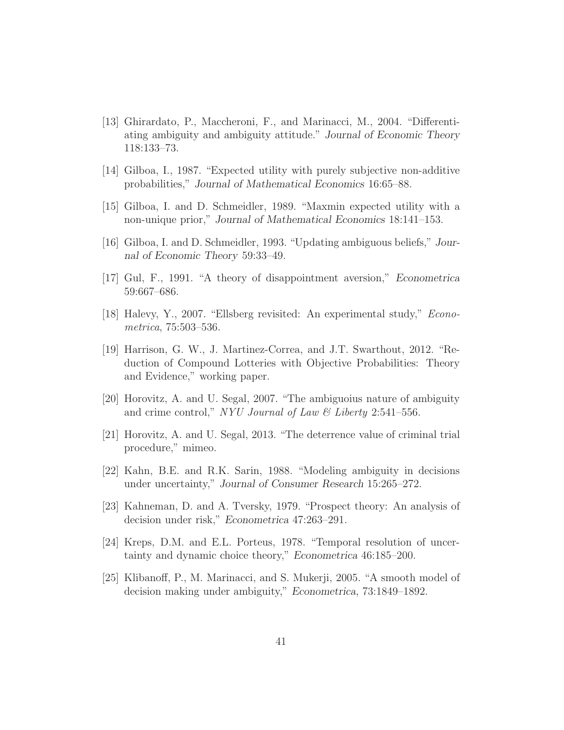[13] Ghirardato, P., Maccheroni, F., and Marinacci, M., 2004. "Differentiating ambiguity and ambiguity attitude." *Journal of Economic Theory* 118:133–73.

[14] Gilboa, I., 1987. "Expected utility with purely subjective non-additive probabilities," *Journal of Mathematical Economics* 16:65–88.

[15] Gilboa, I. and D. Schmeidler, 1989. "Maxmin expected utility with a non-unique prior," *Journal of Mathematical Economics* 18:141–153.

[16] Gilboa, I. and D. Schmeidler, 1993. "Updating ambiguous beliefs," *Journal of Economic Theory* 59:33–49.

[17] Gul, F., 1991. "A theory of disappointment aversion," *Econometrica* 59:667–686.

[18] Halevy, Y., 2007. "Ellsberg revisited: An experimental study," *Econometrica*, 75:503–536.

[19] Harrison, G. W., J. Martinez-Correa, and J.T. Swarthout, 2012. "Reduction of Compound Lotteries with Objective Probabilities: Theory and Evidence," working paper.

[20] Horovitz, A. and U. Segal, 2007. "The ambiguoius nature of ambiguity and crime control," *NYU Journal of Law & Liberty* 2:541–556.

[21] Horovitz, A. and U. Segal, 2013. "The deterrence value of criminal trial procedure," mimeo.

[22] Kahn, B.E. and R.K. Sarin, 1988. "Modeling ambiguity in decisions under uncertainty," *Journal of Consumer Research* 15:265–272.

[23] Kahneman, D. and A. Tversky, 1979. "Prospect theory: An analysis of decision under risk," *Econometrica* 47:263–291.

[24] Kreps, D.M. and E.L. Porteus, 1978. "Temporal resolution of uncertainty and dynamic choice theory," *Econometrica* 46:185–200.

[25] Klibanoff, P., M. Marinacci, and S. Mukerji, 2005. "A smooth model of decision making under ambiguity," *Econometrica*, 73:1849–1892.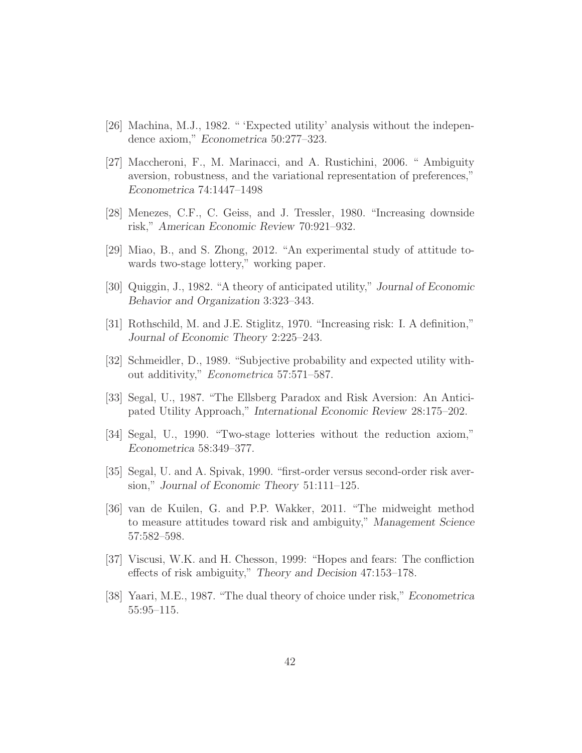[26] Machina, M.J., 1982. " 'Expected utility' analysis without the independence axiom," *Econometrica* 50:277–323.

[27] Maccheroni, F., M. Marinacci, and A. Rustichini, 2006. " Ambiguity aversion, robustness, and the variational representation of preferences," *Econometrica* 74:1447–1498

[28] Menezes, C.F., C. Geiss, and J. Tressler, 1980. "Increasing downside risk," *American Economic Review* 70:921–932.

[29] Miao, B., and S. Zhong, 2012. "An experimental study of attitude towards two-stage lottery," working paper.

[30] Quiggin, J., 1982. "A theory of anticipated utility," *Journal of Economic Behavior and Organization* 3:323–343.

[31] Rothschild, M. and J.E. Stiglitz, 1970. "Increasing risk: I. A definition," *Journal of Economic Theory* 2:225–243.

[32] Schmeidler, D., 1989. "Subjective probability and expected utility without additivity," *Econometrica* 57:571–587.

[33] Segal, U., 1987. "The Ellsberg Paradox and Risk Aversion: An Anticipated Utility Approach," *International Economic Review* 28:175–202.

[34] Segal, U., 1990. "Two-stage lotteries without the reduction axiom," *Econometrica* 58:349–377.

[35] Segal, U. and A. Spivak, 1990. "first-order versus second-order risk aversion," *Journal of Economic Theory* 51:111–125.

[36] van de Kuilen, G. and P.P. Wakker, 2011. "The midweight method to measure attitudes toward risk and ambiguity," *Management Science* 57:582–598.

[37] Viscusi, W.K. and H. Chesson, 1999: "Hopes and fears: The confliction effects of risk ambiguity," *Theory and Decision* 47:153–178.

[38] Yaari, M.E., 1987. "The dual theory of choice under risk," *Econometrica* 55:95–115.